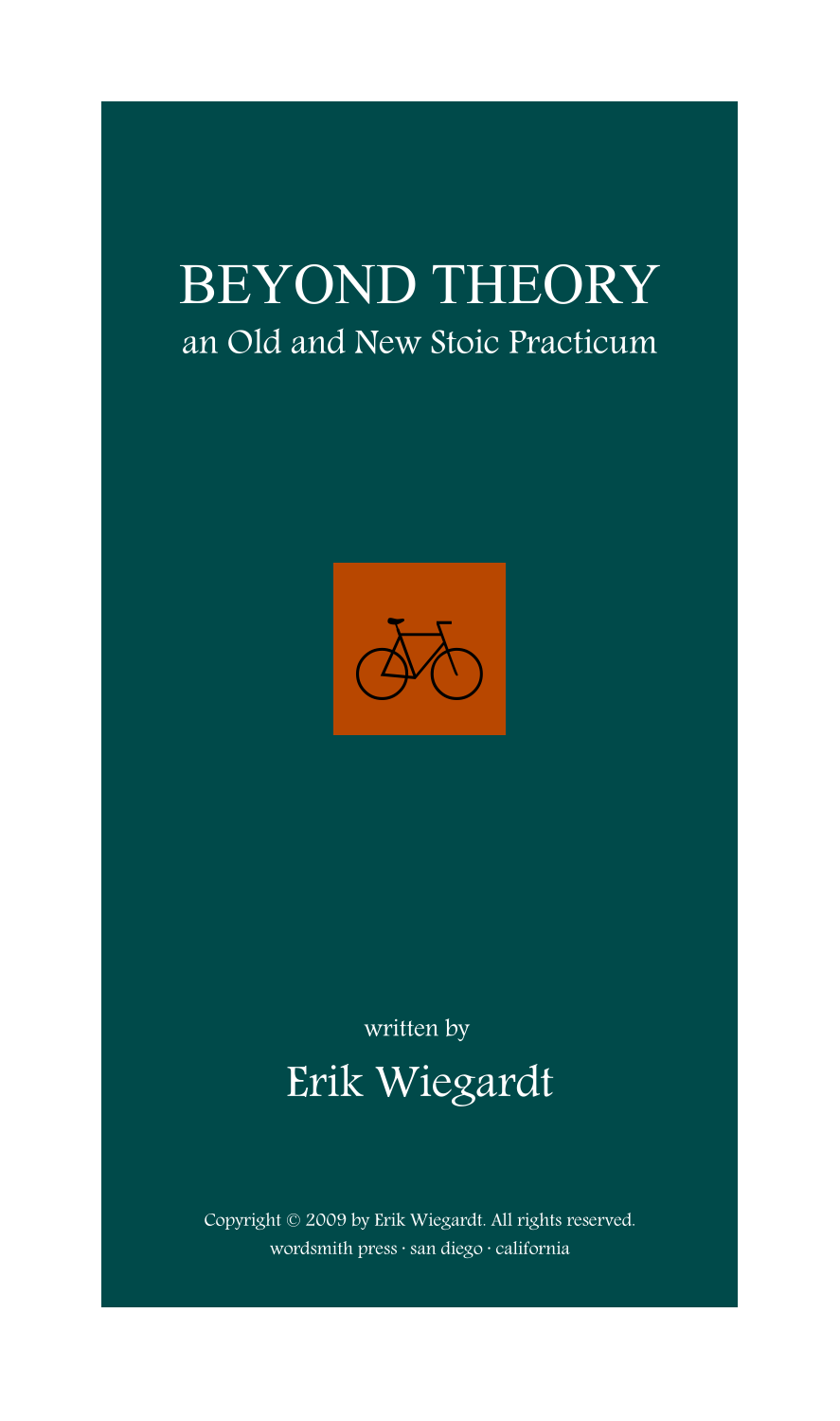# BEYOND THEORY

## an Old and New Stoic Practicum

written by

Erik Wiegardt

Copyright © 2009 by Erik Wiegardt. All rights reserved.
wordsmith press · san diego · california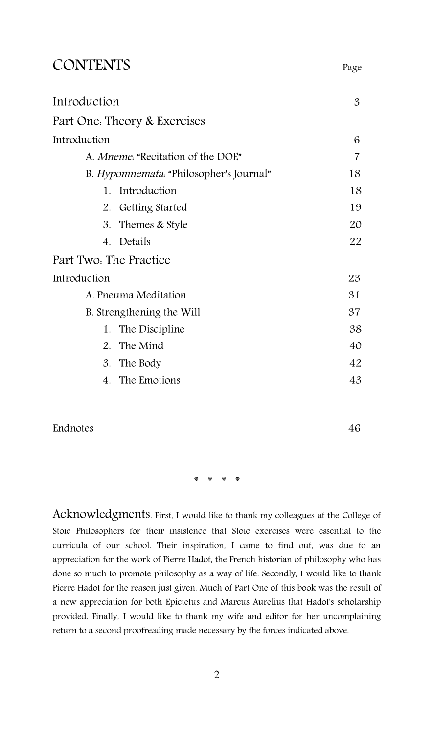# CONTENTS

| | Page |
|---|---|
| Introduction | 3 |
| Part One: Theory & Exercises | |
| Introduction | 6 |
| A. *Mneme*: "Recitation of the DOE" | 7 |
| B. *Hypomnemata*: "Philosopher's Journal" | 18 |
| 1. Introduction | 18 |
| 2. Getting Started | 19 |
| 3. Themes & Style | 20 |
| 4. Details | 22 |
| Part Two: The Practice | |
| Introduction | 23 |
| A. Pneuma Meditation | 31 |
| B. Strengthening the Will | 37 |
| 1. The Discipline | 38 |
| 2. The Mind | 40 |
| 3. The Body | 42 |
| 4. The Emotions | 43 |
| Endnotes | 46 |

\* \* \* \*

**Acknowledgments.** First, I would like to thank my colleagues at the College of Stoic Philosophers for their insistence that Stoic exercises were essential to the curricula of our school. Their inspiration, I came to find out, was due to an appreciation for the work of Pierre Hadot, the French historian of philosophy who has done so much to promote philosophy as a way of life. Secondly, I would like to thank Pierre Hadot for the reason just given. Much of Part One of this book was the result of a new appreciation for both Epictetus and Marcus Aurelius that Hadot's scholarship provided. Finally, I would like to thank my wife and editor for her uncomplaining return to a second proofreading made necessary by the forces indicated above.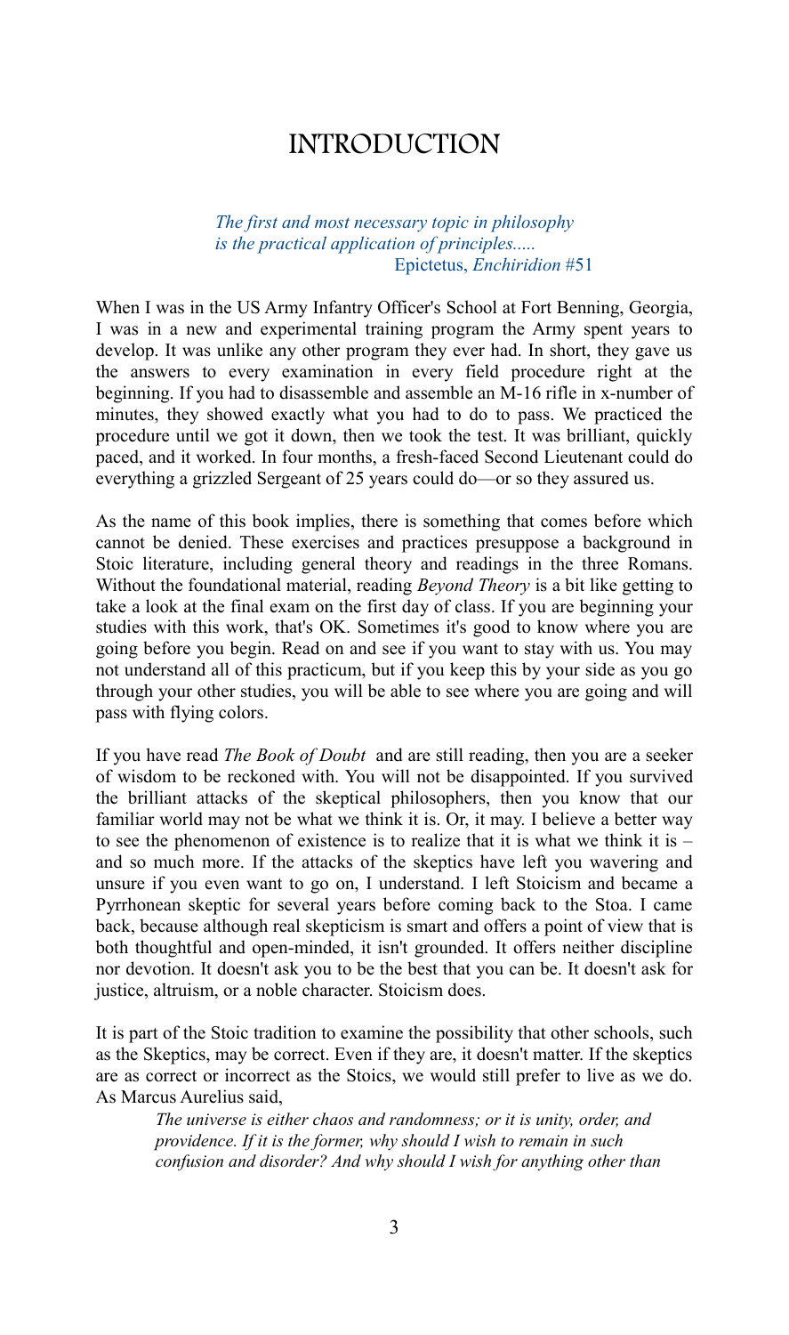# INTRODUCTION

> *The first and most necessary topic in philosophy is the practical application of principles.....*
> Epictetus, *Enchiridion* #51

When I was in the US Army Infantry Officer's School at Fort Benning, Georgia, I was in a new and experimental training program the Army spent years to develop. It was unlike any other program they ever had. In short, they gave us the answers to every examination in every field procedure right at the beginning. If you had to disassemble and assemble an M-16 rifle in x-number of minutes, they showed exactly what you had to do to pass. We practiced the procedure until we got it down, then we took the test. It was brilliant, quickly paced, and it worked. In four months, a fresh-faced Second Lieutenant could do everything a grizzled Sergeant of 25 years could do—or so they assured us.

As the name of this book implies, there is something that comes before which cannot be denied. These exercises and practices presuppose a background in Stoic literature, including general theory and readings in the three Romans. Without the foundational material, reading *Beyond Theory* is a bit like getting to take a look at the final exam on the first day of class. If you are beginning your studies with this work, that's OK. Sometimes it's good to know where you are going before you begin. Read on and see if you want to stay with us. You may not understand all of this practicum, but if you keep this by your side as you go through your other studies, you will be able to see where you are going and will pass with flying colors.

If you have read *The Book of Doubt* and are still reading, then you are a seeker of wisdom to be reckoned with. You will not be disappointed. If you survived the brilliant attacks of the skeptical philosophers, then you know that our familiar world may not be what we think it is. Or, it may. I believe a better way to see the phenomenon of existence is to realize that it is what we think it is – and so much more. If the attacks of the skeptics have left you wavering and unsure if you even want to go on, I understand. I left Stoicism and became a Pyrrhonean skeptic for several years before coming back to the Stoa. I came back, because although real skepticism is smart and offers a point of view that is both thoughtful and open-minded, it isn't grounded. It offers neither discipline nor devotion. It doesn't ask you to be the best that you can be. It doesn't ask for justice, altruism, or a noble character. Stoicism does.

It is part of the Stoic tradition to examine the possibility that other schools, such as the Skeptics, may be correct. Even if they are, it doesn't matter. If the skeptics are as correct or incorrect as the Stoics, we would still prefer to live as we do. As Marcus Aurelius said,

> *The universe is either chaos and randomness; or it is unity, order, and providence. If it is the former, why should I wish to remain in such confusion and disorder? And why should I wish for anything other than*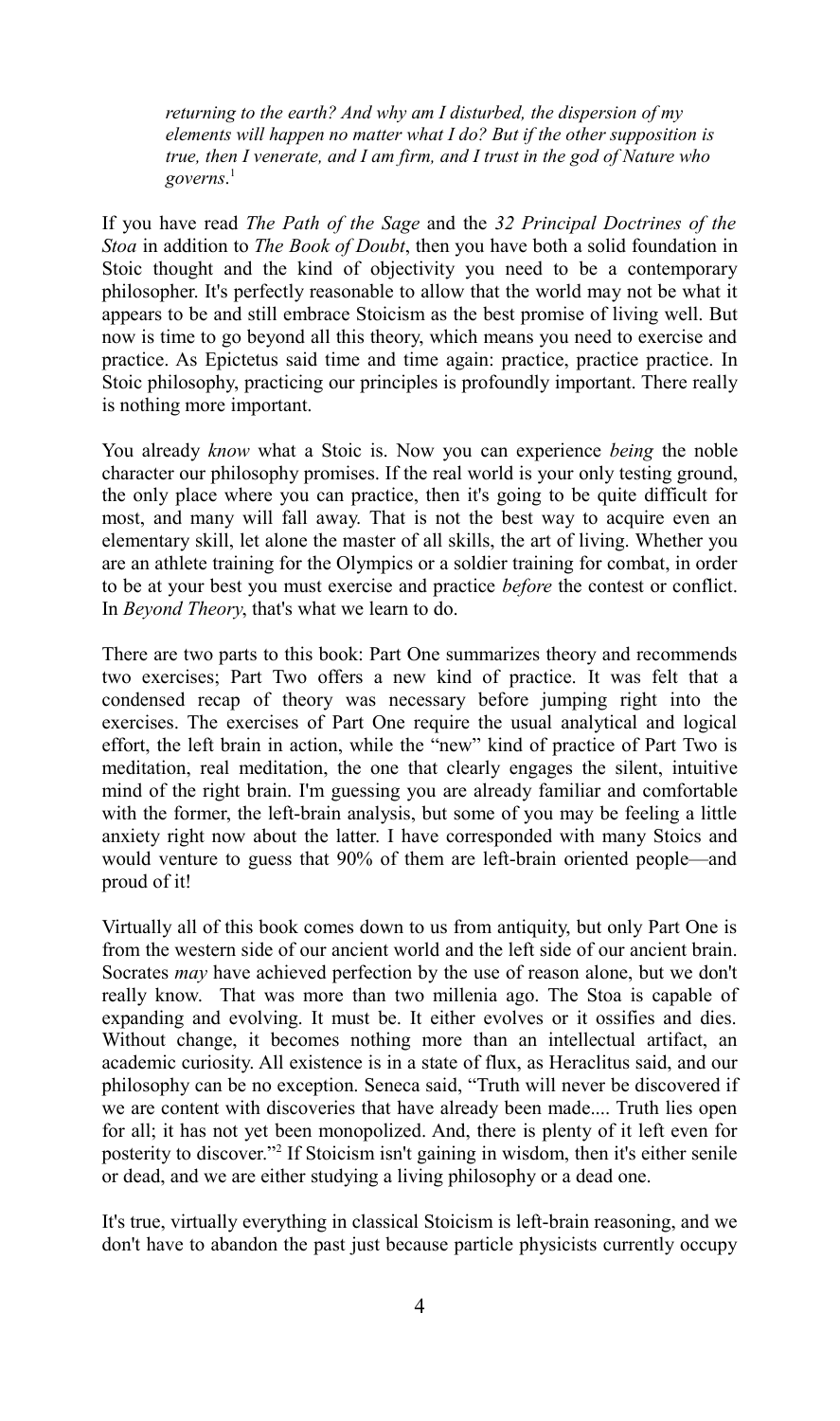*returning to the earth? And why am I disturbed, the dispersion of my elements will happen no matter what I do? But if the other supposition is true, then I venerate, and I am firm, and I trust in the god of Nature who governs*.[1]

If you have read *The Path of the Sage* and the *32 Principal Doctrines of the Stoa* in addition to *The Book of Doubt*, then you have both a solid foundation in Stoic thought and the kind of objectivity you need to be a contemporary philosopher. It's perfectly reasonable to allow that the world may not be what it appears to be and still embrace Stoicism as the best promise of living well. But now is time to go beyond all this theory, which means you need to exercise and practice. As Epictetus said time and time again: practice, practice practice. In Stoic philosophy, practicing our principles is profoundly important. There really is nothing more important.

You already *know* what a Stoic is. Now you can experience *being* the noble character our philosophy promises. If the real world is your only testing ground, the only place where you can practice, then it's going to be quite difficult for most, and many will fall away. That is not the best way to acquire even an elementary skill, let alone the master of all skills, the art of living. Whether you are an athlete training for the Olympics or a soldier training for combat, in order to be at your best you must exercise and practice *before* the contest or conflict. In *Beyond Theory*, that's what we learn to do.

There are two parts to this book: Part One summarizes theory and recommends two exercises; Part Two offers a new kind of practice. It was felt that a condensed recap of theory was necessary before jumping right into the exercises. The exercises of Part One require the usual analytical and logical effort, the left brain in action, while the "new" kind of practice of Part Two is meditation, real meditation, the one that clearly engages the silent, intuitive mind of the right brain. I'm guessing you are already familiar and comfortable with the former, the left-brain analysis, but some of you may be feeling a little anxiety right now about the latter. I have corresponded with many Stoics and would venture to guess that 90% of them are left-brain oriented people—and proud of it!

Virtually all of this book comes down to us from antiquity, but only Part One is from the western side of our ancient world and the left side of our ancient brain. Socrates *may* have achieved perfection by the use of reason alone, but we don't really know. That was more than two millenia ago. The Stoa is capable of expanding and evolving. It must be. It either evolves or it ossifies and dies. Without change, it becomes nothing more than an intellectual artifact, an academic curiosity. All existence is in a state of flux, as Heraclitus said, and our philosophy can be no exception. Seneca said, "Truth will never be discovered if we are content with discoveries that have already been made.... Truth lies open for all; it has not yet been monopolized. And, there is plenty of it left even for posterity to discover."[2] If Stoicism isn't gaining in wisdom, then it's either senile or dead, and we are either studying a living philosophy or a dead one.

It's true, virtually everything in classical Stoicism is left-brain reasoning, and we don't have to abandon the past just because particle physicists currently occupy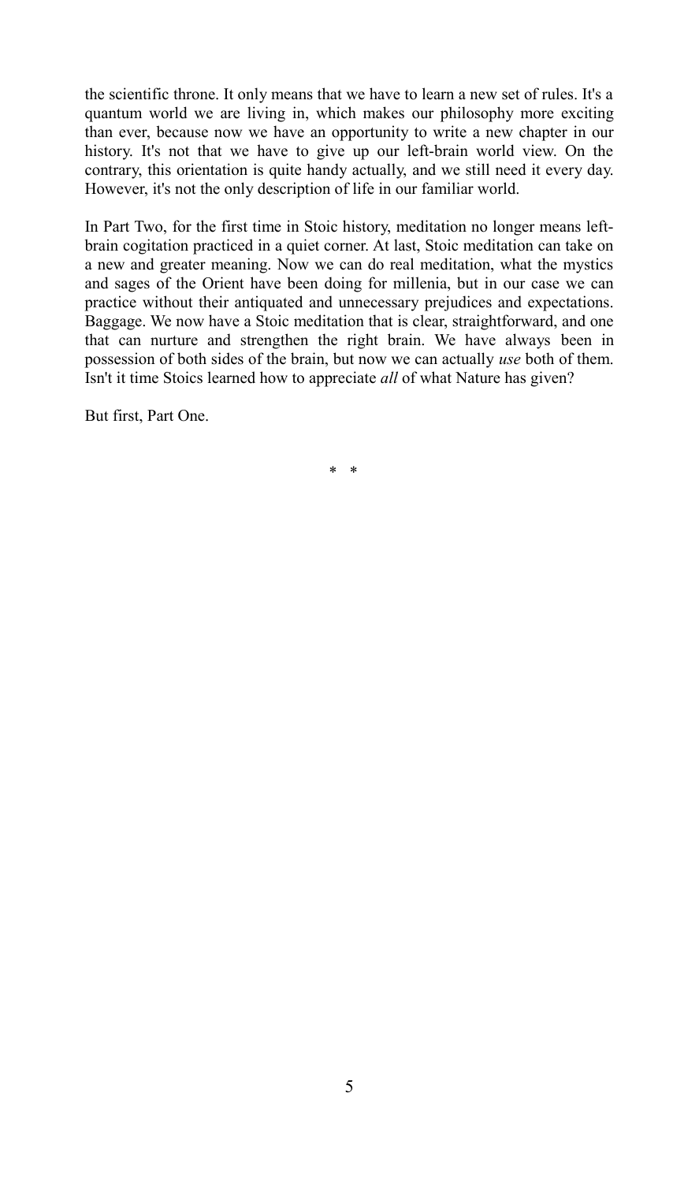the scientific throne. It only means that we have to learn a new set of rules. It's a quantum world we are living in, which makes our philosophy more exciting than ever, because now we have an opportunity to write a new chapter in our history. It's not that we have to give up our left-brain world view. On the contrary, this orientation is quite handy actually, and we still need it every day. However, it's not the only description of life in our familiar world.

In Part Two, for the first time in Stoic history, meditation no longer means left-brain cogitation practiced in a quiet corner. At last, Stoic meditation can take on a new and greater meaning. Now we can do real meditation, what the mystics and sages of the Orient have been doing for millenia, but in our case we can practice without their antiquated and unnecessary prejudices and expectations. Baggage. We now have a Stoic meditation that is clear, straightforward, and one that can nurture and strengthen the right brain. We have always been in possession of both sides of the brain, but now we can actually *use* both of them. Isn't it time Stoics learned how to appreciate *all* of what Nature has given?

But first, Part One.

\* \*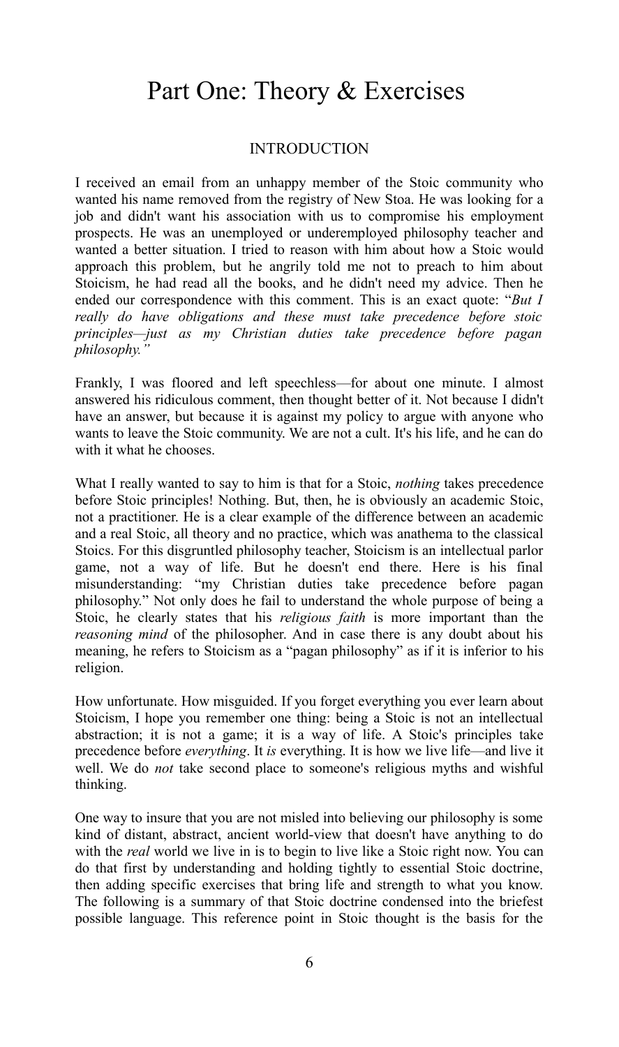# Part One: Theory & Exercises

## INTRODUCTION

I received an email from an unhappy member of the Stoic community who wanted his name removed from the registry of New Stoa. He was looking for a job and didn't want his association with us to compromise his employment prospects. He was an unemployed or underemployed philosophy teacher and wanted a better situation. I tried to reason with him about how a Stoic would approach this problem, but he angrily told me not to preach to him about Stoicism, he had read all the books, and he didn't need my advice. Then he ended our correspondence with this comment. This is an exact quote: "*But I really do have obligations and these must take precedence before stoic principles—just as my Christian duties take precedence before pagan philosophy.*"

Frankly, I was floored and left speechless—for about one minute. I almost answered his ridiculous comment, then thought better of it. Not because I didn't have an answer, but because it is against my policy to argue with anyone who wants to leave the Stoic community. We are not a cult. It's his life, and he can do with it what he chooses.

What I really wanted to say to him is that for a Stoic, *nothing* takes precedence before Stoic principles! Nothing. But, then, he is obviously an academic Stoic, not a practitioner. He is a clear example of the difference between an academic and a real Stoic, all theory and no practice, which was anathema to the classical Stoics. For this disgruntled philosophy teacher, Stoicism is an intellectual parlor game, not a way of life. But he doesn't end there. Here is his final misunderstanding: "my Christian duties take precedence before pagan philosophy." Not only does he fail to understand the whole purpose of being a Stoic, he clearly states that his *religious faith* is more important than the *reasoning mind* of the philosopher. And in case there is any doubt about his meaning, he refers to Stoicism as a "pagan philosophy" as if it is inferior to his religion.

How unfortunate. How misguided. If you forget everything you ever learn about Stoicism, I hope you remember one thing: being a Stoic is not an intellectual abstraction; it is not a game; it is a way of life. A Stoic's principles take precedence before *everything*. It *is* everything. It is how we live life—and live it well. We do *not* take second place to someone's religious myths and wishful thinking.

One way to insure that you are not misled into believing our philosophy is some kind of distant, abstract, ancient world-view that doesn't have anything to do with the *real* world we live in is to begin to live like a Stoic right now. You can do that first by understanding and holding tightly to essential Stoic doctrine, then adding specific exercises that bring life and strength to what you know. The following is a summary of that Stoic doctrine condensed into the briefest possible language. This reference point in Stoic thought is the basis for the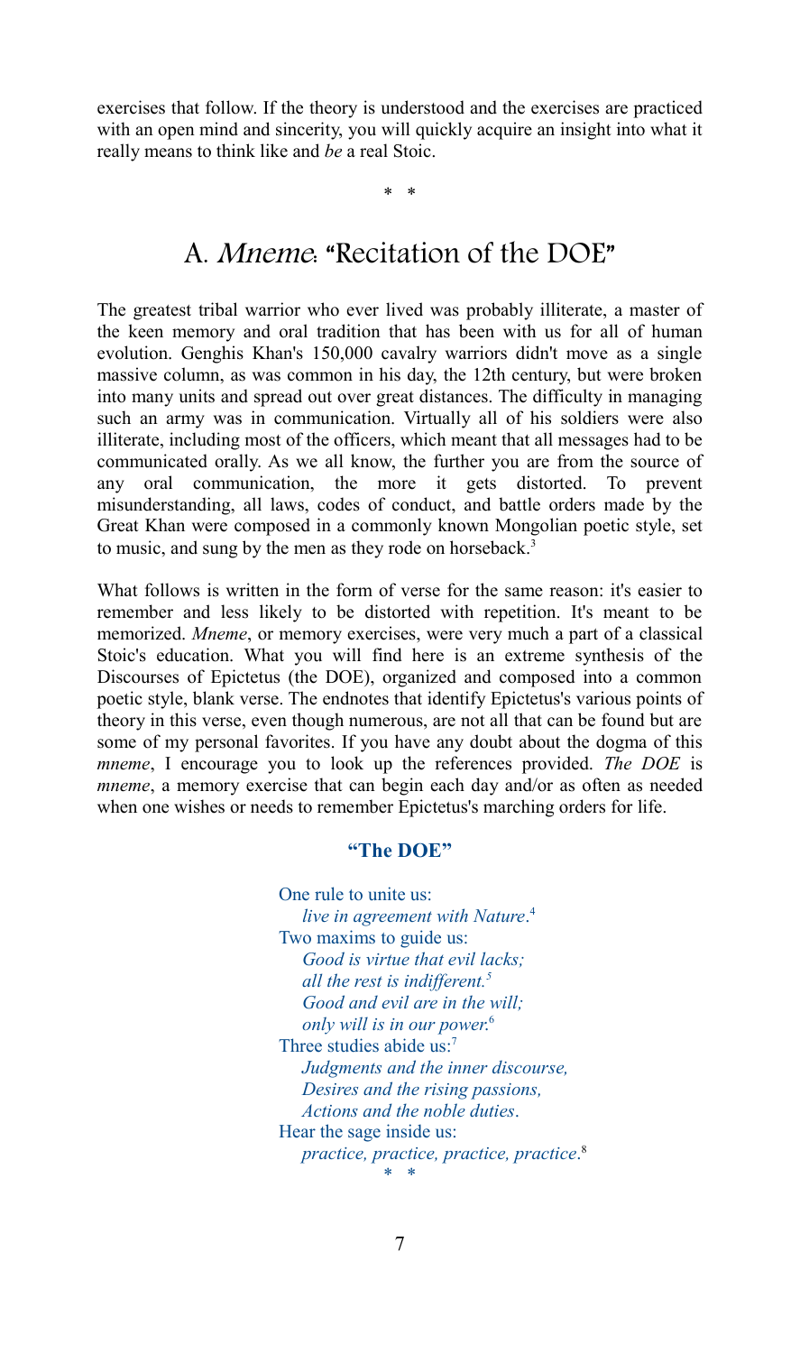exercises that follow. If the theory is understood and the exercises are practiced with an open mind and sincerity, you will quickly acquire an insight into what it really means to think like and *be* a real Stoic.

\* \*

## A. *Mneme*: "Recitation of the DOE"

The greatest tribal warrior who ever lived was probably illiterate, a master of the keen memory and oral tradition that has been with us for all of human evolution. Genghis Khan's 150,000 cavalry warriors didn't move as a single massive column, as was common in his day, the 12th century, but were broken into many units and spread out over great distances. The difficulty in managing such an army was in communication. Virtually all of his soldiers were also illiterate, including most of the officers, which meant that all messages had to be communicated orally. As we all know, the further you are from the source of any oral communication, the more it gets distorted. To prevent misunderstanding, all laws, codes of conduct, and battle orders made by the Great Khan were composed in a commonly known Mongolian poetic style, set to music, and sung by the men as they rode on horseback.[3]

What follows is written in the form of verse for the same reason: it's easier to remember and less likely to be distorted with repetition. It's meant to be memorized. *Mneme*, or memory exercises, were very much a part of a classical Stoic's education. What you will find here is an extreme synthesis of the Discourses of Epictetus (the DOE), organized and composed into a common poetic style, blank verse. The endnotes that identify Epictetus's various points of theory in this verse, even though numerous, are not all that can be found but are some of my personal favorites. If you have any doubt about the dogma of this *mneme*, I encourage you to look up the references provided. *The DOE* is *mneme*, a memory exercise that can begin each day and/or as often as needed when one wishes or needs to remember Epictetus's marching orders for life.

### "The DOE"

One rule to unite us:
*live in agreement with Nature*.[4]
Two maxims to guide us:
*Good is virtue that evil lacks;*
*all the rest is indifferent.*[5]
*Good and evil are in the will;*
*only will is in our power*.[6]
Three studies abide us:[7]
*Judgments and the inner discourse,*
*Desires and the rising passions,*
*Actions and the noble duties*.
Hear the sage inside us:
*practice, practice, practice, practice*.[8]

\* \*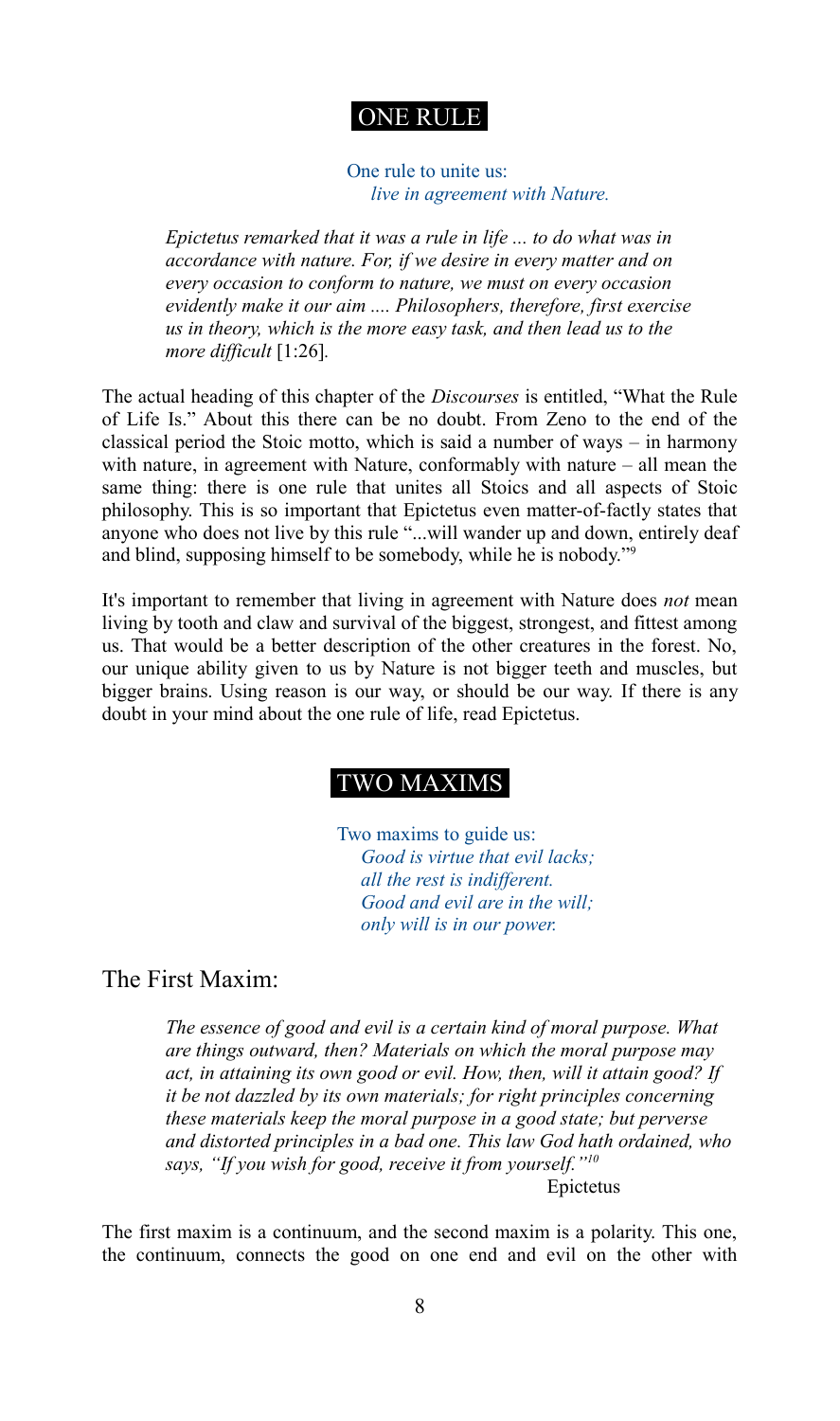## ONE RULE

One rule to unite us:
*live in agreement with Nature.*

> *Epictetus remarked that it was a rule in life ... to do what was in accordance with nature. For, if we desire in every matter and on every occasion to conform to nature, we must on every occasion evidently make it our aim .... Philosophers, therefore, first exercise us in theory, which is the more easy task, and then lead us to the more difficult* [1:26].

The actual heading of this chapter of the *Discourses* is entitled, "What the Rule of Life Is." About this there can be no doubt. From Zeno to the end of the classical period the Stoic motto, which is said a number of ways – in harmony with nature, in agreement with Nature, conformably with nature – all mean the same thing: there is one rule that unites all Stoics and all aspects of Stoic philosophy. This is so important that Epictetus even matter-of-factly states that anyone who does not live by this rule "...will wander up and down, entirely deaf and blind, supposing himself to be somebody, while he is nobody."[9]

It's important to remember that living in agreement with Nature does *not* mean living by tooth and claw and survival of the biggest, strongest, and fittest among us. That would be a better description of the other creatures in the forest. No, our unique ability given to us by Nature is not bigger teeth and muscles, but bigger brains. Using reason is our way, or should be our way. If there is any doubt in your mind about the one rule of life, read Epictetus.

## TWO MAXIMS

Two maxims to guide us:
*Good is virtue that evil lacks;*
*all the rest is indifferent.*
*Good and evil are in the will;*
*only will is in our power.*

### The First Maxim:

> *The essence of good and evil is a certain kind of moral purpose. What are things outward, then? Materials on which the moral purpose may act, in attaining its own good or evil. How, then, will it attain good? If it be not dazzled by its own materials; for right principles concerning these materials keep the moral purpose in a good state; but perverse and distorted principles in a bad one. This law God hath ordained, who says, "If you wish for good, receive it from yourself."*[10]
>
> Epictetus

The first maxim is a continuum, and the second maxim is a polarity. This one, the continuum, connects the good on one end and evil on the other with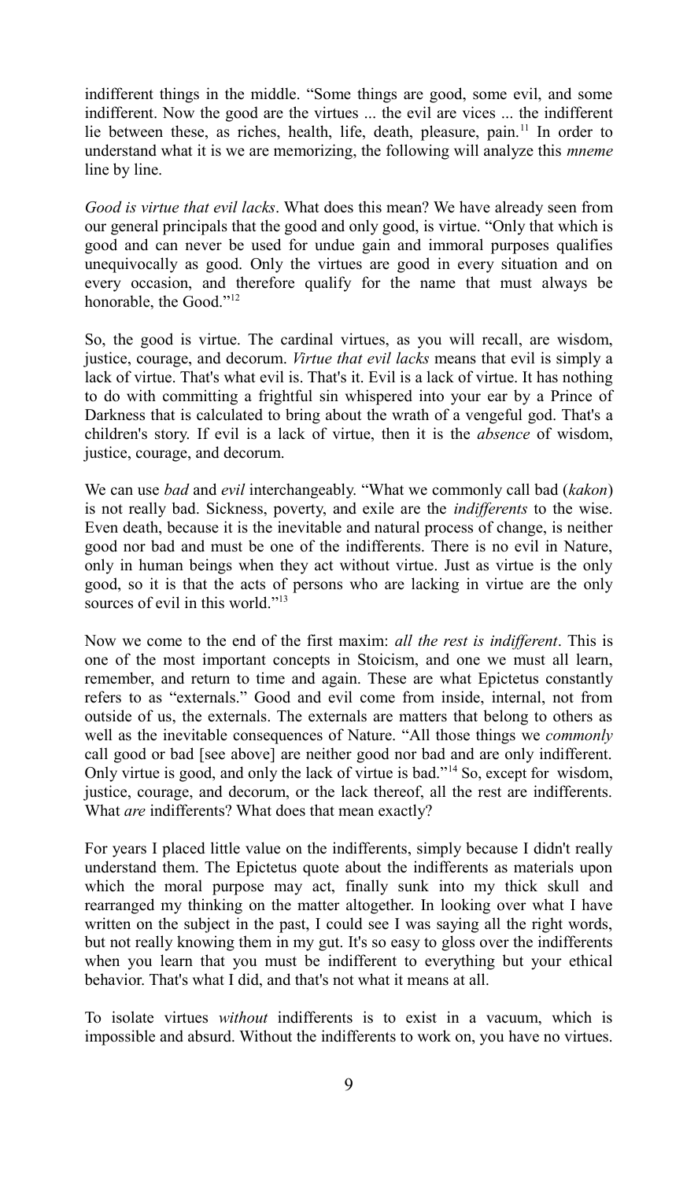indifferent things in the middle. "Some things are good, some evil, and some indifferent. Now the good are the virtues ... the evil are vices ... the indifferent lie between these, as riches, health, life, death, pleasure, pain.[11] In order to understand what it is we are memorizing, the following will analyze this *mneme* line by line.

*Good is virtue that evil lacks*. What does this mean? We have already seen from our general principals that the good and only good, is virtue. "Only that which is good and can never be used for undue gain and immoral purposes qualifies unequivocally as good. Only the virtues are good in every situation and on every occasion, and therefore qualify for the name that must always be honorable, the Good."[12]

So, the good is virtue. The cardinal virtues, as you will recall, are wisdom, justice, courage, and decorum. *Virtue that evil lacks* means that evil is simply a lack of virtue. That's what evil is. That's it. Evil is a lack of virtue. It has nothing to do with committing a frightful sin whispered into your ear by a Prince of Darkness that is calculated to bring about the wrath of a vengeful god. That's a children's story. If evil is a lack of virtue, then it is the *absence* of wisdom, justice, courage, and decorum.

We can use *bad* and *evil* interchangeably. "What we commonly call bad (*kakon*) is not really bad. Sickness, poverty, and exile are the *indifferents* to the wise. Even death, because it is the inevitable and natural process of change, is neither good nor bad and must be one of the indifferents. There is no evil in Nature, only in human beings when they act without virtue. Just as virtue is the only good, so it is that the acts of persons who are lacking in virtue are the only sources of evil in this world."[13]

Now we come to the end of the first maxim: *all the rest is indifferent*. This is one of the most important concepts in Stoicism, and one we must all learn, remember, and return to time and again. These are what Epictetus constantly refers to as "externals." Good and evil come from inside, internal, not from outside of us, the externals. The externals are matters that belong to others as well as the inevitable consequences of Nature. "All those things we *commonly* call good or bad [see above] are neither good nor bad and are only indifferent. Only virtue is good, and only the lack of virtue is bad."[14] So, except for wisdom, justice, courage, and decorum, or the lack thereof, all the rest are indifferents. What *are* indifferents? What does that mean exactly?

For years I placed little value on the indifferents, simply because I didn't really understand them. The Epictetus quote about the indifferents as materials upon which the moral purpose may act, finally sunk into my thick skull and rearranged my thinking on the matter altogether. In looking over what I have written on the subject in the past, I could see I was saying all the right words, but not really knowing them in my gut. It's so easy to gloss over the indifferents when you learn that you must be indifferent to everything but your ethical behavior. That's what I did, and that's not what it means at all.

To isolate virtues *without* indifferents is to exist in a vacuum, which is impossible and absurd. Without the indifferents to work on, you have no virtues.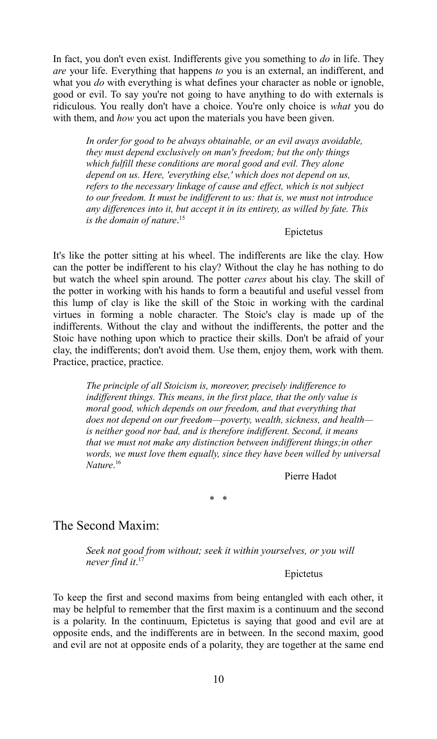In fact, you don't even exist. Indifferents give you something to *do* in life. They *are* your life. Everything that happens *to* you is an external, an indifferent, and what you *do* with everything is what defines your character as noble or ignoble, good or evil. To say you're not going to have anything to do with externals is ridiculous. You really don't have a choice. You're only choice is *what* you do with them, and *how* you act upon the materials you have been given.

> *In order for good to be always obtainable, or an evil aways avoidable, they must depend exclusively on man's freedom; but the only things which fulfill these conditions are moral good and evil. They alone depend on us. Here, 'everything else,' which does not depend on us, refers to the necessary linkage of cause and effect, which is not subject to our freedom. It must be indifferent to us: that is, we must not introduce any differences into it, but accept it in its entirety, as willed by fate. This is the domain of nature*.[15]
>
> Epictetus

It's like the potter sitting at his wheel. The indifferents are like the clay. How can the potter be indifferent to his clay? Without the clay he has nothing to do but watch the wheel spin around. The potter *cares* about his clay. The skill of the potter in working with his hands to form a beautiful and useful vessel from this lump of clay is like the skill of the Stoic in working with the cardinal virtues in forming a noble character. The Stoic's clay is made up of the indifferents. Without the clay and without the indifferents, the potter and the Stoic have nothing upon which to practice their skills. Don't be afraid of your clay, the indifferents; don't avoid them. Use them, enjoy them, work with them. Practice, practice, practice.

> *The principle of all Stoicism is, moreover, precisely indifference to indifferent things. This means, in the first place, that the only value is moral good, which depends on our freedom, and that everything that does not depend on our freedom—poverty, wealth, sickness, and health—is neither good nor bad, and is therefore indifferent. Second, it means that we must not make any distinction between indifferent things;in other words, we must love them equally, since they have been willed by universal Nature*.[16]
>
> Pierre Hadot

\* \*

## The Second Maxim:

> *Seek not good from without; seek it within yourselves, or you will never find it*.[17]
>
> Epictetus

To keep the first and second maxims from being entangled with each other, it may be helpful to remember that the first maxim is a continuum and the second is a polarity. In the continuum, Epictetus is saying that good and evil are at opposite ends, and the indifferents are in between. In the second maxim, good and evil are not at opposite ends of a polarity, they are together at the same end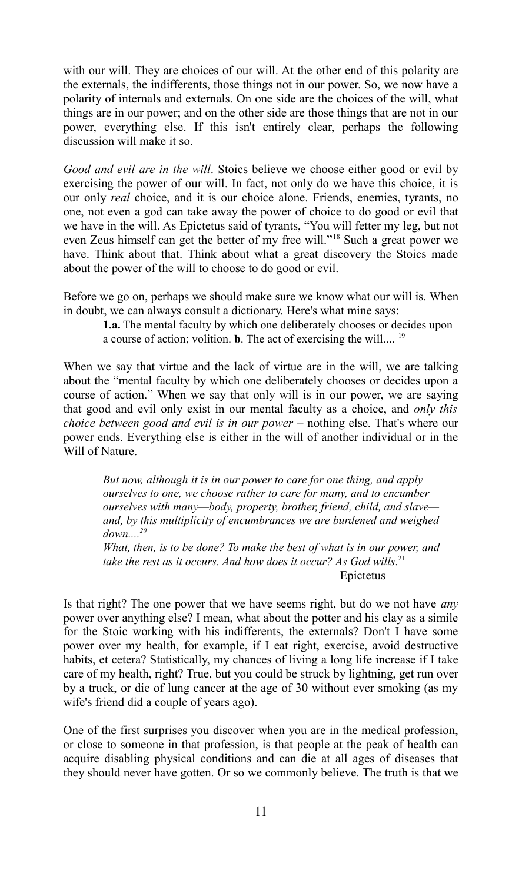with our will. They are choices of our will. At the other end of this polarity are the externals, the indifferents, those things not in our power. So, we now have a polarity of internals and externals. On one side are the choices of the will, what things are in our power; and on the other side are those things that are not in our power, everything else. If this isn't entirely clear, perhaps the following discussion will make it so.

*Good and evil are in the will*. Stoics believe we choose either good or evil by exercising the power of our will. In fact, not only do we have this choice, it is our only *real* choice, and it is our choice alone. Friends, enemies, tyrants, no one, not even a god can take away the power of choice to do good or evil that we have in the will. As Epictetus said of tyrants, "You will fetter my leg, but not even Zeus himself can get the better of my free will."[18] Such a great power we have. Think about that. Think about what a great discovery the Stoics made about the power of the will to choose to do good or evil.

Before we go on, perhaps we should make sure we know what our will is. When in doubt, we can always consult a dictionary. Here's what mine says:

> **1.a.** The mental faculty by which one deliberately chooses or decides upon a course of action; volition. **b**. The act of exercising the will.... [19]

When we say that virtue and the lack of virtue are in the will, we are talking about the "mental faculty by which one deliberately chooses or decides upon a course of action." When we say that only will is in our power, we are saying that good and evil only exist in our mental faculty as a choice, and *only this choice between good and evil is in our power* – nothing else. That's where our power ends. Everything else is either in the will of another individual or in the Will of Nature.

> *But now, although it is in our power to care for one thing, and apply ourselves to one, we choose rather to care for many, and to encumber ourselves with many—body, property, brother, friend, child, and slave—and, by this multiplicity of encumbrances we are burdened and weighed down....*[20]
>
> *What, then, is to be done? To make the best of what is in our power, and take the rest as it occurs. And how does it occur? As God wills*.[21]
>
> Epictetus

Is that right? The one power that we have seems right, but do we not have *any* power over anything else? I mean, what about the potter and his clay as a simile for the Stoic working with his indifferents, the externals? Don't I have some power over my health, for example, if I eat right, exercise, avoid destructive habits, et cetera? Statistically, my chances of living a long life increase if I take care of my health, right? True, but you could be struck by lightning, get run over by a truck, or die of lung cancer at the age of 30 without ever smoking (as my wife's friend did a couple of years ago).

One of the first surprises you discover when you are in the medical profession, or close to someone in that profession, is that people at the peak of health can acquire disabling physical conditions and can die at all ages of diseases that they should never have gotten. Or so we commonly believe. The truth is that we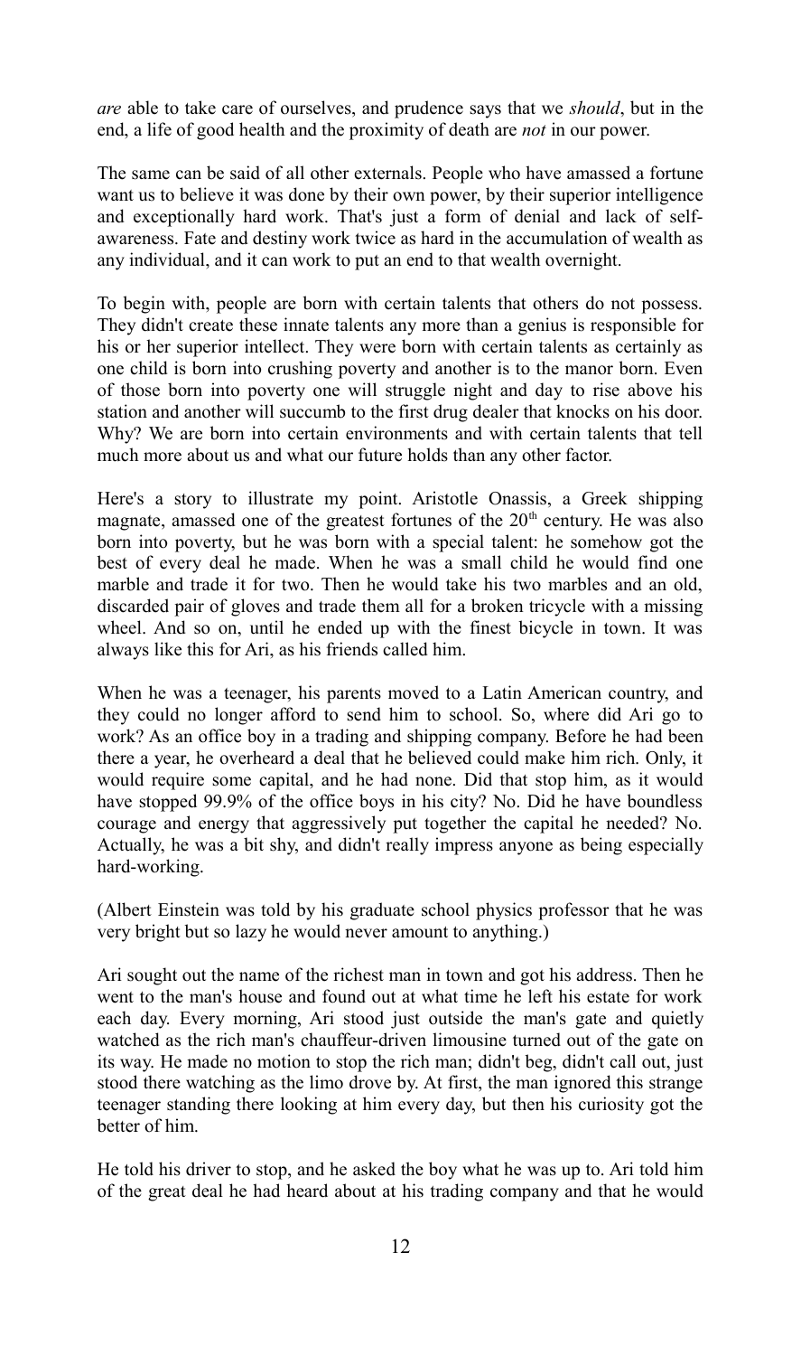*are* able to take care of ourselves, and prudence says that we *should*, but in the end, a life of good health and the proximity of death are *not* in our power.

The same can be said of all other externals. People who have amassed a fortune want us to believe it was done by their own power, by their superior intelligence and exceptionally hard work. That's just a form of denial and lack of self-awareness. Fate and destiny work twice as hard in the accumulation of wealth as any individual, and it can work to put an end to that wealth overnight.

To begin with, people are born with certain talents that others do not possess. They didn't create these innate talents any more than a genius is responsible for his or her superior intellect. They were born with certain talents as certainly as one child is born into crushing poverty and another is to the manor born. Even of those born into poverty one will struggle night and day to rise above his station and another will succumb to the first drug dealer that knocks on his door. Why? We are born into certain environments and with certain talents that tell much more about us and what our future holds than any other factor.

Here's a story to illustrate my point. Aristotle Onassis, a Greek shipping magnate, amassed one of the greatest fortunes of the 20th century. He was also born into poverty, but he was born with a special talent: he somehow got the best of every deal he made. When he was a small child he would find one marble and trade it for two. Then he would take his two marbles and an old, discarded pair of gloves and trade them all for a broken tricycle with a missing wheel. And so on, until he ended up with the finest bicycle in town. It was always like this for Ari, as his friends called him.

When he was a teenager, his parents moved to a Latin American country, and they could no longer afford to send him to school. So, where did Ari go to work? As an office boy in a trading and shipping company. Before he had been there a year, he overheard a deal that he believed could make him rich. Only, it would require some capital, and he had none. Did that stop him, as it would have stopped 99.9% of the office boys in his city? No. Did he have boundless courage and energy that aggressively put together the capital he needed? No. Actually, he was a bit shy, and didn't really impress anyone as being especially hard-working.

(Albert Einstein was told by his graduate school physics professor that he was very bright but so lazy he would never amount to anything.)

Ari sought out the name of the richest man in town and got his address. Then he went to the man's house and found out at what time he left his estate for work each day. Every morning, Ari stood just outside the man's gate and quietly watched as the rich man's chauffeur-driven limousine turned out of the gate on its way. He made no motion to stop the rich man; didn't beg, didn't call out, just stood there watching as the limo drove by. At first, the man ignored this strange teenager standing there looking at him every day, but then his curiosity got the better of him.

He told his driver to stop, and he asked the boy what he was up to. Ari told him of the great deal he had heard about at his trading company and that he would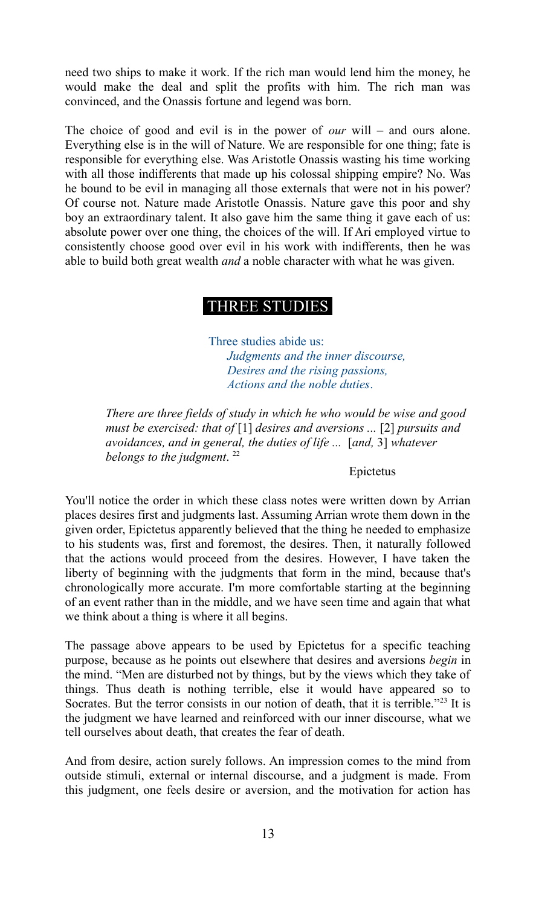need two ships to make it work. If the rich man would lend him the money, he would make the deal and split the profits with him. The rich man was convinced, and the Onassis fortune and legend was born.

The choice of good and evil is in the power of *our* will – and ours alone. Everything else is in the will of Nature. We are responsible for one thing; fate is responsible for everything else. Was Aristotle Onassis wasting his time working with all those indifferents that made up his colossal shipping empire? No. Was he bound to be evil in managing all those externals that were not in his power? Of course not. Nature made Aristotle Onassis. Nature gave this poor and shy boy an extraordinary talent. It also gave him the same thing it gave each of us: absolute power over one thing, the choices of the will. If Ari employed virtue to consistently choose good over evil in his work with indifferents, then he was able to build both great wealth *and* a noble character with what he was given.

## THREE STUDIES

> Three studies abide us:
> *Judgments and the inner discourse,*
> *Desires and the rising passions,*
> *Actions and the noble duties*.

> *There are three fields of study in which he who would be wise and good must be exercised: that of* [1] *desires and aversions ...* [2] *pursuits and avoidances, and in general, the duties of life ...* [*and,* 3] *whatever belongs to the judgment*. [22]
>
> Epictetus

You'll notice the order in which these class notes were written down by Arrian places desires first and judgments last. Assuming Arrian wrote them down in the given order, Epictetus apparently believed that the thing he needed to emphasize to his students was, first and foremost, the desires. Then, it naturally followed that the actions would proceed from the desires. However, I have taken the liberty of beginning with the judgments that form in the mind, because that's chronologically more accurate. I'm more comfortable starting at the beginning of an event rather than in the middle, and we have seen time and again that what we think about a thing is where it all begins.

The passage above appears to be used by Epictetus for a specific teaching purpose, because as he points out elsewhere that desires and aversions *begin* in the mind. "Men are disturbed not by things, but by the views which they take of things. Thus death is nothing terrible, else it would have appeared so to Socrates. But the terror consists in our notion of death, that it is terrible."[23] It is the judgment we have learned and reinforced with our inner discourse, what we tell ourselves about death, that creates the fear of death.

And from desire, action surely follows. An impression comes to the mind from outside stimuli, external or internal discourse, and a judgment is made. From this judgment, one feels desire or aversion, and the motivation for action has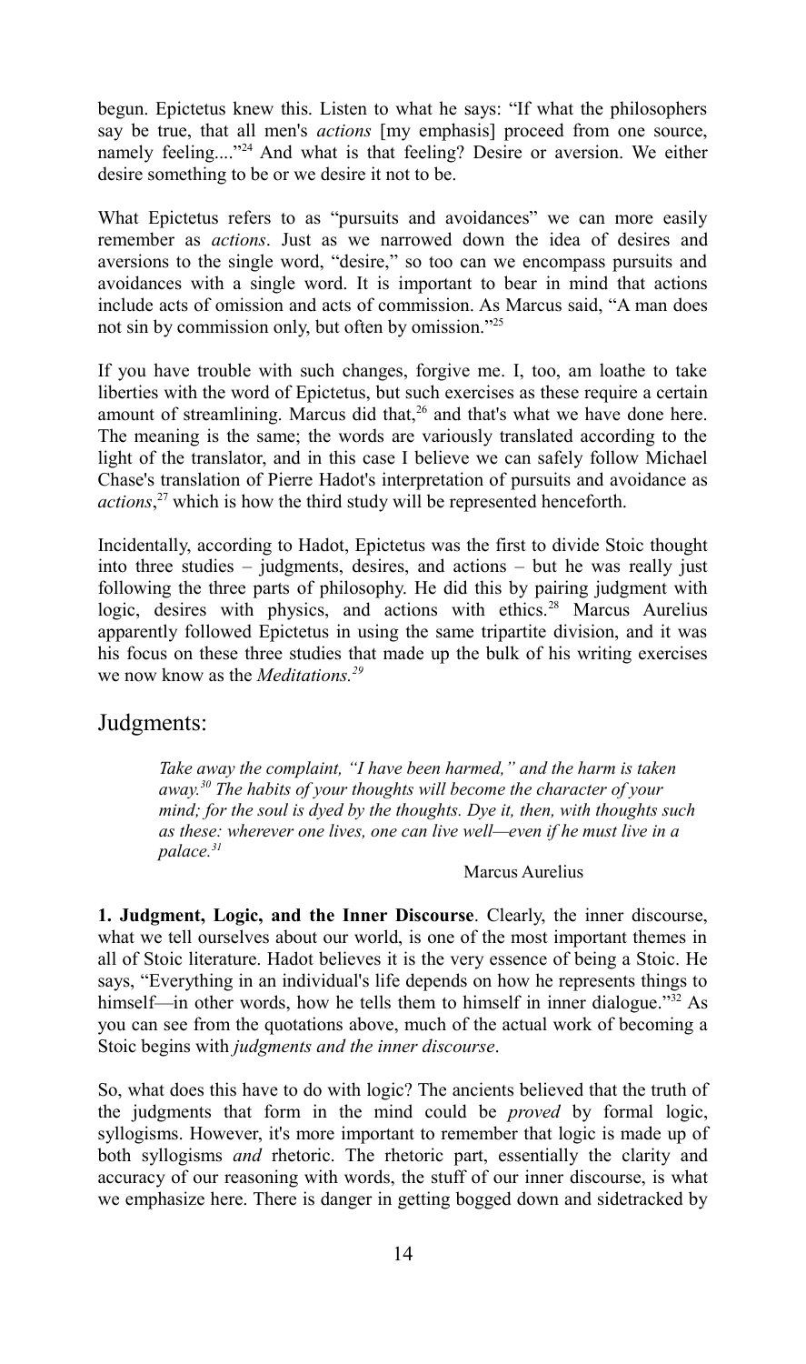begun. Epictetus knew this. Listen to what he says: "If what the philosophers say be true, that all men's *actions* [my emphasis] proceed from one source, namely feeling...."[24] And what is that feeling? Desire or aversion. We either desire something to be or we desire it not to be.

What Epictetus refers to as "pursuits and avoidances" we can more easily remember as *actions*. Just as we narrowed down the idea of desires and aversions to the single word, "desire," so too can we encompass pursuits and avoidances with a single word. It is important to bear in mind that actions include acts of omission and acts of commission. As Marcus said, "A man does not sin by commission only, but often by omission."[25]

If you have trouble with such changes, forgive me. I, too, am loathe to take liberties with the word of Epictetus, but such exercises as these require a certain amount of streamlining. Marcus did that,[26] and that's what we have done here. The meaning is the same; the words are variously translated according to the light of the translator, and in this case I believe we can safely follow Michael Chase's translation of Pierre Hadot's interpretation of pursuits and avoidance as *actions*,[27] which is how the third study will be represented henceforth.

Incidentally, according to Hadot, Epictetus was the first to divide Stoic thought into three studies – judgments, desires, and actions – but he was really just following the three parts of philosophy. He did this by pairing judgment with logic, desires with physics, and actions with ethics.[28] Marcus Aurelius apparently followed Epictetus in using the same tripartite division, and it was his focus on these three studies that made up the bulk of his writing exercises we now know as the *Meditations.*[29]

## Judgments:

> *Take away the complaint, "I have been harmed," and the harm is taken away.*[30] *The habits of your thoughts will become the character of your mind; for the soul is dyed by the thoughts. Dye it, then, with thoughts such as these: wherever one lives, one can live well—even if he must live in a palace.*[31]
>
> Marcus Aurelius

**1. Judgment, Logic, and the Inner Discourse**. Clearly, the inner discourse, what we tell ourselves about our world, is one of the most important themes in all of Stoic literature. Hadot believes it is the very essence of being a Stoic. He says, "Everything in an individual's life depends on how he represents things to himself—in other words, how he tells them to himself in inner dialogue."[32] As you can see from the quotations above, much of the actual work of becoming a Stoic begins with *judgments and the inner discourse*.

So, what does this have to do with logic? The ancients believed that the truth of the judgments that form in the mind could be *proved* by formal logic, syllogisms. However, it's more important to remember that logic is made up of both syllogisms *and* rhetoric. The rhetoric part, essentially the clarity and accuracy of our reasoning with words, the stuff of our inner discourse, is what we emphasize here. There is danger in getting bogged down and sidetracked by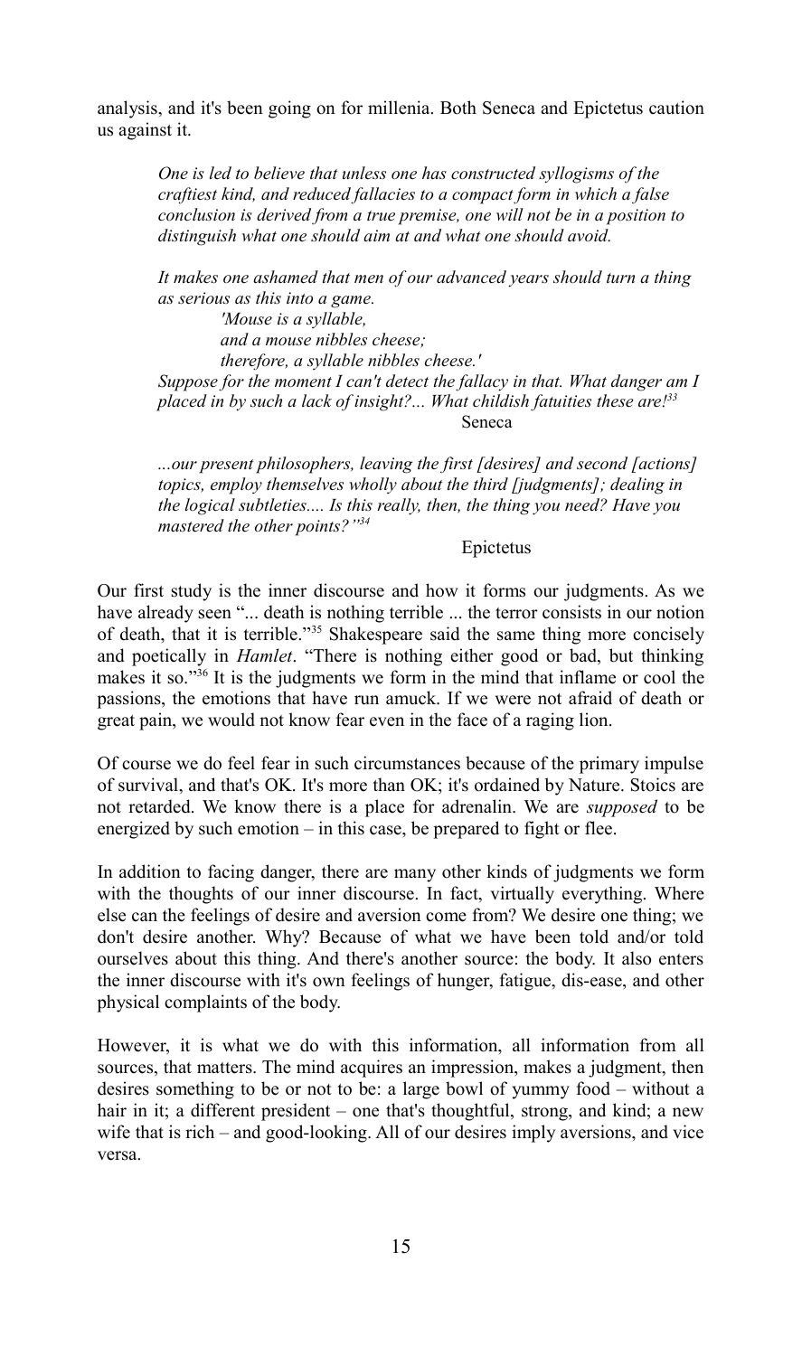analysis, and it's been going on for millenia. Both Seneca and Epictetus caution us against it.

> *One is led to believe that unless one has constructed syllogisms of the craftiest kind, and reduced fallacies to a compact form in which a false conclusion is derived from a true premise, one will not be in a position to distinguish what one should aim at and what one should avoid.*
>
> *It makes one ashamed that men of our advanced years should turn a thing as serious as this into a game.*
>
> *'Mouse is a syllable,*
> *and a mouse nibbles cheese;*
> *therefore, a syllable nibbles cheese.'*
>
> *Suppose for the moment I can't detect the fallacy in that. What danger am I placed in by such a lack of insight?... What childish fatuities these are!*[33]
>
> Seneca

> *...our present philosophers, leaving the first [desires] and second [actions] topics, employ themselves wholly about the third [judgments]; dealing in the logical subtleties.... Is this really, then, the thing you need? Have you mastered the other points?"*[34]
>
> Epictetus

Our first study is the inner discourse and how it forms our judgments. As we have already seen "... death is nothing terrible ... the terror consists in our notion of death, that it is terrible."[35] Shakespeare said the same thing more concisely and poetically in *Hamlet*. "There is nothing either good or bad, but thinking makes it so."[36] It is the judgments we form in the mind that inflame or cool the passions, the emotions that have run amuck. If we were not afraid of death or great pain, we would not know fear even in the face of a raging lion.

Of course we do feel fear in such circumstances because of the primary impulse of survival, and that's OK. It's more than OK; it's ordained by Nature. Stoics are not retarded. We know there is a place for adrenalin. We are *supposed* to be energized by such emotion – in this case, be prepared to fight or flee.

In addition to facing danger, there are many other kinds of judgments we form with the thoughts of our inner discourse. In fact, virtually everything. Where else can the feelings of desire and aversion come from? We desire one thing; we don't desire another. Why? Because of what we have been told and/or told ourselves about this thing. And there's another source: the body. It also enters the inner discourse with it's own feelings of hunger, fatigue, dis-ease, and other physical complaints of the body.

However, it is what we do with this information, all information from all sources, that matters. The mind acquires an impression, makes a judgment, then desires something to be or not to be: a large bowl of yummy food – without a hair in it; a different president – one that's thoughtful, strong, and kind; a new wife that is rich – and good-looking. All of our desires imply aversions, and vice versa.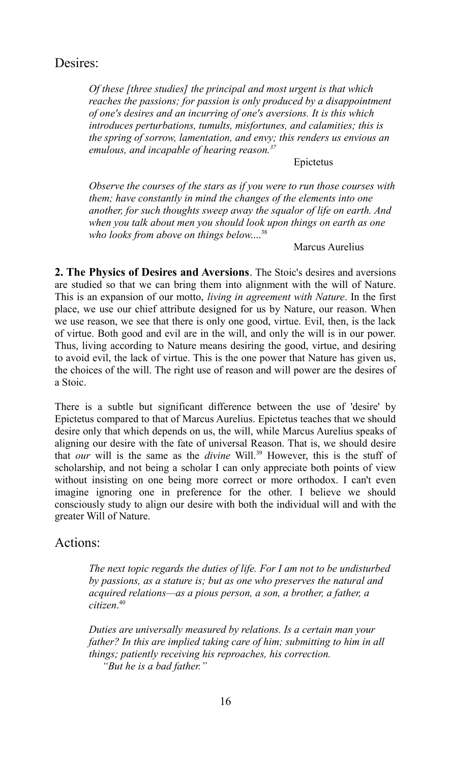## Desires:

> *Of these [three studies] the principal and most urgent is that which reaches the passions; for passion is only produced by a disappointment of one's desires and an incurring of one's aversions. It is this which introduces perturbations, tumults, misfortunes, and calamities; this is the spring of sorrow, lamentation, and envy; this renders us envious an emulous, and incapable of hearing reason.*[37]
>
> Epictetus

> *Observe the courses of the stars as if you were to run those courses with them; have constantly in mind the changes of the elements into one another, for such thoughts sweep away the squalor of life on earth. And when you talk about men you should look upon things on earth as one who looks from above on things below....*[38]
>
> Marcus Aurelius

**2. The Physics of Desires and Aversions**. The Stoic's desires and aversions are studied so that we can bring them into alignment with the will of Nature. This is an expansion of our motto, *living in agreement with Nature*. In the first place, we use our chief attribute designed for us by Nature, our reason. When we use reason, we see that there is only one good, virtue. Evil, then, is the lack of virtue. Both good and evil are in the will, and only the will is in our power. Thus, living according to Nature means desiring the good, virtue, and desiring to avoid evil, the lack of virtue. This is the one power that Nature has given us, the choices of the will. The right use of reason and will power are the desires of a Stoic.

There is a subtle but significant difference between the use of 'desire' by Epictetus compared to that of Marcus Aurelius. Epictetus teaches that we should desire only that which depends on us, the will, while Marcus Aurelius speaks of aligning our desire with the fate of universal Reason. That is, we should desire that *our* will is the same as the *divine* Will.[39] However, this is the stuff of scholarship, and not being a scholar I can only appreciate both points of view without insisting on one being more correct or more orthodox. I can't even imagine ignoring one in preference for the other. I believe we should consciously study to align our desire with both the individual will and with the greater Will of Nature.

## Actions:

> *The next topic regards the duties of life. For I am not to be undisturbed by passions, as a stature is; but as one who preserves the natural and acquired relations—as a pious person, a son, a brother, a father, a citizen*.[40]
>
> *Duties are universally measured by relations. Is a certain man your father? In this are implied taking care of him; submitting to him in all things; patiently receiving his reproaches, his correction.*
>
> *"But he is a bad father."*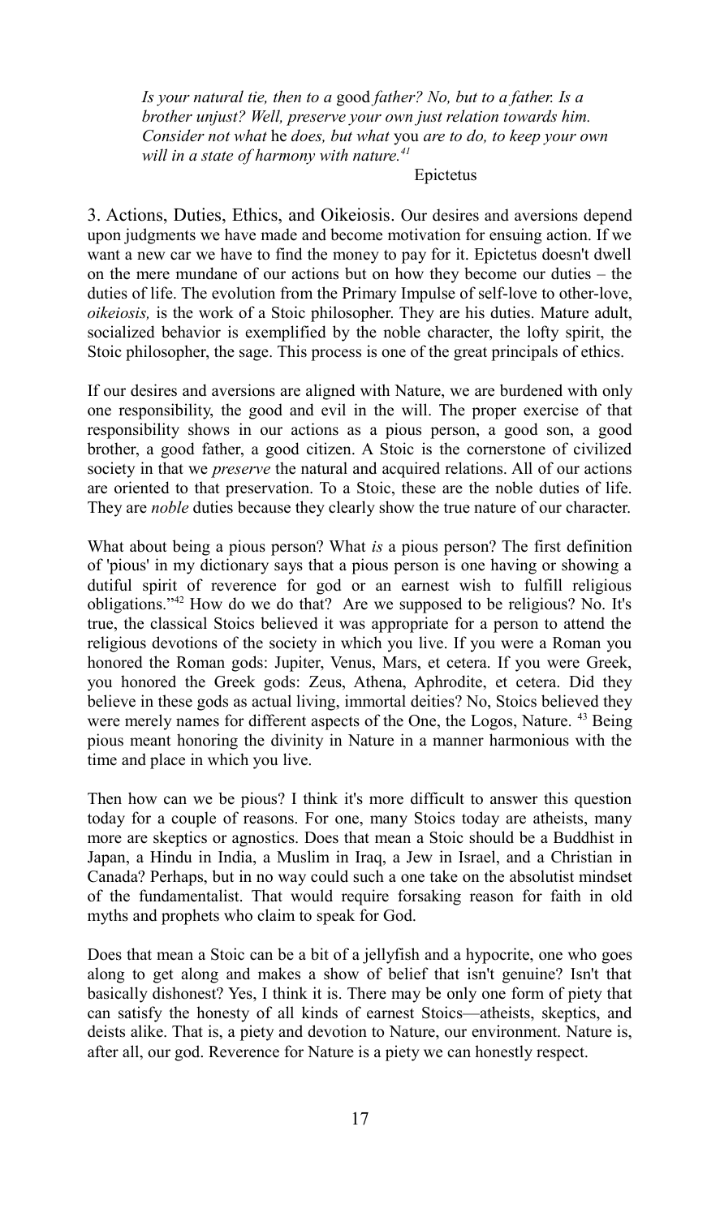*Is your natural tie, then to a* good *father? No, but to a father. Is a brother unjust? Well, preserve your own just relation towards him. Consider not what* he *does, but what* you *are to do, to keep your own will in a state of harmony with nature.*[41]

Epictetus

3. Actions, Duties, Ethics, and Oikeiosis. Our desires and aversions depend upon judgments we have made and become motivation for ensuing action. If we want a new car we have to find the money to pay for it. Epictetus doesn't dwell on the mere mundane of our actions but on how they become our duties – the duties of life. The evolution from the Primary Impulse of self-love to other-love, *oikeiosis,* is the work of a Stoic philosopher. They are his duties. Mature adult, socialized behavior is exemplified by the noble character, the lofty spirit, the Stoic philosopher, the sage. This process is one of the great principals of ethics.

If our desires and aversions are aligned with Nature, we are burdened with only one responsibility, the good and evil in the will. The proper exercise of that responsibility shows in our actions as a pious person, a good son, a good brother, a good father, a good citizen. A Stoic is the cornerstone of civilized society in that we *preserve* the natural and acquired relations. All of our actions are oriented to that preservation. To a Stoic, these are the noble duties of life. They are *noble* duties because they clearly show the true nature of our character.

What about being a pious person? What *is* a pious person? The first definition of 'pious' in my dictionary says that a pious person is one having or showing a dutiful spirit of reverence for god or an earnest wish to fulfill religious obligations."[42] How do we do that? Are we supposed to be religious? No. It's true, the classical Stoics believed it was appropriate for a person to attend the religious devotions of the society in which you live. If you were a Roman you honored the Roman gods: Jupiter, Venus, Mars, et cetera. If you were Greek, you honored the Greek gods: Zeus, Athena, Aphrodite, et cetera. Did they believe in these gods as actual living, immortal deities? No, Stoics believed they were merely names for different aspects of the One, the Logos, Nature. [43] Being pious meant honoring the divinity in Nature in a manner harmonious with the time and place in which you live.

Then how can we be pious? I think it's more difficult to answer this question today for a couple of reasons. For one, many Stoics today are atheists, many more are skeptics or agnostics. Does that mean a Stoic should be a Buddhist in Japan, a Hindu in India, a Muslim in Iraq, a Jew in Israel, and a Christian in Canada? Perhaps, but in no way could such a one take on the absolutist mindset of the fundamentalist. That would require forsaking reason for faith in old myths and prophets who claim to speak for God.

Does that mean a Stoic can be a bit of a jellyfish and a hypocrite, one who goes along to get along and makes a show of belief that isn't genuine? Isn't that basically dishonest? Yes, I think it is. There may be only one form of piety that can satisfy the honesty of all kinds of earnest Stoics—atheists, skeptics, and deists alike. That is, a piety and devotion to Nature, our environment. Nature is, after all, our god. Reverence for Nature is a piety we can honestly respect.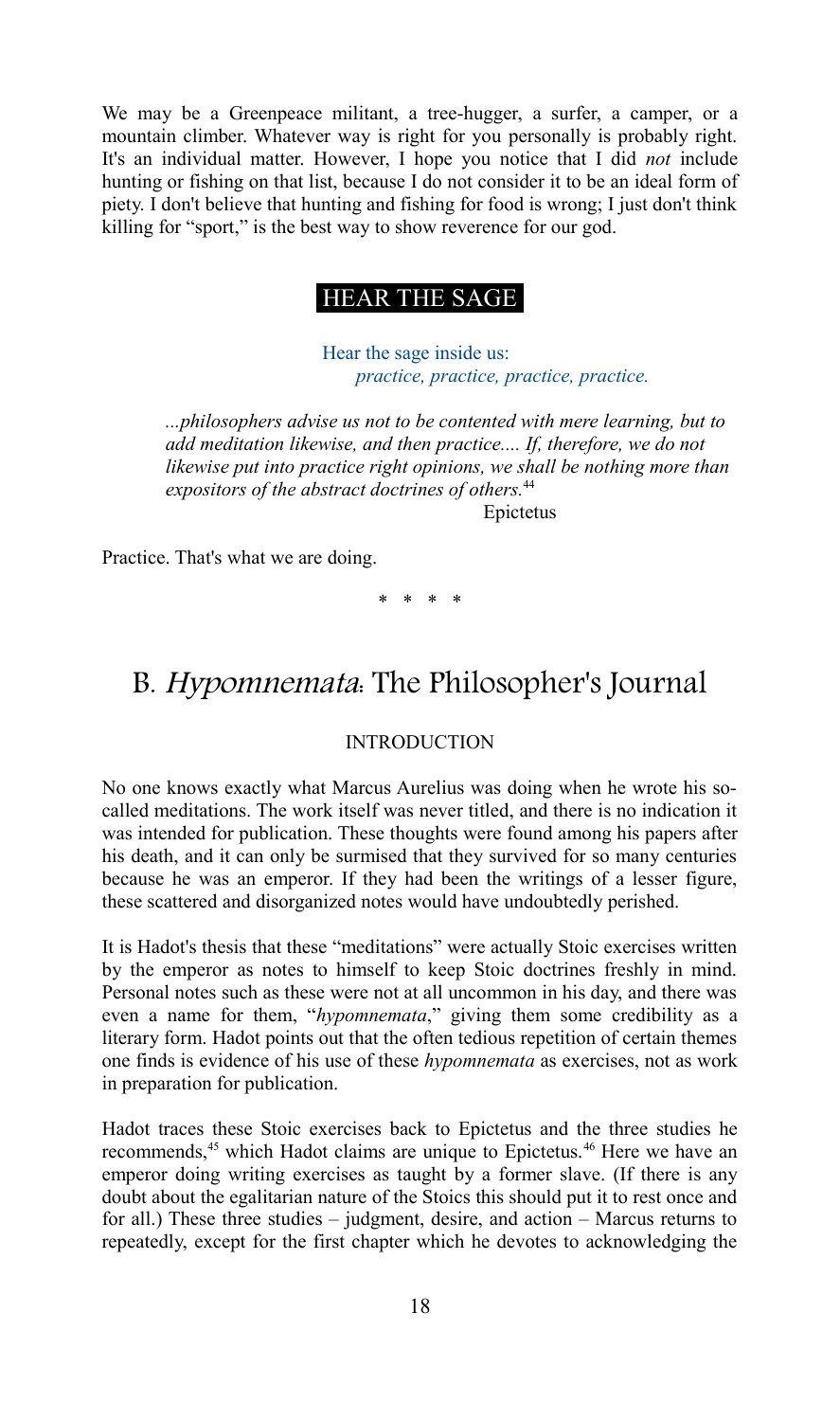We may be a Greenpeace militant, a tree-hugger, a surfer, a camper, or a mountain climber. Whatever way is right for you personally is probably right. It's an individual matter. However, I hope you notice that I did *not* include hunting or fishing on that list, because I do not consider it to be an ideal form of piety. I don't believe that hunting and fishing for food is wrong; I just don't think killing for "sport," is the best way to show reverence for our god.

### HEAR THE SAGE

Hear the sage inside us:
*practice, practice, practice, practice.*

> *...philosophers advise us not to be contented with mere learning, but to add meditation likewise, and then practice.... If, therefore, we do not likewise put into practice right opinions, we shall be nothing more than expositors of the abstract doctrines of others.*[44]
>
> Epictetus

Practice. That's what we are doing.

\* \* \* \*

## B. *Hypomnemata*: The Philosopher's Journal

### INTRODUCTION

No one knows exactly what Marcus Aurelius was doing when he wrote his so-called meditations. The work itself was never titled, and there is no indication it was intended for publication. These thoughts were found among his papers after his death, and it can only be surmised that they survived for so many centuries because he was an emperor. If they had been the writings of a lesser figure, these scattered and disorganized notes would have undoubtedly perished.

It is Hadot's thesis that these "meditations" were actually Stoic exercises written by the emperor as notes to himself to keep Stoic doctrines freshly in mind. Personal notes such as these were not at all uncommon in his day, and there was even a name for them, "*hypomnemata*," giving them some credibility as a literary form. Hadot points out that the often tedious repetition of certain themes one finds is evidence of his use of these *hypomnemata* as exercises, not as work in preparation for publication.

Hadot traces these Stoic exercises back to Epictetus and the three studies he recommends,[45] which Hadot claims are unique to Epictetus.[46] Here we have an emperor doing writing exercises as taught by a former slave. (If there is any doubt about the egalitarian nature of the Stoics this should put it to rest once and for all.) These three studies – judgment, desire, and action – Marcus returns to repeatedly, except for the first chapter which he devotes to acknowledging the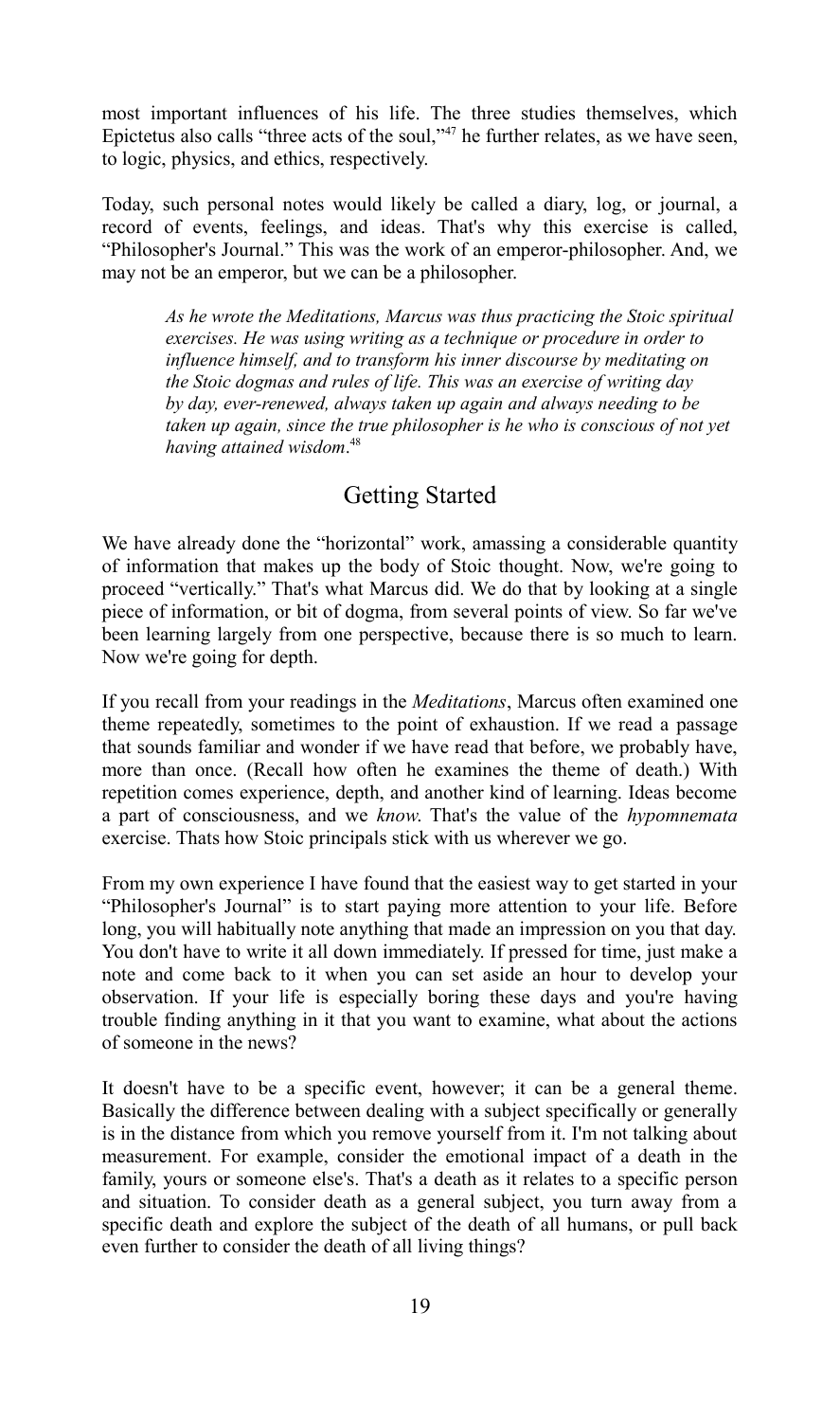most important influences of his life. The three studies themselves, which Epictetus also calls "three acts of the soul,"[47] he further relates, as we have seen, to logic, physics, and ethics, respectively.

Today, such personal notes would likely be called a diary, log, or journal, a record of events, feelings, and ideas. That's why this exercise is called, "Philosopher's Journal." This was the work of an emperor-philosopher. And, we may not be an emperor, but we can be a philosopher.

> *As he wrote the Meditations, Marcus was thus practicing the Stoic spiritual exercises. He was using writing as a technique or procedure in order to influence himself, and to transform his inner discourse by meditating on the Stoic dogmas and rules of life. This was an exercise of writing day by day, ever-renewed, always taken up again and always needing to be taken up again, since the true philosopher is he who is conscious of not yet having attained wisdom*.[48]

## Getting Started

We have already done the "horizontal" work, amassing a considerable quantity of information that makes up the body of Stoic thought. Now, we're going to proceed "vertically." That's what Marcus did. We do that by looking at a single piece of information, or bit of dogma, from several points of view. So far we've been learning largely from one perspective, because there is so much to learn. Now we're going for depth.

If you recall from your readings in the *Meditations*, Marcus often examined one theme repeatedly, sometimes to the point of exhaustion. If we read a passage that sounds familiar and wonder if we have read that before, we probably have, more than once. (Recall how often he examines the theme of death.) With repetition comes experience, depth, and another kind of learning. Ideas become a part of consciousness, and we *know*. That's the value of the *hypomnemata* exercise. Thats how Stoic principals stick with us wherever we go.

From my own experience I have found that the easiest way to get started in your "Philosopher's Journal" is to start paying more attention to your life. Before long, you will habitually note anything that made an impression on you that day. You don't have to write it all down immediately. If pressed for time, just make a note and come back to it when you can set aside an hour to develop your observation. If your life is especially boring these days and you're having trouble finding anything in it that you want to examine, what about the actions of someone in the news?

It doesn't have to be a specific event, however; it can be a general theme. Basically the difference between dealing with a subject specifically or generally is in the distance from which you remove yourself from it. I'm not talking about measurement. For example, consider the emotional impact of a death in the family, yours or someone else's. That's a death as it relates to a specific person and situation. To consider death as a general subject, you turn away from a specific death and explore the subject of the death of all humans, or pull back even further to consider the death of all living things?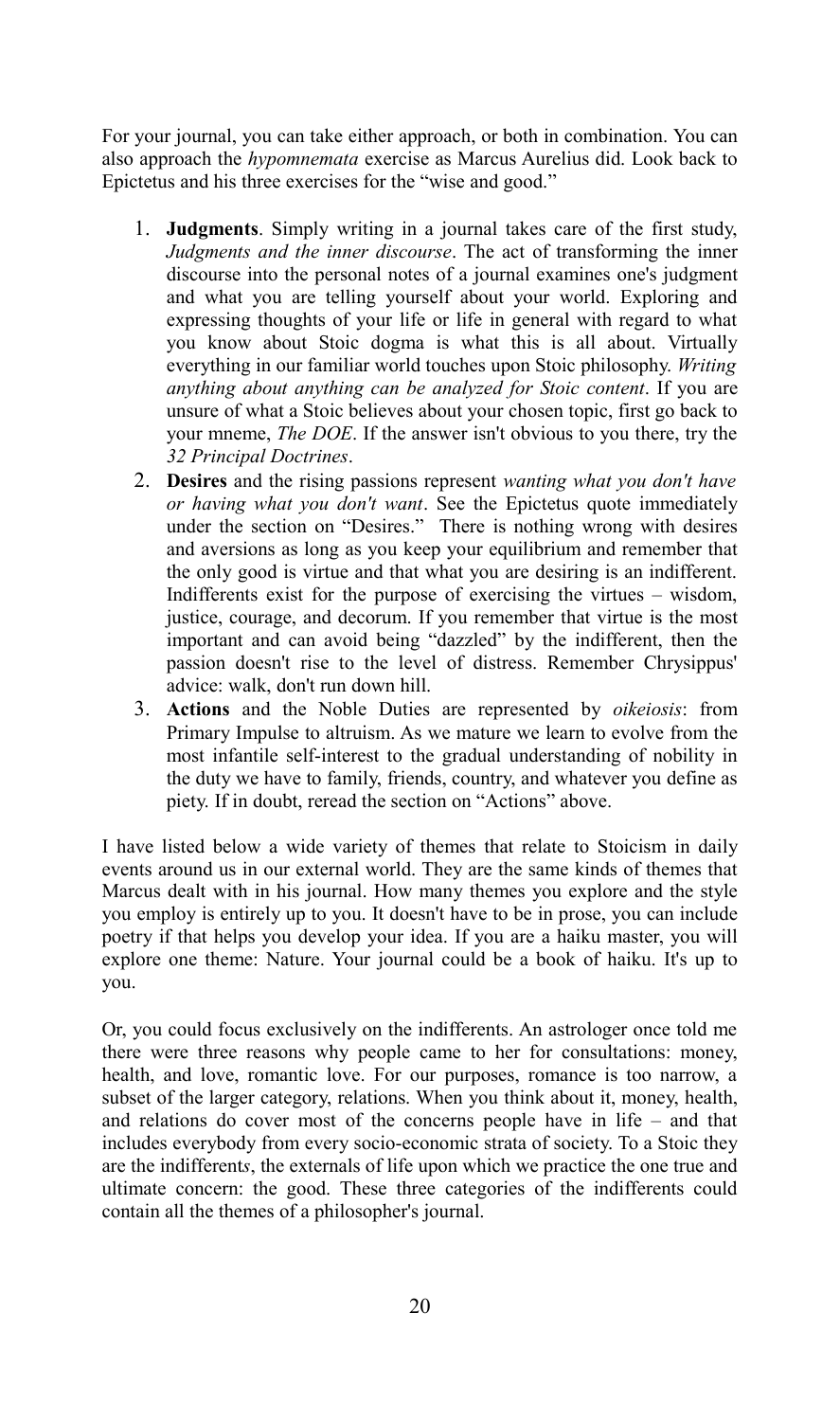For your journal, you can take either approach, or both in combination. You can also approach the *hypomnemata* exercise as Marcus Aurelius did. Look back to Epictetus and his three exercises for the "wise and good."

1. **Judgments**. Simply writing in a journal takes care of the first study, *Judgments and the inner discourse*. The act of transforming the inner discourse into the personal notes of a journal examines one's judgment and what you are telling yourself about your world. Exploring and expressing thoughts of your life or life in general with regard to what you know about Stoic dogma is what this is all about. Virtually everything in our familiar world touches upon Stoic philosophy. *Writing anything about anything can be analyzed for Stoic content*. If you are unsure of what a Stoic believes about your chosen topic, first go back to your mneme, *The DOE*. If the answer isn't obvious to you there, try the *32 Principal Doctrines*.
2. **Desires** and the rising passions represent *wanting what you don't have or having what you don't want*. See the Epictetus quote immediately under the section on "Desires." There is nothing wrong with desires and aversions as long as you keep your equilibrium and remember that the only good is virtue and that what you are desiring is an indifferent. Indifferents exist for the purpose of exercising the virtues – wisdom, justice, courage, and decorum. If you remember that virtue is the most important and can avoid being "dazzled" by the indifferent, then the passion doesn't rise to the level of distress. Remember Chrysippus' advice: walk, don't run down hill.
3. **Actions** and the Noble Duties are represented by *oikeiosis*: from Primary Impulse to altruism. As we mature we learn to evolve from the most infantile self-interest to the gradual understanding of nobility in the duty we have to family, friends, country, and whatever you define as piety. If in doubt, reread the section on "Actions" above.

I have listed below a wide variety of themes that relate to Stoicism in daily events around us in our external world. They are the same kinds of themes that Marcus dealt with in his journal. How many themes you explore and the style you employ is entirely up to you. It doesn't have to be in prose, you can include poetry if that helps you develop your idea. If you are a haiku master, you will explore one theme: Nature. Your journal could be a book of haiku. It's up to you.

Or, you could focus exclusively on the indifferents. An astrologer once told me there were three reasons why people came to her for consultations: money, health, and love, romantic love. For our purposes, romance is too narrow, a subset of the larger category, relations. When you think about it, money, health, and relations do cover most of the concerns people have in life – and that includes everybody from every socio-economic strata of society. To a Stoic they are the indifferent*s*, the externals of life upon which we practice the one true and ultimate concern: the good. These three categories of the indifferents could contain all the themes of a philosopher's journal.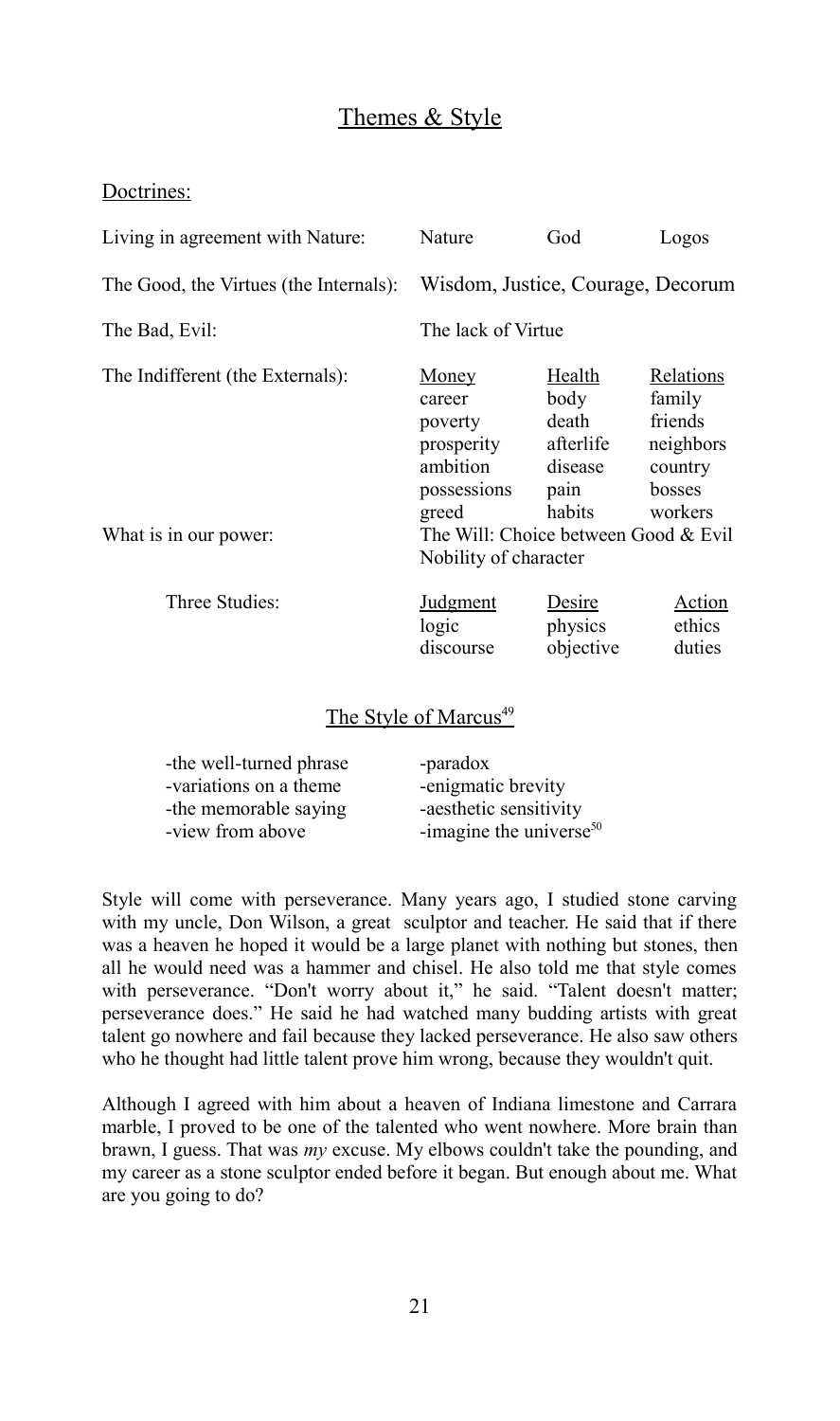## Themes & Style

Doctrines:

| | | | |
|---|---|---|---|
| Living in agreement with Nature: | Nature | God | Logos |
| The Good, the Virtues (the Internals): | Wisdom, Justice, Courage, Decorum | | |
| The Bad, Evil: | The lack of Virtue | | |
| The Indifferent (the Externals): | Money<br>career<br>poverty<br>prosperity<br>ambition<br>possessions<br>greed | Health<br>body<br>death<br>afterlife<br>disease<br>pain<br>habits | Relations<br>family<br>friends<br>neighbors<br>country<br>bosses<br>workers |
| What is in our power: | The Will: Choice between Good & Evil<br>Nobility of character | | |
| Three Studies: | Judgment<br>logic<br>discourse | Desire<br>physics<br>objective | Action<br>ethics<br>duties |

### The Style of Marcus[49]

| | |
|---|---|
| -the well-turned phrase | -paradox |
| -variations on a theme | -enigmatic brevity |
| -the memorable saying | -aesthetic sensitivity |
| -view from above | -imagine the universe[50] |

Style will come with perseverance. Many years ago, I studied stone carving with my uncle, Don Wilson, a great sculptor and teacher. He said that if there was a heaven he hoped it would be a large planet with nothing but stones, then all he would need was a hammer and chisel. He also told me that style comes with perseverance. "Don't worry about it," he said. "Talent doesn't matter; perseverance does." He said he had watched many budding artists with great talent go nowhere and fail because they lacked perseverance. He also saw others who he thought had little talent prove him wrong, because they wouldn't quit.

Although I agreed with him about a heaven of Indiana limestone and Carrara marble, I proved to be one of the talented who went nowhere. More brain than brawn, I guess. That was *my* excuse. My elbows couldn't take the pounding, and my career as a stone sculptor ended before it began. But enough about me. What are you going to do?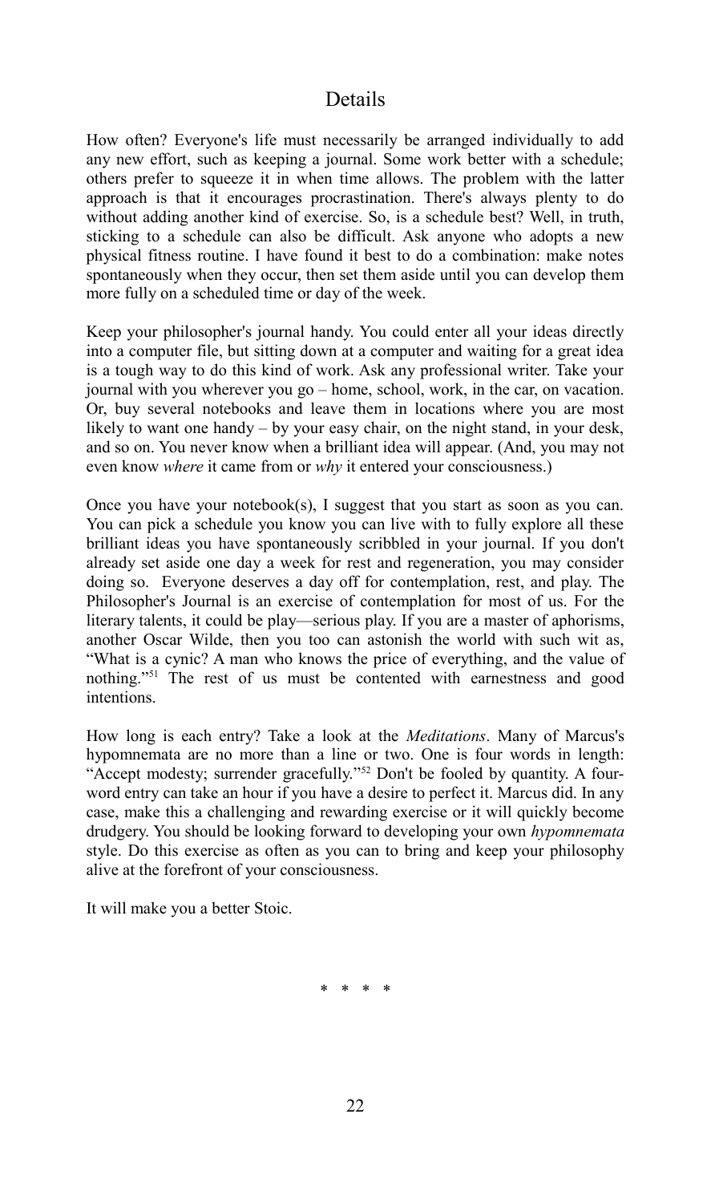## Details

How often? Everyone's life must necessarily be arranged individually to add any new effort, such as keeping a journal. Some work better with a schedule; others prefer to squeeze it in when time allows. The problem with the latter approach is that it encourages procrastination. There's always plenty to do without adding another kind of exercise. So, is a schedule best? Well, in truth, sticking to a schedule can also be difficult. Ask anyone who adopts a new physical fitness routine. I have found it best to do a combination: make notes spontaneously when they occur, then set them aside until you can develop them more fully on a scheduled time or day of the week.

Keep your philosopher's journal handy. You could enter all your ideas directly into a computer file, but sitting down at a computer and waiting for a great idea is a tough way to do this kind of work. Ask any professional writer. Take your journal with you wherever you go – home, school, work, in the car, on vacation. Or, buy several notebooks and leave them in locations where you are most likely to want one handy – by your easy chair, on the night stand, in your desk, and so on. You never know when a brilliant idea will appear. (And, you may not even know *where* it came from or *why* it entered your consciousness.)

Once you have your notebook(s), I suggest that you start as soon as you can. You can pick a schedule you know you can live with to fully explore all these brilliant ideas you have spontaneously scribbled in your journal. If you don't already set aside one day a week for rest and regeneration, you may consider doing so. Everyone deserves a day off for contemplation, rest, and play. The Philosopher's Journal is an exercise of contemplation for most of us. For the literary talents, it could be play—serious play. If you are a master of aphorisms, another Oscar Wilde, then you too can astonish the world with such wit as, "What is a cynic? A man who knows the price of everything, and the value of nothing."[51] The rest of us must be contented with earnestness and good intentions.

How long is each entry? Take a look at the *Meditations*. Many of Marcus's hypomnemata are no more than a line or two. One is four words in length: "Accept modesty; surrender gracefully."[52] Don't be fooled by quantity. A four-word entry can take an hour if you have a desire to perfect it. Marcus did. In any case, make this a challenging and rewarding exercise or it will quickly become drudgery. You should be looking forward to developing your own *hypomnemata* style. Do this exercise as often as you can to bring and keep your philosophy alive at the forefront of your consciousness.

It will make you a better Stoic.

\* \* \* \*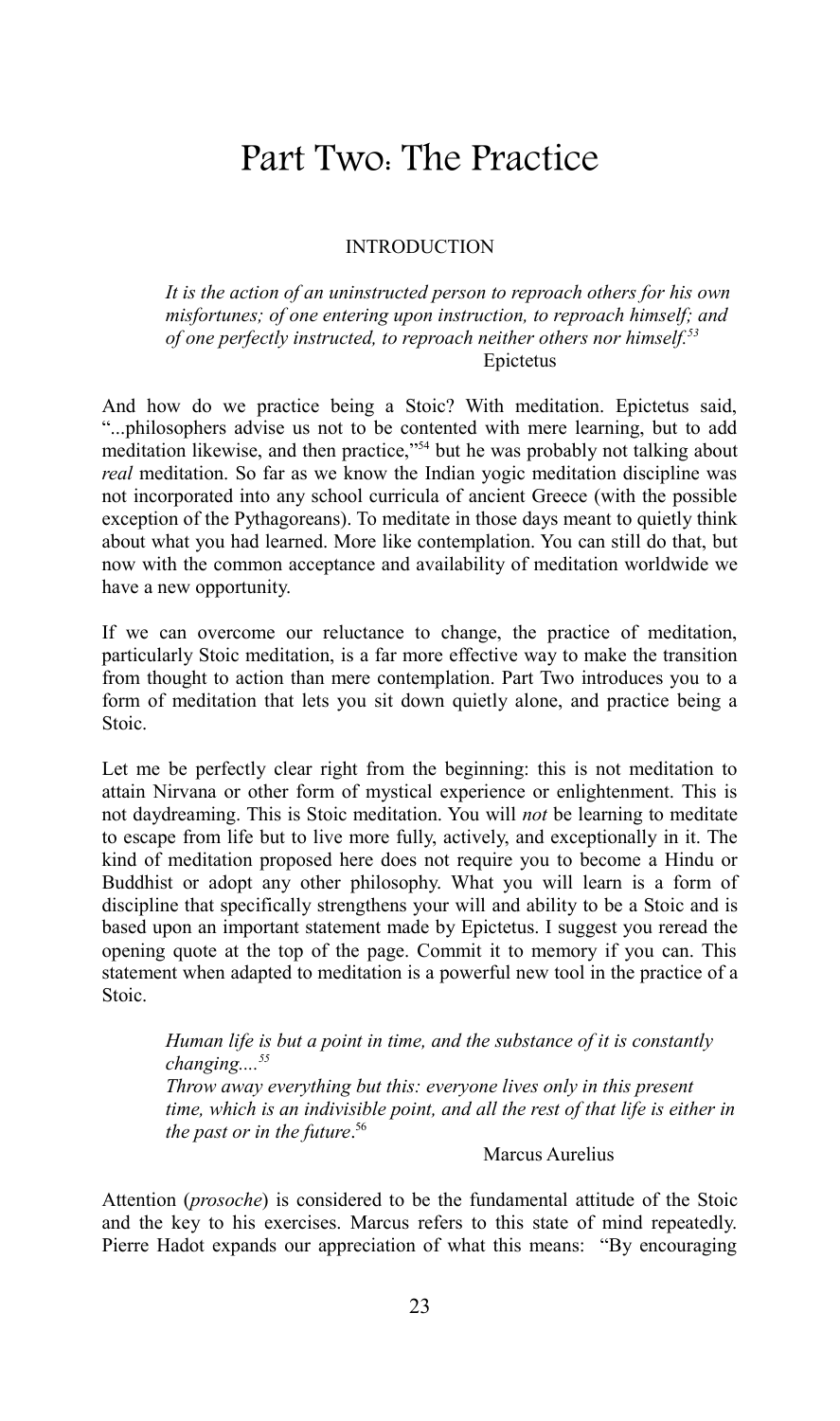# Part Two: The Practice

## INTRODUCTION

> *It is the action of an uninstructed person to reproach others for his own misfortunes; of one entering upon instruction, to reproach himself; and of one perfectly instructed, to reproach neither others nor himself.*[53]
>
> Epictetus

And how do we practice being a Stoic? With meditation. Epictetus said, "...philosophers advise us not to be contented with mere learning, but to add meditation likewise, and then practice,"[54] but he was probably not talking about *real* meditation. So far as we know the Indian yogic meditation discipline was not incorporated into any school curricula of ancient Greece (with the possible exception of the Pythagoreans). To meditate in those days meant to quietly think about what you had learned. More like contemplation. You can still do that, but now with the common acceptance and availability of meditation worldwide we have a new opportunity.

If we can overcome our reluctance to change, the practice of meditation, particularly Stoic meditation, is a far more effective way to make the transition from thought to action than mere contemplation. Part Two introduces you to a form of meditation that lets you sit down quietly alone, and practice being a Stoic.

Let me be perfectly clear right from the beginning: this is not meditation to attain Nirvana or other form of mystical experience or enlightenment. This is not daydreaming. This is Stoic meditation. You will *not* be learning to meditate to escape from life but to live more fully, actively, and exceptionally in it. The kind of meditation proposed here does not require you to become a Hindu or Buddhist or adopt any other philosophy. What you will learn is a form of discipline that specifically strengthens your will and ability to be a Stoic and is based upon an important statement made by Epictetus. I suggest you reread the opening quote at the top of the page. Commit it to memory if you can. This statement when adapted to meditation is a powerful new tool in the practice of a Stoic.

> *Human life is but a point in time, and the substance of it is constantly changing....*[55]
> *Throw away everything but this: everyone lives only in this present time, which is an indivisible point, and all the rest of that life is either in the past or in the future*.[56]
>
> Marcus Aurelius

Attention (*prosoche*) is considered to be the fundamental attitude of the Stoic and the key to his exercises. Marcus refers to this state of mind repeatedly. Pierre Hadot expands our appreciation of what this means: "By encouraging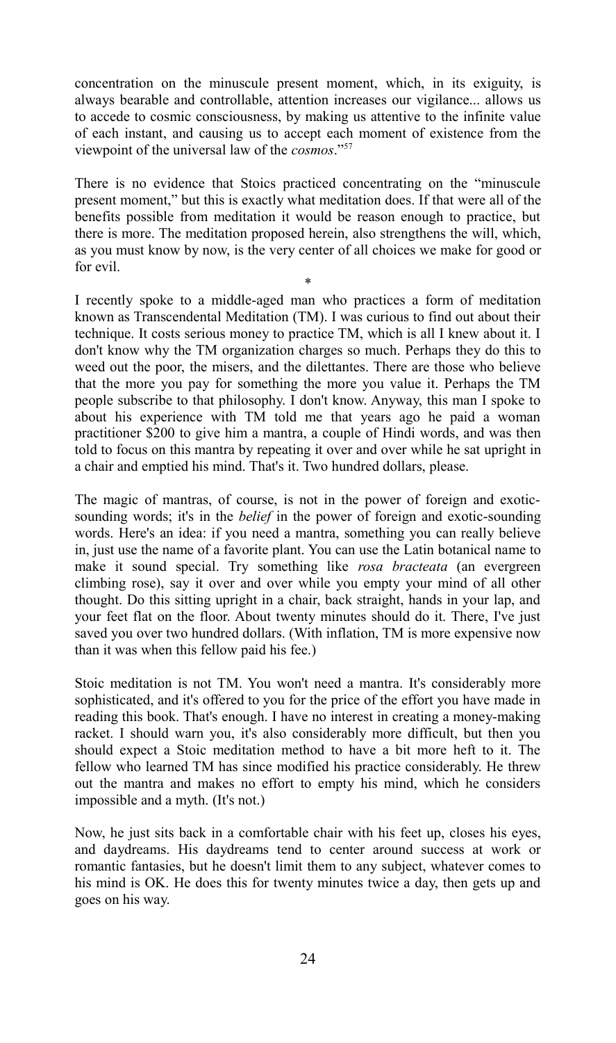concentration on the minuscule present moment, which, in its exiguity, is always bearable and controllable, attention increases our vigilance... allows us to accede to cosmic consciousness, by making us attentive to the infinite value of each instant, and causing us to accept each moment of existence from the viewpoint of the universal law of the *cosmos*."[57]

There is no evidence that Stoics practiced concentrating on the "minuscule present moment," but this is exactly what meditation does. If that were all of the benefits possible from meditation it would be reason enough to practice, but there is more. The meditation proposed herein, also strengthens the will, which, as you must know by now, is the very center of all choices we make for good or for evil.

*

I recently spoke to a middle-aged man who practices a form of meditation known as Transcendental Meditation (TM). I was curious to find out about their technique. It costs serious money to practice TM, which is all I knew about it. I don't know why the TM organization charges so much. Perhaps they do this to weed out the poor, the misers, and the dilettantes. There are those who believe that the more you pay for something the more you value it. Perhaps the TM people subscribe to that philosophy. I don't know. Anyway, this man I spoke to about his experience with TM told me that years ago he paid a woman practitioner $200 to give him a mantra, a couple of Hindi words, and was then told to focus on this mantra by repeating it over and over while he sat upright in a chair and emptied his mind. That's it. Two hundred dollars, please.

The magic of mantras, of course, is not in the power of foreign and exotic-sounding words; it's in the *belief* in the power of foreign and exotic-sounding words. Here's an idea: if you need a mantra, something you can really believe in, just use the name of a favorite plant. You can use the Latin botanical name to make it sound special. Try something like *rosa bracteata* (an evergreen climbing rose), say it over and over while you empty your mind of all other thought. Do this sitting upright in a chair, back straight, hands in your lap, and your feet flat on the floor. About twenty minutes should do it. There, I've just saved you over two hundred dollars. (With inflation, TM is more expensive now than it was when this fellow paid his fee.)

Stoic meditation is not TM. You won't need a mantra. It's considerably more sophisticated, and it's offered to you for the price of the effort you have made in reading this book. That's enough. I have no interest in creating a money-making racket. I should warn you, it's also considerably more difficult, but then you should expect a Stoic meditation method to have a bit more heft to it. The fellow who learned TM has since modified his practice considerably. He threw out the mantra and makes no effort to empty his mind, which he considers impossible and a myth. (It's not.)

Now, he just sits back in a comfortable chair with his feet up, closes his eyes, and daydreams. His daydreams tend to center around success at work or romantic fantasies, but he doesn't limit them to any subject, whatever comes to his mind is OK. He does this for twenty minutes twice a day, then gets up and goes on his way.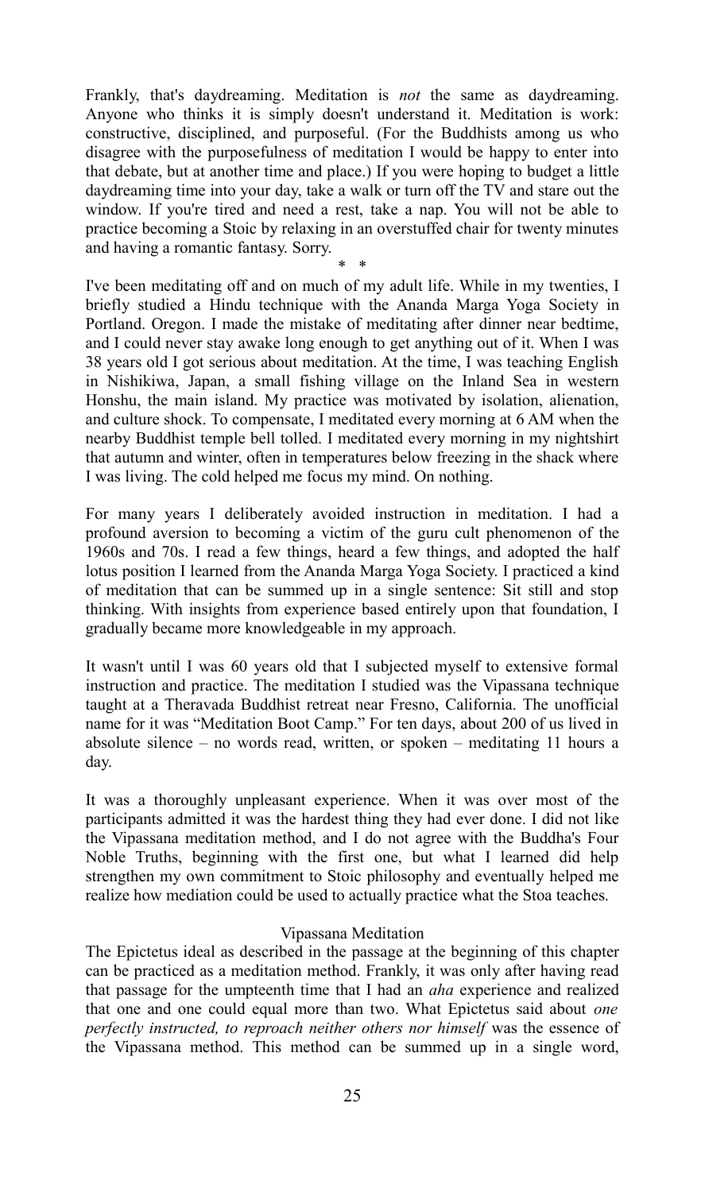Frankly, that's daydreaming. Meditation is *not* the same as daydreaming. Anyone who thinks it is simply doesn't understand it. Meditation is work: constructive, disciplined, and purposeful. (For the Buddhists among us who disagree with the purposefulness of meditation I would be happy to enter into that debate, but at another time and place.) If you were hoping to budget a little daydreaming time into your day, take a walk or turn off the TV and stare out the window. If you're tired and need a rest, take a nap. You will not be able to practice becoming a Stoic by relaxing in an overstuffed chair for twenty minutes and having a romantic fantasy. Sorry.

\* \*

I've been meditating off and on much of my adult life. While in my twenties, I briefly studied a Hindu technique with the Ananda Marga Yoga Society in Portland. Oregon. I made the mistake of meditating after dinner near bedtime, and I could never stay awake long enough to get anything out of it. When I was 38 years old I got serious about meditation. At the time, I was teaching English in Nishikiwa, Japan, a small fishing village on the Inland Sea in western Honshu, the main island. My practice was motivated by isolation, alienation, and culture shock. To compensate, I meditated every morning at 6 AM when the nearby Buddhist temple bell tolled. I meditated every morning in my nightshirt that autumn and winter, often in temperatures below freezing in the shack where I was living. The cold helped me focus my mind. On nothing.

For many years I deliberately avoided instruction in meditation. I had a profound aversion to becoming a victim of the guru cult phenomenon of the 1960s and 70s. I read a few things, heard a few things, and adopted the half lotus position I learned from the Ananda Marga Yoga Society. I practiced a kind of meditation that can be summed up in a single sentence: Sit still and stop thinking. With insights from experience based entirely upon that foundation, I gradually became more knowledgeable in my approach.

It wasn't until I was 60 years old that I subjected myself to extensive formal instruction and practice. The meditation I studied was the Vipassana technique taught at a Theravada Buddhist retreat near Fresno, California. The unofficial name for it was "Meditation Boot Camp." For ten days, about 200 of us lived in absolute silence – no words read, written, or spoken – meditating 11 hours a day.

It was a thoroughly unpleasant experience. When it was over most of the participants admitted it was the hardest thing they had ever done. I did not like the Vipassana meditation method, and I do not agree with the Buddha's Four Noble Truths, beginning with the first one, but what I learned did help strengthen my own commitment to Stoic philosophy and eventually helped me realize how mediation could be used to actually practice what the Stoa teaches.

## Vipassana Meditation

The Epictetus ideal as described in the passage at the beginning of this chapter can be practiced as a meditation method. Frankly, it was only after having read that passage for the umpteenth time that I had an *aha* experience and realized that one and one could equal more than two. What Epictetus said about *one perfectly instructed, to reproach neither others nor himself* was the essence of the Vipassana method. This method can be summed up in a single word,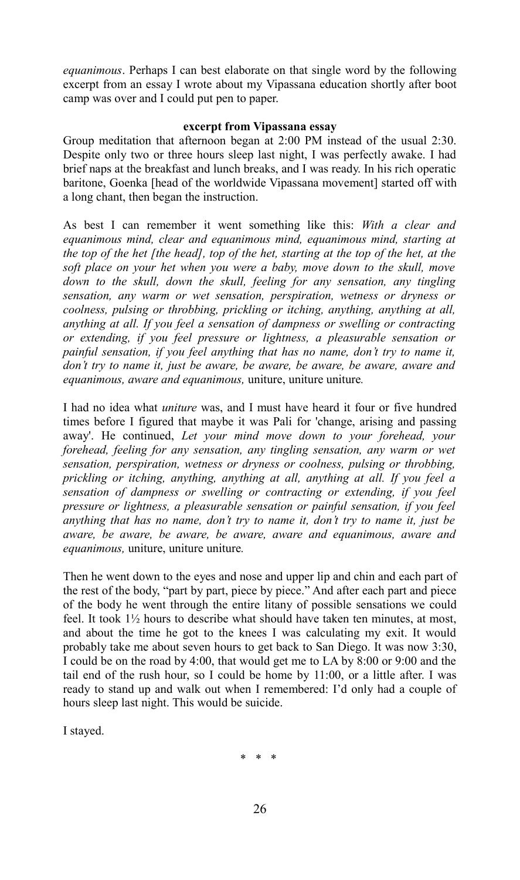*equanimous*. Perhaps I can best elaborate on that single word by the following excerpt from an essay I wrote about my Vipassana education shortly after boot camp was over and I could put pen to paper.

**excerpt from Vipassana essay**

Group meditation that afternoon began at 2:00 PM instead of the usual 2:30. Despite only two or three hours sleep last night, I was perfectly awake. I had brief naps at the breakfast and lunch breaks, and I was ready. In his rich operatic baritone, Goenka [head of the worldwide Vipassana movement] started off with a long chant, then began the instruction.

As best I can remember it went something like this: *With a clear and equanimous mind, clear and equanimous mind, equanimous mind, starting at the top of the het [the head], top of the het, starting at the top of the het, at the soft place on your het when you were a baby, move down to the skull, move down to the skull, down the skull, feeling for any sensation, any tingling sensation, any warm or wet sensation, perspiration, wetness or dryness or coolness, pulsing or throbbing, prickling or itching, anything, anything at all, anything at all. If you feel a sensation of dampness or swelling or contracting or extending, if you feel pressure or lightness, a pleasurable sensation or painful sensation, if you feel anything that has no name, don't try to name it, don't try to name it, just be aware, be aware, be aware, be aware, aware and equanimous, aware and equanimous,* uniture, uniture uniture*.*

I had no idea what *uniture* was, and I must have heard it four or five hundred times before I figured that maybe it was Pali for 'change, arising and passing away'. He continued, *Let your mind move down to your forehead, your forehead, feeling for any sensation, any tingling sensation, any warm or wet sensation, perspiration, wetness or dryness or coolness, pulsing or throbbing, prickling or itching, anything, anything at all, anything at all. If you feel a sensation of dampness or swelling or contracting or extending, if you feel pressure or lightness, a pleasurable sensation or painful sensation, if you feel anything that has no name, don't try to name it, don't try to name it, just be aware, be aware, be aware, be aware, aware and equanimous, aware and equanimous,* uniture, uniture uniture*.*

Then he went down to the eyes and nose and upper lip and chin and each part of the rest of the body, "part by part, piece by piece." And after each part and piece of the body he went through the entire litany of possible sensations we could feel. It took 1½ hours to describe what should have taken ten minutes, at most, and about the time he got to the knees I was calculating my exit. It would probably take me about seven hours to get back to San Diego. It was now 3:30, I could be on the road by 4:00, that would get me to LA by 8:00 or 9:00 and the tail end of the rush hour, so I could be home by 11:00, or a little after. I was ready to stand up and walk out when I remembered: I'd only had a couple of hours sleep last night. This would be suicide.

I stayed.

\* \* \*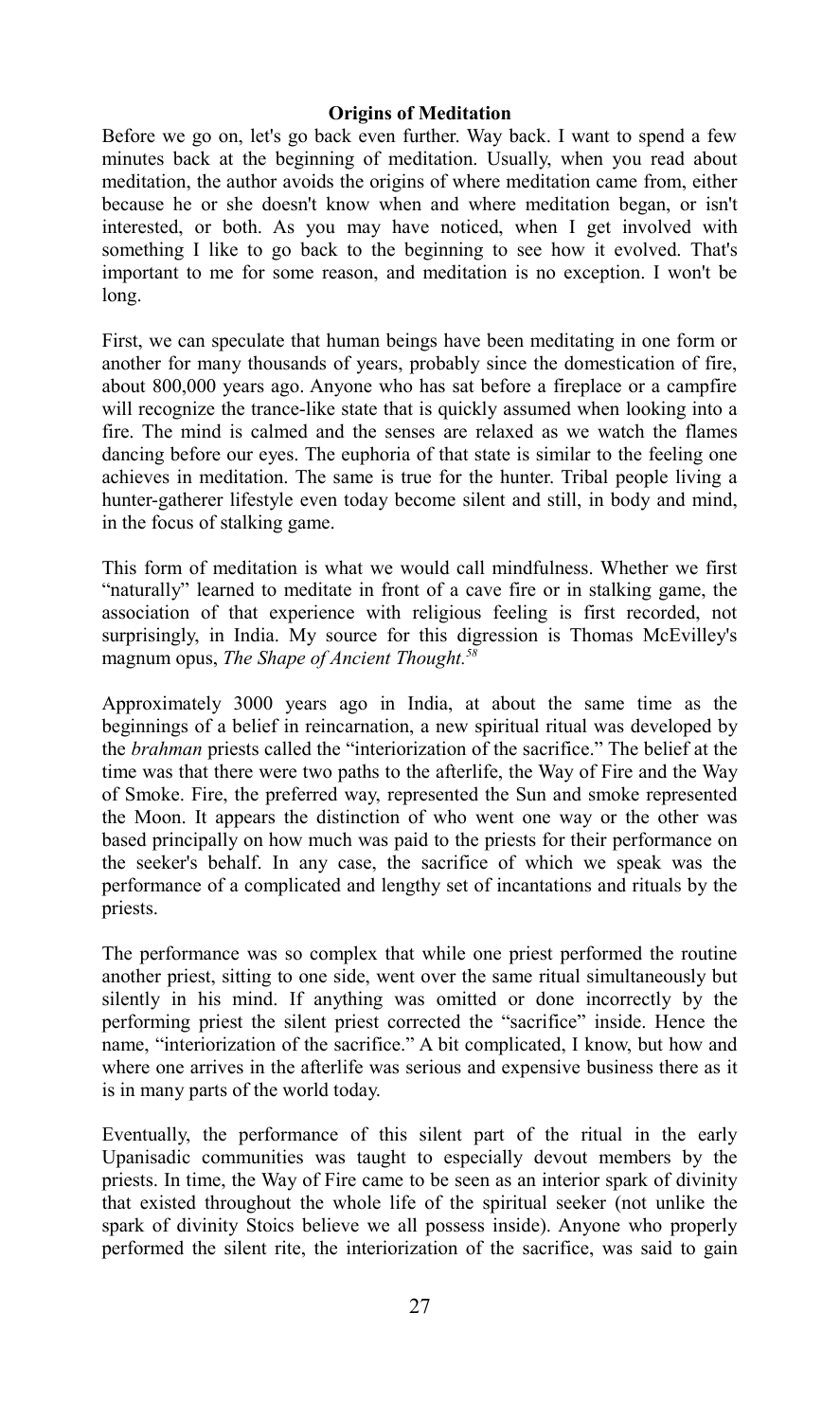**Origins of Meditation**

Before we go on, let's go back even further. Way back. I want to spend a few minutes back at the beginning of meditation. Usually, when you read about meditation, the author avoids the origins of where meditation came from, either because he or she doesn't know when and where meditation began, or isn't interested, or both. As you may have noticed, when I get involved with something I like to go back to the beginning to see how it evolved. That's important to me for some reason, and meditation is no exception. I won't be long.

First, we can speculate that human beings have been meditating in one form or another for many thousands of years, probably since the domestication of fire, about 800,000 years ago. Anyone who has sat before a fireplace or a campfire will recognize the trance-like state that is quickly assumed when looking into a fire. The mind is calmed and the senses are relaxed as we watch the flames dancing before our eyes. The euphoria of that state is similar to the feeling one achieves in meditation. The same is true for the hunter. Tribal people living a hunter-gatherer lifestyle even today become silent and still, in body and mind, in the focus of stalking game.

This form of meditation is what we would call mindfulness. Whether we first "naturally" learned to meditate in front of a cave fire or in stalking game, the association of that experience with religious feeling is first recorded, not surprisingly, in India. My source for this digression is Thomas McEvilley's magnum opus, *The Shape of Ancient Thought.*[58]

Approximately 3000 years ago in India, at about the same time as the beginnings of a belief in reincarnation, a new spiritual ritual was developed by the *brahman* priests called the "interiorization of the sacrifice." The belief at the time was that there were two paths to the afterlife, the Way of Fire and the Way of Smoke. Fire, the preferred way, represented the Sun and smoke represented the Moon. It appears the distinction of who went one way or the other was based principally on how much was paid to the priests for their performance on the seeker's behalf. In any case, the sacrifice of which we speak was the performance of a complicated and lengthy set of incantations and rituals by the priests.

The performance was so complex that while one priest performed the routine another priest, sitting to one side, went over the same ritual simultaneously but silently in his mind. If anything was omitted or done incorrectly by the performing priest the silent priest corrected the "sacrifice" inside. Hence the name, "interiorization of the sacrifice." A bit complicated, I know, but how and where one arrives in the afterlife was serious and expensive business there as it is in many parts of the world today.

Eventually, the performance of this silent part of the ritual in the early Upanisadic communities was taught to especially devout members by the priests. In time, the Way of Fire came to be seen as an interior spark of divinity that existed throughout the whole life of the spiritual seeker (not unlike the spark of divinity Stoics believe we all possess inside). Anyone who properly performed the silent rite, the interiorization of the sacrifice, was said to gain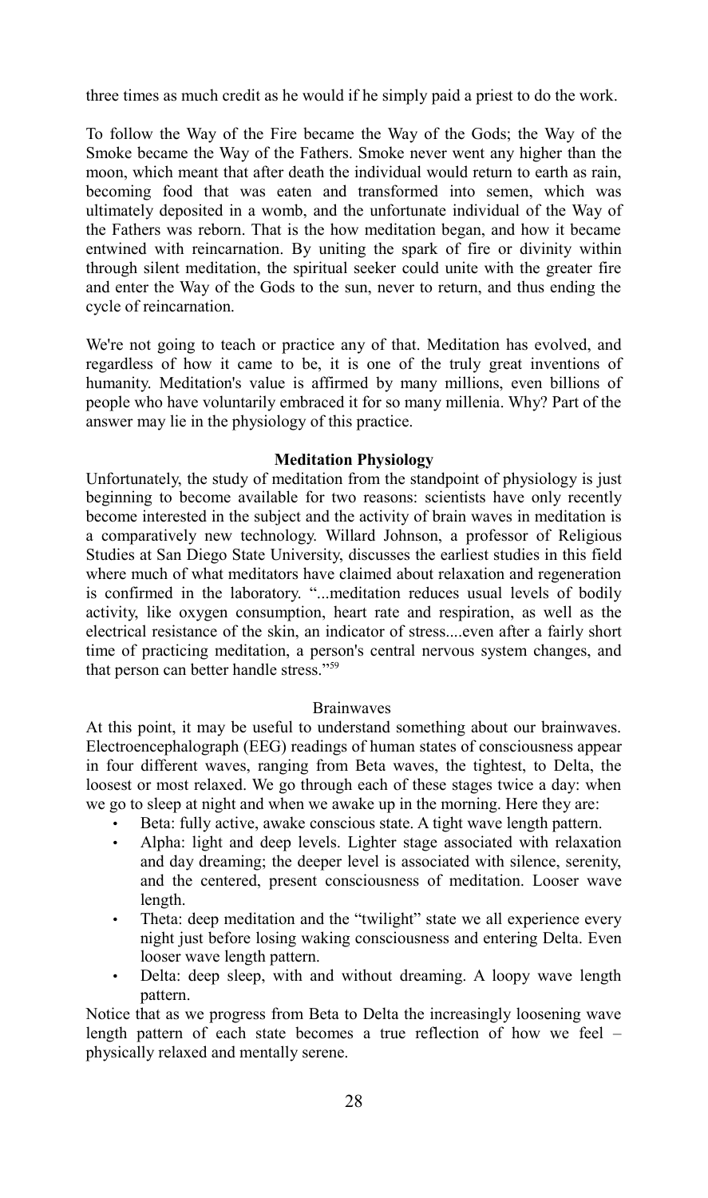three times as much credit as he would if he simply paid a priest to do the work.

To follow the Way of the Fire became the Way of the Gods; the Way of the Smoke became the Way of the Fathers. Smoke never went any higher than the moon, which meant that after death the individual would return to earth as rain, becoming food that was eaten and transformed into semen, which was ultimately deposited in a womb, and the unfortunate individual of the Way of the Fathers was reborn. That is the how meditation began, and how it became entwined with reincarnation. By uniting the spark of fire or divinity within through silent meditation, the spiritual seeker could unite with the greater fire and enter the Way of the Gods to the sun, never to return, and thus ending the cycle of reincarnation.

We're not going to teach or practice any of that. Meditation has evolved, and regardless of how it came to be, it is one of the truly great inventions of humanity. Meditation's value is affirmed by many millions, even billions of people who have voluntarily embraced it for so many millenia. Why? Part of the answer may lie in the physiology of this practice.

## Meditation Physiology

Unfortunately, the study of meditation from the standpoint of physiology is just beginning to become available for two reasons: scientists have only recently become interested in the subject and the activity of brain waves in meditation is a comparatively new technology. Willard Johnson, a professor of Religious Studies at San Diego State University, discusses the earliest studies in this field where much of what meditators have claimed about relaxation and regeneration is confirmed in the laboratory. "...meditation reduces usual levels of bodily activity, like oxygen consumption, heart rate and respiration, as well as the electrical resistance of the skin, an indicator of stress....even after a fairly short time of practicing meditation, a person's central nervous system changes, and that person can better handle stress."[59]

### Brainwaves

At this point, it may be useful to understand something about our brainwaves. Electroencephalograph (EEG) readings of human states of consciousness appear in four different waves, ranging from Beta waves, the tightest, to Delta, the loosest or most relaxed. We go through each of these stages twice a day: when we go to sleep at night and when we awake up in the morning. Here they are:

- Beta: fully active, awake conscious state. A tight wave length pattern.
- Alpha: light and deep levels. Lighter stage associated with relaxation and day dreaming; the deeper level is associated with silence, serenity, and the centered, present consciousness of meditation. Looser wave length.
- Theta: deep meditation and the "twilight" state we all experience every night just before losing waking consciousness and entering Delta. Even looser wave length pattern.
- Delta: deep sleep, with and without dreaming. A loopy wave length pattern.

Notice that as we progress from Beta to Delta the increasingly loosening wave length pattern of each state becomes a true reflection of how we feel – physically relaxed and mentally serene.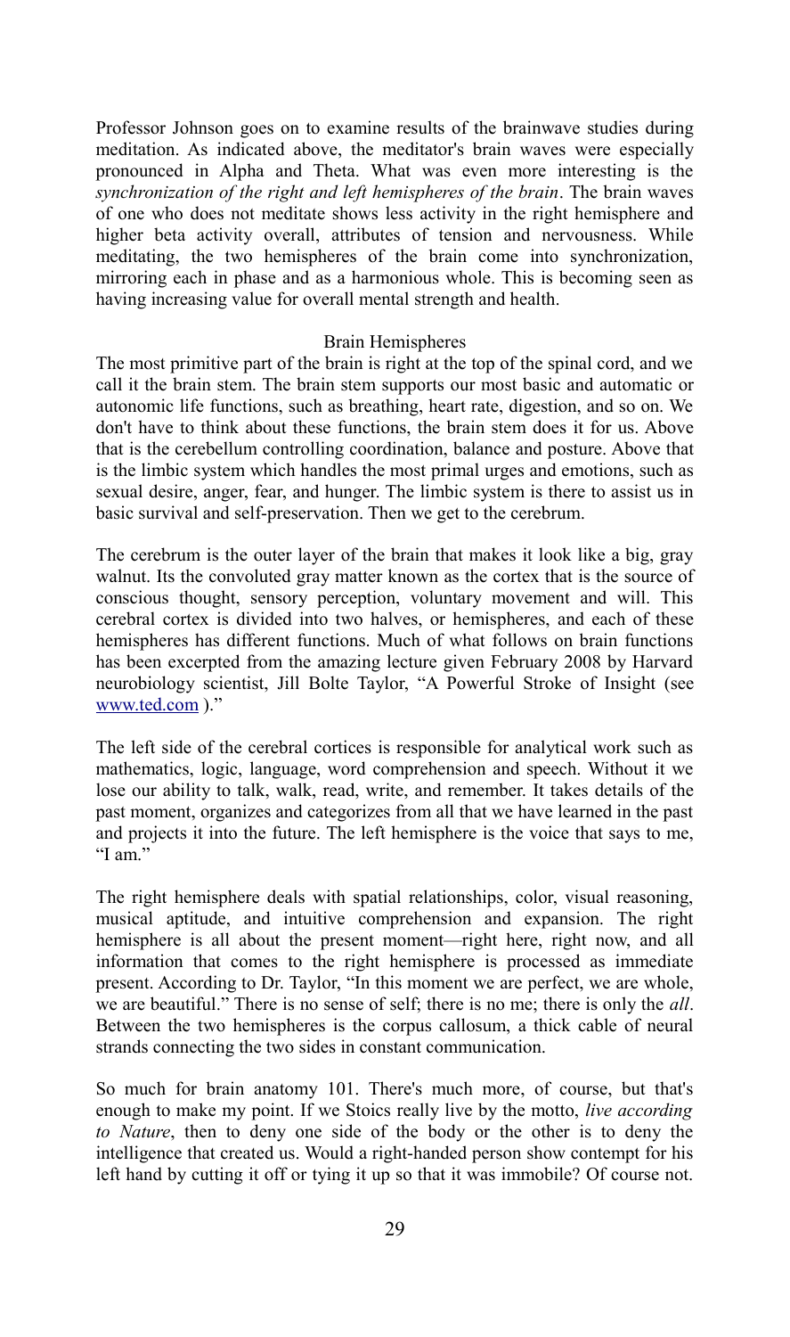Professor Johnson goes on to examine results of the brainwave studies during meditation. As indicated above, the meditator's brain waves were especially pronounced in Alpha and Theta. What was even more interesting is the *synchronization of the right and left hemispheres of the brain*. The brain waves of one who does not meditate shows less activity in the right hemisphere and higher beta activity overall, attributes of tension and nervousness. While meditating, the two hemispheres of the brain come into synchronization, mirroring each in phase and as a harmonious whole. This is becoming seen as having increasing value for overall mental strength and health.

## Brain Hemispheres

The most primitive part of the brain is right at the top of the spinal cord, and we call it the brain stem. The brain stem supports our most basic and automatic or autonomic life functions, such as breathing, heart rate, digestion, and so on. We don't have to think about these functions, the brain stem does it for us. Above that is the cerebellum controlling coordination, balance and posture. Above that is the limbic system which handles the most primal urges and emotions, such as sexual desire, anger, fear, and hunger. The limbic system is there to assist us in basic survival and self-preservation. Then we get to the cerebrum.

The cerebrum is the outer layer of the brain that makes it look like a big, gray walnut. Its the convoluted gray matter known as the cortex that is the source of conscious thought, sensory perception, voluntary movement and will. This cerebral cortex is divided into two halves, or hemispheres, and each of these hemispheres has different functions. Much of what follows on brain functions has been excerpted from the amazing lecture given February 2008 by Harvard neurobiology scientist, Jill Bolte Taylor, "A Powerful Stroke of Insight (see www.ted.com )."

The left side of the cerebral cortices is responsible for analytical work such as mathematics, logic, language, word comprehension and speech. Without it we lose our ability to talk, walk, read, write, and remember. It takes details of the past moment, organizes and categorizes from all that we have learned in the past and projects it into the future. The left hemisphere is the voice that says to me, "I am."

The right hemisphere deals with spatial relationships, color, visual reasoning, musical aptitude, and intuitive comprehension and expansion. The right hemisphere is all about the present moment—right here, right now, and all information that comes to the right hemisphere is processed as immediate present. According to Dr. Taylor, "In this moment we are perfect, we are whole, we are beautiful." There is no sense of self; there is no me; there is only the *all*. Between the two hemispheres is the corpus callosum, a thick cable of neural strands connecting the two sides in constant communication.

So much for brain anatomy 101. There's much more, of course, but that's enough to make my point. If we Stoics really live by the motto, *live according to Nature*, then to deny one side of the body or the other is to deny the intelligence that created us. Would a right-handed person show contempt for his left hand by cutting it off or tying it up so that it was immobile? Of course not.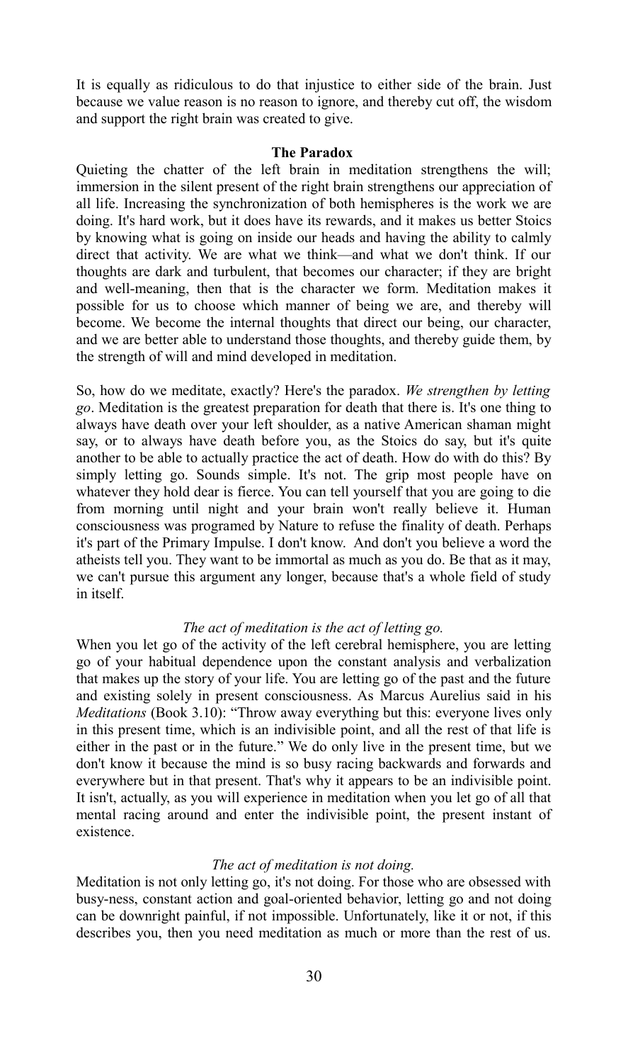It is equally as ridiculous to do that injustice to either side of the brain. Just because we value reason is no reason to ignore, and thereby cut off, the wisdom and support the right brain was created to give.

## The Paradox

Quieting the chatter of the left brain in meditation strengthens the will; immersion in the silent present of the right brain strengthens our appreciation of all life. Increasing the synchronization of both hemispheres is the work we are doing. It's hard work, but it does have its rewards, and it makes us better Stoics by knowing what is going on inside our heads and having the ability to calmly direct that activity. We are what we think—and what we don't think. If our thoughts are dark and turbulent, that becomes our character; if they are bright and well-meaning, then that is the character we form. Meditation makes it possible for us to choose which manner of being we are, and thereby will become. We become the internal thoughts that direct our being, our character, and we are better able to understand those thoughts, and thereby guide them, by the strength of will and mind developed in meditation.

So, how do we meditate, exactly? Here's the paradox. *We strengthen by letting go*. Meditation is the greatest preparation for death that there is. It's one thing to always have death over your left shoulder, as a native American shaman might say, or to always have death before you, as the Stoics do say, but it's quite another to be able to actually practice the act of death. How do with do this? By simply letting go. Sounds simple. It's not. The grip most people have on whatever they hold dear is fierce. You can tell yourself that you are going to die from morning until night and your brain won't really believe it. Human consciousness was programed by Nature to refuse the finality of death. Perhaps it's part of the Primary Impulse. I don't know. And don't you believe a word the atheists tell you. They want to be immortal as much as you do. Be that as it may, we can't pursue this argument any longer, because that's a whole field of study in itself.

*The act of meditation is the act of letting go.*

When you let go of the activity of the left cerebral hemisphere, you are letting go of your habitual dependence upon the constant analysis and verbalization that makes up the story of your life. You are letting go of the past and the future and existing solely in present consciousness. As Marcus Aurelius said in his *Meditations* (Book 3.10): "Throw away everything but this: everyone lives only in this present time, which is an indivisible point, and all the rest of that life is either in the past or in the future." We do only live in the present time, but we don't know it because the mind is so busy racing backwards and forwards and everywhere but in that present. That's why it appears to be an indivisible point. It isn't, actually, as you will experience in meditation when you let go of all that mental racing around and enter the indivisible point, the present instant of existence.

*The act of meditation is not doing.*

Meditation is not only letting go, it's not doing. For those who are obsessed with busy-ness, constant action and goal-oriented behavior, letting go and not doing can be downright painful, if not impossible. Unfortunately, like it or not, if this describes you, then you need meditation as much or more than the rest of us.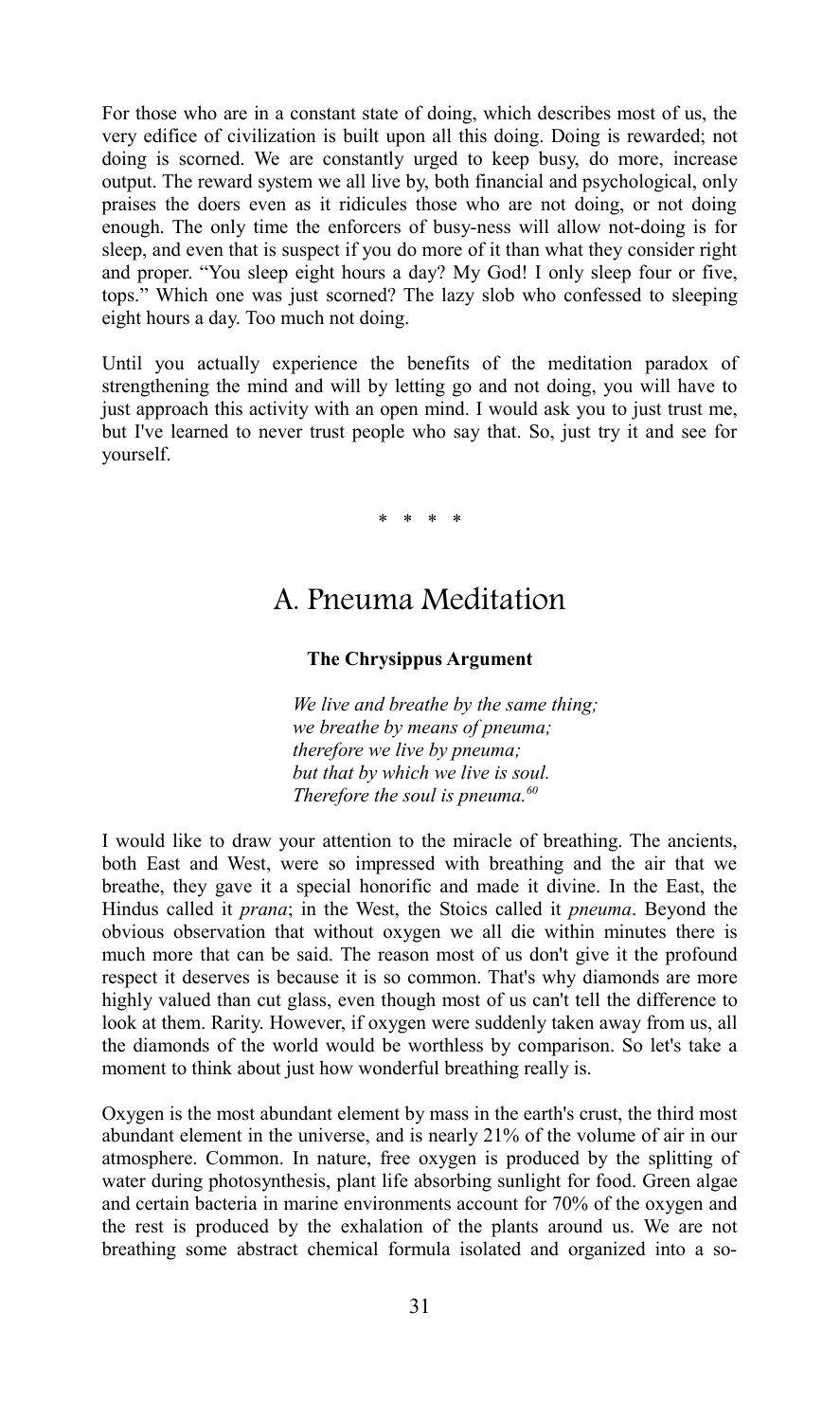For those who are in a constant state of doing, which describes most of us, the very edifice of civilization is built upon all this doing. Doing is rewarded; not doing is scorned. We are constantly urged to keep busy, do more, increase output. The reward system we all live by, both financial and psychological, only praises the doers even as it ridicules those who are not doing, or not doing enough. The only time the enforcers of busy-ness will allow not-doing is for sleep, and even that is suspect if you do more of it than what they consider right and proper. "You sleep eight hours a day? My God! I only sleep four or five, tops." Which one was just scorned? The lazy slob who confessed to sleeping eight hours a day. Too much not doing.

Until you actually experience the benefits of the meditation paradox of strengthening the mind and will by letting go and not doing, you will have to just approach this activity with an open mind. I would ask you to just trust me, but I've learned to never trust people who say that. So, just try it and see for yourself.

\* \* \* \*

## A. Pneuma Meditation

**The Chrysippus Argument**

*We live and breathe by the same thing;*
*we breathe by means of pneuma;*
*therefore we live by pneuma;*
*but that by which we live is soul.*
*Therefore the soul is pneuma.*[60]

I would like to draw your attention to the miracle of breathing. The ancients, both East and West, were so impressed with breathing and the air that we breathe, they gave it a special honorific and made it divine. In the East, the Hindus called it *prana*; in the West, the Stoics called it *pneuma*. Beyond the obvious observation that without oxygen we all die within minutes there is much more that can be said. The reason most of us don't give it the profound respect it deserves is because it is so common. That's why diamonds are more highly valued than cut glass, even though most of us can't tell the difference to look at them. Rarity. However, if oxygen were suddenly taken away from us, all the diamonds of the world would be worthless by comparison. So let's take a moment to think about just how wonderful breathing really is.

Oxygen is the most abundant element by mass in the earth's crust, the third most abundant element in the universe, and is nearly 21% of the volume of air in our atmosphere. Common. In nature, free oxygen is produced by the splitting of water during photosynthesis, plant life absorbing sunlight for food. Green algae and certain bacteria in marine environments account for 70% of the oxygen and the rest is produced by the exhalation of the plants around us. We are not breathing some abstract chemical formula isolated and organized into a so-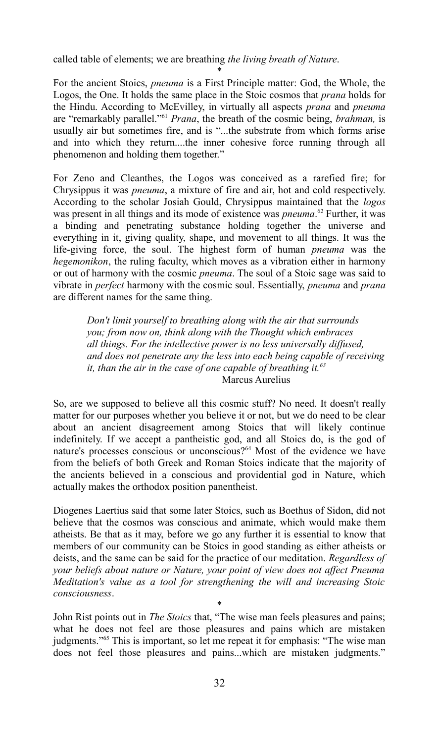called table of elements; we are breathing *the living breath of Nature*.

*

For the ancient Stoics, *pneuma* is a First Principle matter: God, the Whole, the Logos, the One. It holds the same place in the Stoic cosmos that *prana* holds for the Hindu. According to McEvilley, in virtually all aspects *prana* and *pneuma* are "remarkably parallel."[61] *Prana*, the breath of the cosmic being, *brahman,* is usually air but sometimes fire, and is "...the substrate from which forms arise and into which they return....the inner cohesive force running through all phenomenon and holding them together."

For Zeno and Cleanthes, the Logos was conceived as a rarefied fire; for Chrysippus it was *pneuma*, a mixture of fire and air, hot and cold respectively. According to the scholar Josiah Gould, Chrysippus maintained that the *logos* was present in all things and its mode of existence was *pneuma*.[62] Further, it was a binding and penetrating substance holding together the universe and everything in it, giving quality, shape, and movement to all things. It was the life-giving force, the soul. The highest form of human *pneuma* was the *hegemonikon*, the ruling faculty, which moves as a vibration either in harmony or out of harmony with the cosmic *pneuma*. The soul of a Stoic sage was said to vibrate in *perfect* harmony with the cosmic soul. Essentially, *pneuma* and *prana* are different names for the same thing.

> *Don't limit yourself to breathing along with the air that surrounds you; from now on, think along with the Thought which embraces all things. For the intellective power is no less universally diffused, and does not penetrate any the less into each being capable of receiving it, than the air in the case of one capable of breathing it.*[63]
>
> Marcus Aurelius

So, are we supposed to believe all this cosmic stuff? No need. It doesn't really matter for our purposes whether you believe it or not, but we do need to be clear about an ancient disagreement among Stoics that will likely continue indefinitely. If we accept a pantheistic god, and all Stoics do, is the god of nature's processes conscious or unconscious?[64] Most of the evidence we have from the beliefs of both Greek and Roman Stoics indicate that the majority of the ancients believed in a conscious and providential god in Nature, which actually makes the orthodox position panentheist.

Diogenes Laertius said that some later Stoics, such as Boethus of Sidon, did not believe that the cosmos was conscious and animate, which would make them atheists. Be that as it may, before we go any further it is essential to know that members of our community can be Stoics in good standing as either atheists or deists, and the same can be said for the practice of our meditation. *Regardless of your beliefs about nature or Nature, your point of view does not affect Pneuma Meditation's value as a tool for strengthening the will and increasing Stoic consciousness*.

*

John Rist points out in *The Stoics* that, "The wise man feels pleasures and pains; what he does not feel are those pleasures and pains which are mistaken judgments."[65] This is important, so let me repeat it for emphasis: "The wise man does not feel those pleasures and pains...which are mistaken judgments."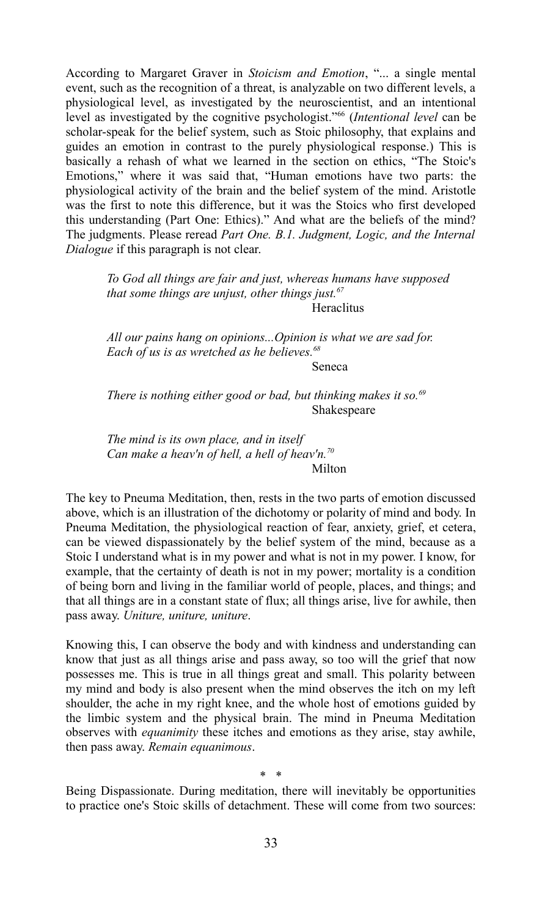According to Margaret Graver in *Stoicism and Emotion*, "... a single mental event, such as the recognition of a threat, is analyzable on two different levels, a physiological level, as investigated by the neuroscientist, and an intentional level as investigated by the cognitive psychologist."[66] (*Intentional level* can be scholar-speak for the belief system, such as Stoic philosophy, that explains and guides an emotion in contrast to the purely physiological response.) This is basically a rehash of what we learned in the section on ethics, "The Stoic's Emotions," where it was said that, "Human emotions have two parts: the physiological activity of the brain and the belief system of the mind. Aristotle was the first to note this difference, but it was the Stoics who first developed this understanding (Part One: Ethics)." And what are the beliefs of the mind? The judgments. Please reread *Part One. B.1. Judgment, Logic, and the Internal Dialogue* if this paragraph is not clear.

> *To God all things are fair and just, whereas humans have supposed that some things are unjust, other things just.*[67]
> Heraclitus

> *All our pains hang on opinions...Opinion is what we are sad for. Each of us is as wretched as he believes.*[68]
> Seneca

> *There is nothing either good or bad, but thinking makes it so.*[69]
> Shakespeare

> *The mind is its own place, and in itself*
> *Can make a heav'n of hell, a hell of heav'n.*[70]
> Milton

The key to Pneuma Meditation, then, rests in the two parts of emotion discussed above, which is an illustration of the dichotomy or polarity of mind and body. In Pneuma Meditation, the physiological reaction of fear, anxiety, grief, et cetera, can be viewed dispassionately by the belief system of the mind, because as a Stoic I understand what is in my power and what is not in my power. I know, for example, that the certainty of death is not in my power; mortality is a condition of being born and living in the familiar world of people, places, and things; and that all things are in a constant state of flux; all things arise, live for awhile, then pass away. *Uniture, uniture, uniture*.

Knowing this, I can observe the body and with kindness and understanding can know that just as all things arise and pass away, so too will the grief that now possesses me. This is true in all things great and small. This polarity between my mind and body is also present when the mind observes the itch on my left shoulder, the ache in my right knee, and the whole host of emotions guided by the limbic system and the physical brain. The mind in Pneuma Meditation observes with *equanimity* these itches and emotions as they arise, stay awhile, then pass away. *Remain equanimous*.

\* \*

Being Dispassionate. During meditation, there will inevitably be opportunities to practice one's Stoic skills of detachment. These will come from two sources: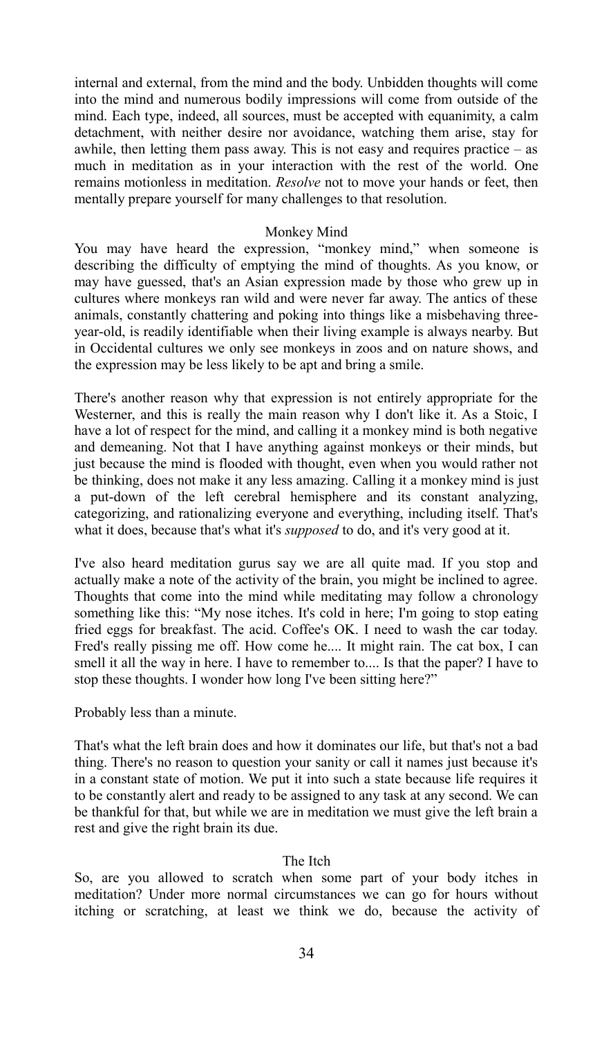internal and external, from the mind and the body. Unbidden thoughts will come into the mind and numerous bodily impressions will come from outside of the mind. Each type, indeed, all sources, must be accepted with equanimity, a calm detachment, with neither desire nor avoidance, watching them arise, stay for awhile, then letting them pass away. This is not easy and requires practice – as much in meditation as in your interaction with the rest of the world. One remains motionless in meditation. *Resolve* not to move your hands or feet, then mentally prepare yourself for many challenges to that resolution.

## Monkey Mind

You may have heard the expression, "monkey mind," when someone is describing the difficulty of emptying the mind of thoughts. As you know, or may have guessed, that's an Asian expression made by those who grew up in cultures where monkeys ran wild and were never far away. The antics of these animals, constantly chattering and poking into things like a misbehaving three-year-old, is readily identifiable when their living example is always nearby. But in Occidental cultures we only see monkeys in zoos and on nature shows, and the expression may be less likely to be apt and bring a smile.

There's another reason why that expression is not entirely appropriate for the Westerner, and this is really the main reason why I don't like it. As a Stoic, I have a lot of respect for the mind, and calling it a monkey mind is both negative and demeaning. Not that I have anything against monkeys or their minds, but just because the mind is flooded with thought, even when you would rather not be thinking, does not make it any less amazing. Calling it a monkey mind is just a put-down of the left cerebral hemisphere and its constant analyzing, categorizing, and rationalizing everyone and everything, including itself. That's what it does, because that's what it's *supposed* to do, and it's very good at it.

I've also heard meditation gurus say we are all quite mad. If you stop and actually make a note of the activity of the brain, you might be inclined to agree. Thoughts that come into the mind while meditating may follow a chronology something like this: "My nose itches. It's cold in here; I'm going to stop eating fried eggs for breakfast. The acid. Coffee's OK. I need to wash the car today. Fred's really pissing me off. How come he.... It might rain. The cat box, I can smell it all the way in here. I have to remember to.... Is that the paper? I have to stop these thoughts. I wonder how long I've been sitting here?"

Probably less than a minute.

That's what the left brain does and how it dominates our life, but that's not a bad thing. There's no reason to question your sanity or call it names just because it's in a constant state of motion. We put it into such a state because life requires it to be constantly alert and ready to be assigned to any task at any second. We can be thankful for that, but while we are in meditation we must give the left brain a rest and give the right brain its due.

## The Itch

So, are you allowed to scratch when some part of your body itches in meditation? Under more normal circumstances we can go for hours without itching or scratching, at least we think we do, because the activity of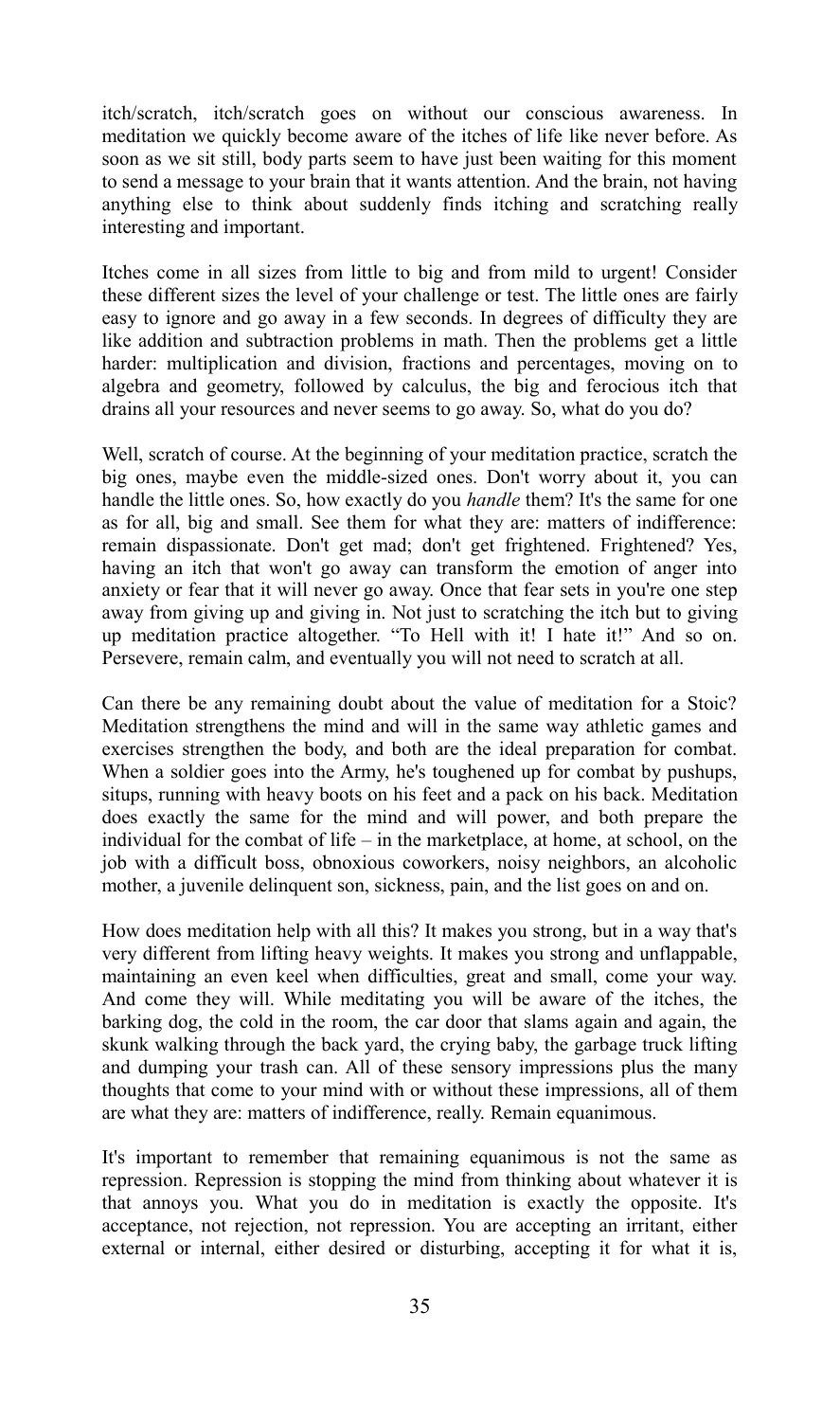itch/scratch, itch/scratch goes on without our conscious awareness. In meditation we quickly become aware of the itches of life like never before. As soon as we sit still, body parts seem to have just been waiting for this moment to send a message to your brain that it wants attention. And the brain, not having anything else to think about suddenly finds itching and scratching really interesting and important.

Itches come in all sizes from little to big and from mild to urgent! Consider these different sizes the level of your challenge or test. The little ones are fairly easy to ignore and go away in a few seconds. In degrees of difficulty they are like addition and subtraction problems in math. Then the problems get a little harder: multiplication and division, fractions and percentages, moving on to algebra and geometry, followed by calculus, the big and ferocious itch that drains all your resources and never seems to go away. So, what do you do?

Well, scratch of course. At the beginning of your meditation practice, scratch the big ones, maybe even the middle-sized ones. Don't worry about it, you can handle the little ones. So, how exactly do you *handle* them? It's the same for one as for all, big and small. See them for what they are: matters of indifference: remain dispassionate. Don't get mad; don't get frightened. Frightened? Yes, having an itch that won't go away can transform the emotion of anger into anxiety or fear that it will never go away. Once that fear sets in you're one step away from giving up and giving in. Not just to scratching the itch but to giving up meditation practice altogether. "To Hell with it! I hate it!" And so on. Persevere, remain calm, and eventually you will not need to scratch at all.

Can there be any remaining doubt about the value of meditation for a Stoic? Meditation strengthens the mind and will in the same way athletic games and exercises strengthen the body, and both are the ideal preparation for combat. When a soldier goes into the Army, he's toughened up for combat by pushups, situps, running with heavy boots on his feet and a pack on his back. Meditation does exactly the same for the mind and will power, and both prepare the individual for the combat of life – in the marketplace, at home, at school, on the job with a difficult boss, obnoxious coworkers, noisy neighbors, an alcoholic mother, a juvenile delinquent son, sickness, pain, and the list goes on and on.

How does meditation help with all this? It makes you strong, but in a way that's very different from lifting heavy weights. It makes you strong and unflappable, maintaining an even keel when difficulties, great and small, come your way. And come they will. While meditating you will be aware of the itches, the barking dog, the cold in the room, the car door that slams again and again, the skunk walking through the back yard, the crying baby, the garbage truck lifting and dumping your trash can. All of these sensory impressions plus the many thoughts that come to your mind with or without these impressions, all of them are what they are: matters of indifference, really. Remain equanimous.

It's important to remember that remaining equanimous is not the same as repression. Repression is stopping the mind from thinking about whatever it is that annoys you. What you do in meditation is exactly the opposite. It's acceptance, not rejection, not repression. You are accepting an irritant, either external or internal, either desired or disturbing, accepting it for what it is,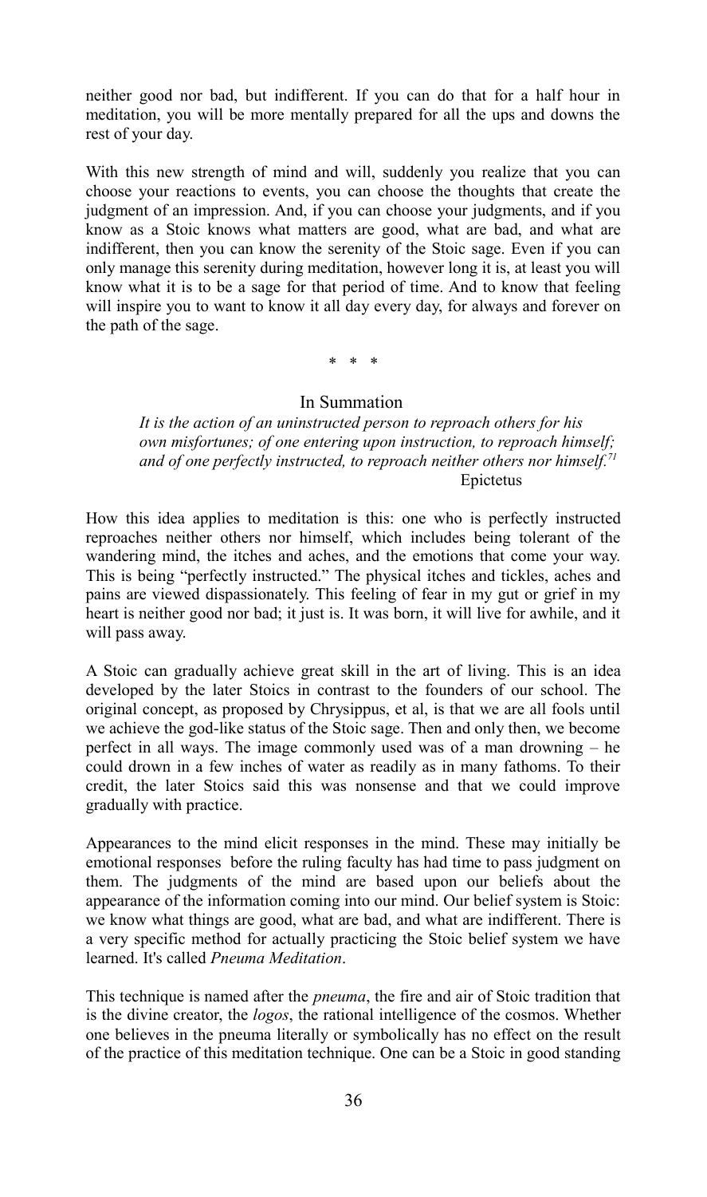neither good nor bad, but indifferent. If you can do that for a half hour in meditation, you will be more mentally prepared for all the ups and downs the rest of your day.

With this new strength of mind and will, suddenly you realize that you can choose your reactions to events, you can choose the thoughts that create the judgment of an impression. And, if you can choose your judgments, and if you know as a Stoic knows what matters are good, what are bad, and what are indifferent, then you can know the serenity of the Stoic sage. Even if you can only manage this serenity during meditation, however long it is, at least you will know what it is to be a sage for that period of time. And to know that feeling will inspire you to want to know it all day every day, for always and forever on the path of the sage.

\* \* \*

## In Summation

*It is the action of an uninstructed person to reproach others for his own misfortunes; of one entering upon instruction, to reproach himself; and of one perfectly instructed, to reproach neither others nor himself.*[71]
Epictetus

How this idea applies to meditation is this: one who is perfectly instructed reproaches neither others nor himself, which includes being tolerant of the wandering mind, the itches and aches, and the emotions that come your way. This is being "perfectly instructed." The physical itches and tickles, aches and pains are viewed dispassionately. This feeling of fear in my gut or grief in my heart is neither good nor bad; it just is. It was born, it will live for awhile, and it will pass away.

A Stoic can gradually achieve great skill in the art of living. This is an idea developed by the later Stoics in contrast to the founders of our school. The original concept, as proposed by Chrysippus, et al, is that we are all fools until we achieve the god-like status of the Stoic sage. Then and only then, we become perfect in all ways. The image commonly used was of a man drowning – he could drown in a few inches of water as readily as in many fathoms. To their credit, the later Stoics said this was nonsense and that we could improve gradually with practice.

Appearances to the mind elicit responses in the mind. These may initially be emotional responses before the ruling faculty has had time to pass judgment on them. The judgments of the mind are based upon our beliefs about the appearance of the information coming into our mind. Our belief system is Stoic: we know what things are good, what are bad, and what are indifferent. There is a very specific method for actually practicing the Stoic belief system we have learned. It's called *Pneuma Meditation*.

This technique is named after the *pneuma*, the fire and air of Stoic tradition that is the divine creator, the *logos*, the rational intelligence of the cosmos. Whether one believes in the pneuma literally or symbolically has no effect on the result of the practice of this meditation technique. One can be a Stoic in good standing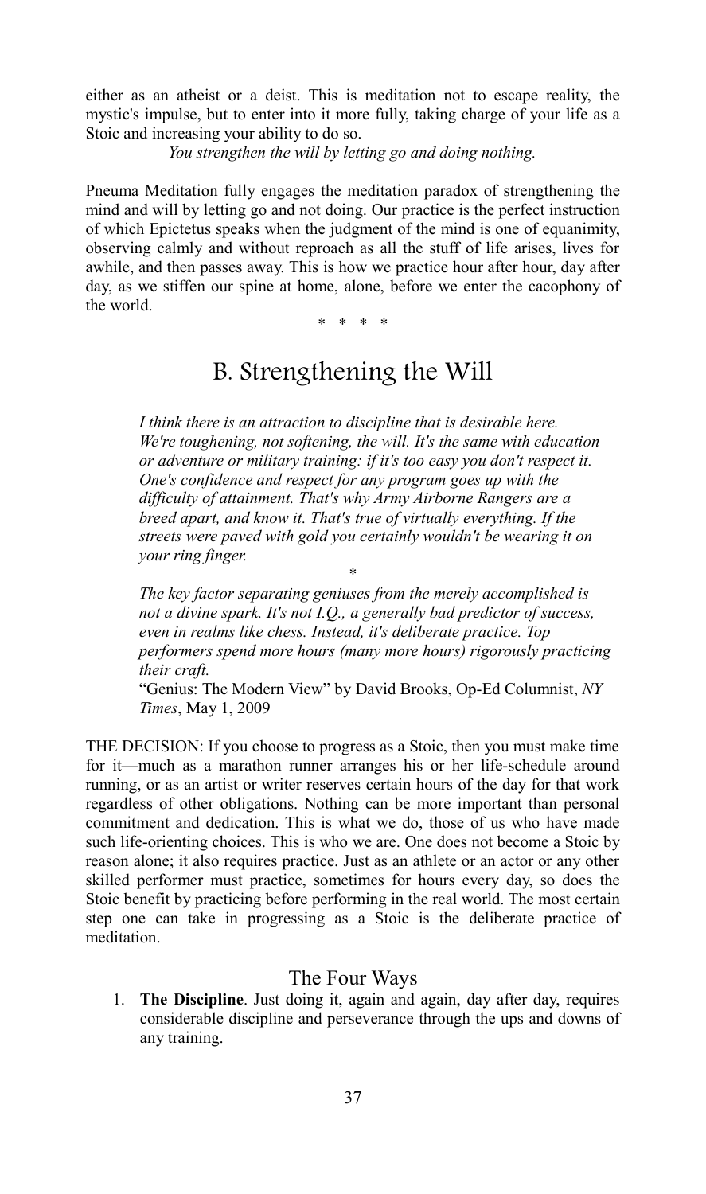either as an atheist or a deist. This is meditation not to escape reality, the mystic's impulse, but to enter into it more fully, taking charge of your life as a Stoic and increasing your ability to do so.

*You strengthen the will by letting go and doing nothing.*

Pneuma Meditation fully engages the meditation paradox of strengthening the mind and will by letting go and not doing. Our practice is the perfect instruction of which Epictetus speaks when the judgment of the mind is one of equanimity, observing calmly and without reproach as all the stuff of life arises, lives for awhile, and then passes away. This is how we practice hour after hour, day after day, as we stiffen our spine at home, alone, before we enter the cacophony of the world.

\* \* \* \*

## B. Strengthening the Will

> *I think there is an attraction to discipline that is desirable here. We're toughening, not softening, the will. It's the same with education or adventure or military training: if it's too easy you don't respect it. One's confidence and respect for any program goes up with the difficulty of attainment. That's why Army Airborne Rangers are a breed apart, and know it. That's true of virtually everything. If the streets were paved with gold you certainly wouldn't be wearing it on your ring finger.*
>
> \*
>
> *The key factor separating geniuses from the merely accomplished is not a divine spark. It's not I.Q., a generally bad predictor of success, even in realms like chess. Instead, it's deliberate practice. Top performers spend more hours (many more hours) rigorously practicing their craft.*
>
> "Genius: The Modern View" by David Brooks, Op-Ed Columnist, *NY Times*, May 1, 2009

THE DECISION: If you choose to progress as a Stoic, then you must make time for it—much as a marathon runner arranges his or her life-schedule around running, or as an artist or writer reserves certain hours of the day for that work regardless of other obligations. Nothing can be more important than personal commitment and dedication. This is what we do, those of us who have made such life-orienting choices. This is who we are. One does not become a Stoic by reason alone; it also requires practice. Just as an athlete or an actor or any other skilled performer must practice, sometimes for hours every day, so does the Stoic benefit by practicing before performing in the real world. The most certain step one can take in progressing as a Stoic is the deliberate practice of meditation.

### The Four Ways

1. **The Discipline**. Just doing it, again and again, day after day, requires considerable discipline and perseverance through the ups and downs of any training.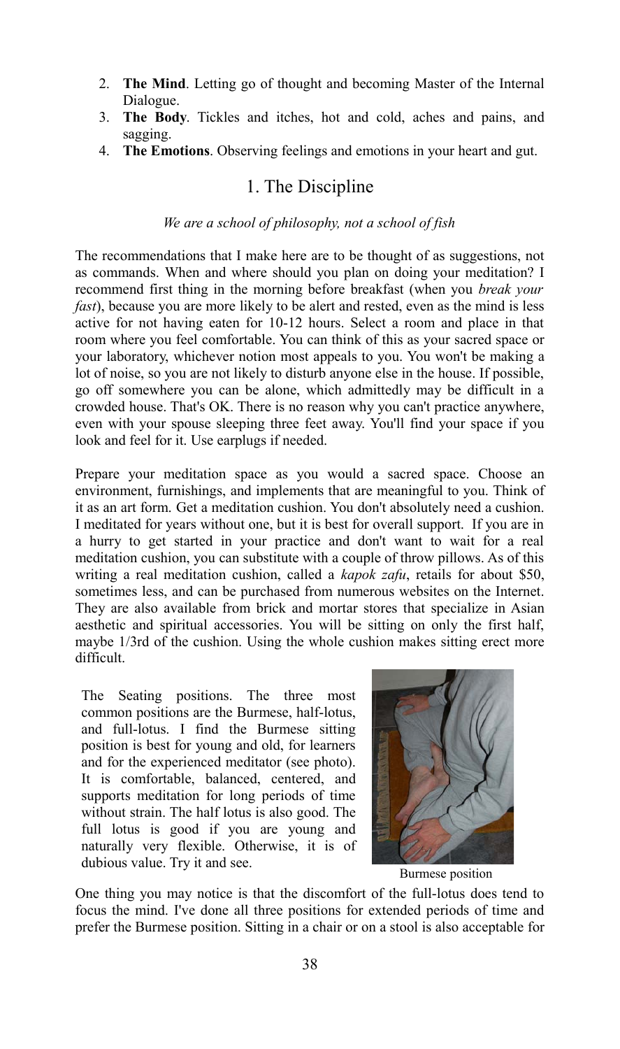2. **The Mind**. Letting go of thought and becoming Master of the Internal Dialogue.
3. **The Body**. Tickles and itches, hot and cold, aches and pains, and sagging.
4. **The Emotions**. Observing feelings and emotions in your heart and gut.

## 1. The Discipline

*We are a school of philosophy, not a school of fish*

The recommendations that I make here are to be thought of as suggestions, not as commands. When and where should you plan on doing your meditation? I recommend first thing in the morning before breakfast (when you *break your fast*), because you are more likely to be alert and rested, even as the mind is less active for not having eaten for 10-12 hours. Select a room and place in that room where you feel comfortable. You can think of this as your sacred space or your laboratory, whichever notion most appeals to you. You won't be making a lot of noise, so you are not likely to disturb anyone else in the house. If possible, go off somewhere you can be alone, which admittedly may be difficult in a crowded house. That's OK. There is no reason why you can't practice anywhere, even with your spouse sleeping three feet away. You'll find your space if you look and feel for it. Use earplugs if needed.

Prepare your meditation space as you would a sacred space. Choose an environment, furnishings, and implements that are meaningful to you. Think of it as an art form. Get a meditation cushion. You don't absolutely need a cushion. I meditated for years without one, but it is best for overall support. If you are in a hurry to get started in your practice and don't want to wait for a real meditation cushion, you can substitute with a couple of throw pillows. As of this writing a real meditation cushion, called a *kapok zafu*, retails for about $50, sometimes less, and can be purchased from numerous websites on the Internet. They are also available from brick and mortar stores that specialize in Asian aesthetic and spiritual accessories. You will be sitting on only the first half, maybe 1/3rd of the cushion. Using the whole cushion makes sitting erect more difficult.

The Seating positions. The three most common positions are the Burmese, half-lotus, and full-lotus. I find the Burmese sitting position is best for young and old, for learners and for the experienced meditator (see photo). It is comfortable, balanced, centered, and supports meditation for long periods of time without strain. The half lotus is also good. The full lotus is good if you are young and naturally very flexible. Otherwise, it is of dubious value. Try it and see.

Burmese position

One thing you may notice is that the discomfort of the full-lotus does tend to focus the mind. I've done all three positions for extended periods of time and prefer the Burmese position. Sitting in a chair or on a stool is also acceptable for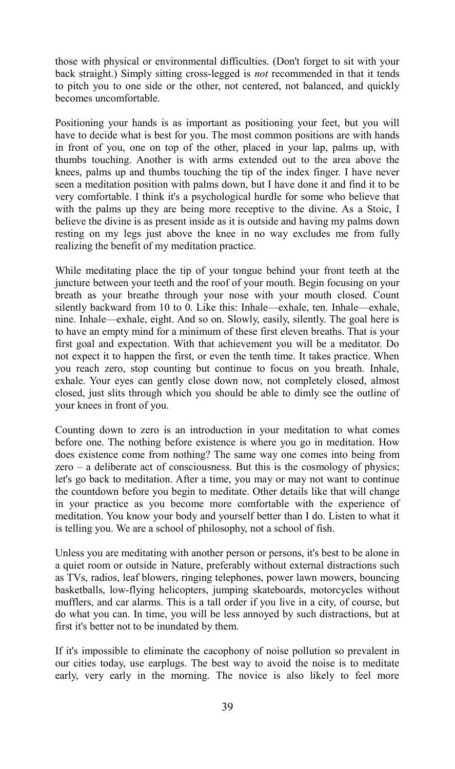those with physical or environmental difficulties. (Don't forget to sit with your back straight.) Simply sitting cross-legged is *not* recommended in that it tends to pitch you to one side or the other, not centered, not balanced, and quickly becomes uncomfortable.

Positioning your hands is as important as positioning your feet, but you will have to decide what is best for you. The most common positions are with hands in front of you, one on top of the other, placed in your lap, palms up, with thumbs touching. Another is with arms extended out to the area above the knees, palms up and thumbs touching the tip of the index finger. I have never seen a meditation position with palms down, but I have done it and find it to be very comfortable. I think it's a psychological hurdle for some who believe that with the palms up they are being more receptive to the divine. As a Stoic, I believe the divine is as present inside as it is outside and having my palms down resting on my legs just above the knee in no way excludes me from fully realizing the benefit of my meditation practice.

While meditating place the tip of your tongue behind your front teeth at the juncture between your teeth and the roof of your mouth. Begin focusing on your breath as your breathe through your nose with your mouth closed. Count silently backward from 10 to 0. Like this: Inhale—exhale, ten. Inhale—exhale, nine. Inhale—exhale, eight. And so on. Slowly, easily, silently. The goal here is to have an empty mind for a minimum of these first eleven breaths. That is your first goal and expectation. With that achievement you will be a meditator. Do not expect it to happen the first, or even the tenth time. It takes practice. When you reach zero, stop counting but continue to focus on you breath. Inhale, exhale. Your eyes can gently close down now, not completely closed, almost closed, just slits through which you should be able to dimly see the outline of your knees in front of you.

Counting down to zero is an introduction in your meditation to what comes before one. The nothing before existence is where you go in meditation. How does existence come from nothing? The same way one comes into being from zero – a deliberate act of consciousness. But this is the cosmology of physics; let's go back to meditation. After a time, you may or may not want to continue the countdown before you begin to meditate. Other details like that will change in your practice as you become more comfortable with the experience of meditation. You know your body and yourself better than I do. Listen to what it is telling you. We are a school of philosophy, not a school of fish.

Unless you are meditating with another person or persons, it's best to be alone in a quiet room or outside in Nature, preferably without external distractions such as TVs, radios, leaf blowers, ringing telephones, power lawn mowers, bouncing basketballs, low-flying helicopters, jumping skateboards, motorcycles without mufflers, and car alarms. This is a tall order if you live in a city, of course, but do what you can. In time, you will be less annoyed by such distractions, but at first it's better not to be inundated by them.

If it's impossible to eliminate the cacophony of noise pollution so prevalent in our cities today, use earplugs. The best way to avoid the noise is to meditate early, very early in the morning. The novice is also likely to feel more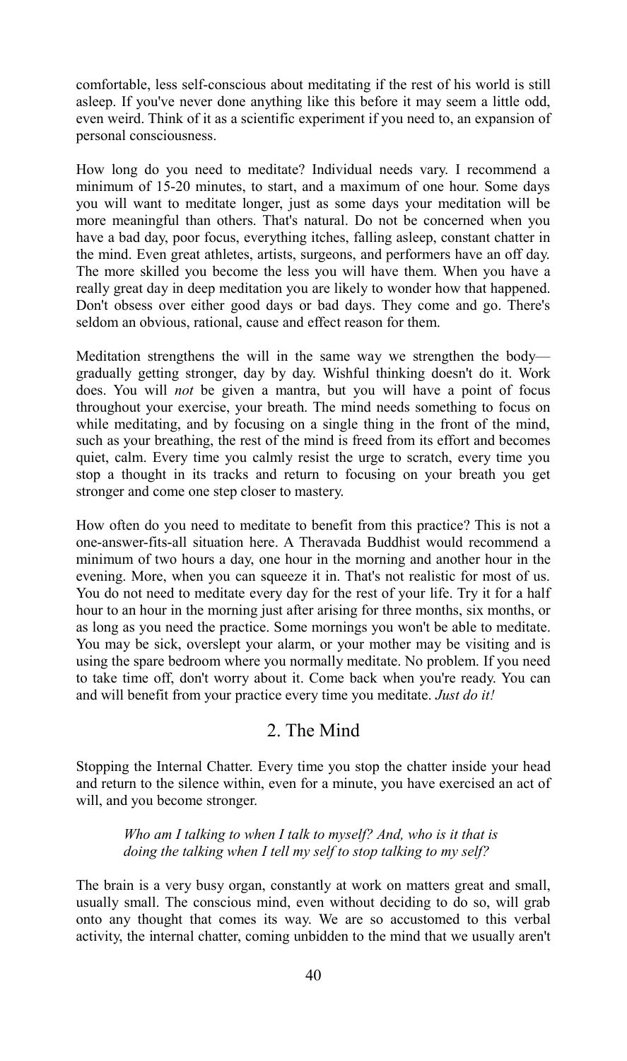comfortable, less self-conscious about meditating if the rest of his world is still asleep. If you've never done anything like this before it may seem a little odd, even weird. Think of it as a scientific experiment if you need to, an expansion of personal consciousness.

How long do you need to meditate? Individual needs vary. I recommend a minimum of 15-20 minutes, to start, and a maximum of one hour. Some days you will want to meditate longer, just as some days your meditation will be more meaningful than others. That's natural. Do not be concerned when you have a bad day, poor focus, everything itches, falling asleep, constant chatter in the mind. Even great athletes, artists, surgeons, and performers have an off day. The more skilled you become the less you will have them. When you have a really great day in deep meditation you are likely to wonder how that happened. Don't obsess over either good days or bad days. They come and go. There's seldom an obvious, rational, cause and effect reason for them.

Meditation strengthens the will in the same way we strengthen the body—gradually getting stronger, day by day. Wishful thinking doesn't do it. Work does. You will *not* be given a mantra, but you will have a point of focus throughout your exercise, your breath. The mind needs something to focus on while meditating, and by focusing on a single thing in the front of the mind, such as your breathing, the rest of the mind is freed from its effort and becomes quiet, calm. Every time you calmly resist the urge to scratch, every time you stop a thought in its tracks and return to focusing on your breath you get stronger and come one step closer to mastery.

How often do you need to meditate to benefit from this practice? This is not a one-answer-fits-all situation here. A Theravada Buddhist would recommend a minimum of two hours a day, one hour in the morning and another hour in the evening. More, when you can squeeze it in. That's not realistic for most of us. You do not need to meditate every day for the rest of your life. Try it for a half hour to an hour in the morning just after arising for three months, six months, or as long as you need the practice. Some mornings you won't be able to meditate. You may be sick, overslept your alarm, or your mother may be visiting and is using the spare bedroom where you normally meditate. No problem. If you need to take time off, don't worry about it. Come back when you're ready. You can and will benefit from your practice every time you meditate. *Just do it!*

## 2. The Mind

Stopping the Internal Chatter. Every time you stop the chatter inside your head and return to the silence within, even for a minute, you have exercised an act of will, and you become stronger.

> *Who am I talking to when I talk to myself? And, who is it that is doing the talking when I tell my self to stop talking to my self?*

The brain is a very busy organ, constantly at work on matters great and small, usually small. The conscious mind, even without deciding to do so, will grab onto any thought that comes its way. We are so accustomed to this verbal activity, the internal chatter, coming unbidden to the mind that we usually aren't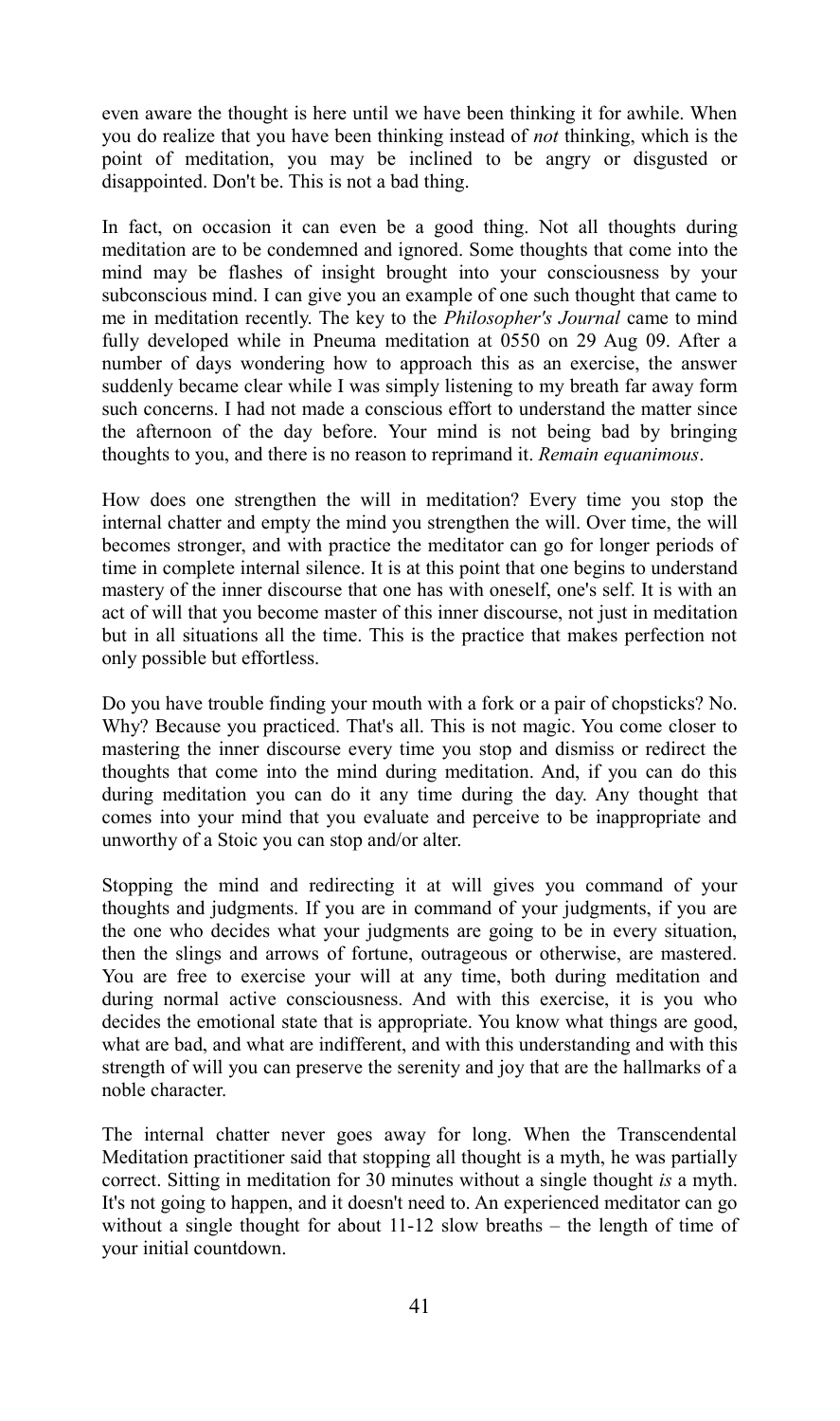even aware the thought is here until we have been thinking it for awhile. When you do realize that you have been thinking instead of *not* thinking, which is the point of meditation, you may be inclined to be angry or disgusted or disappointed. Don't be. This is not a bad thing.

In fact, on occasion it can even be a good thing. Not all thoughts during meditation are to be condemned and ignored. Some thoughts that come into the mind may be flashes of insight brought into your consciousness by your subconscious mind. I can give you an example of one such thought that came to me in meditation recently. The key to the *Philosopher's Journal* came to mind fully developed while in Pneuma meditation at 0550 on 29 Aug 09. After a number of days wondering how to approach this as an exercise, the answer suddenly became clear while I was simply listening to my breath far away form such concerns. I had not made a conscious effort to understand the matter since the afternoon of the day before. Your mind is not being bad by bringing thoughts to you, and there is no reason to reprimand it. *Remain equanimous*.

How does one strengthen the will in meditation? Every time you stop the internal chatter and empty the mind you strengthen the will. Over time, the will becomes stronger, and with practice the meditator can go for longer periods of time in complete internal silence. It is at this point that one begins to understand mastery of the inner discourse that one has with oneself, one's self. It is with an act of will that you become master of this inner discourse, not just in meditation but in all situations all the time. This is the practice that makes perfection not only possible but effortless.

Do you have trouble finding your mouth with a fork or a pair of chopsticks? No. Why? Because you practiced. That's all. This is not magic. You come closer to mastering the inner discourse every time you stop and dismiss or redirect the thoughts that come into the mind during meditation. And, if you can do this during meditation you can do it any time during the day. Any thought that comes into your mind that you evaluate and perceive to be inappropriate and unworthy of a Stoic you can stop and/or alter.

Stopping the mind and redirecting it at will gives you command of your thoughts and judgments. If you are in command of your judgments, if you are the one who decides what your judgments are going to be in every situation, then the slings and arrows of fortune, outrageous or otherwise, are mastered. You are free to exercise your will at any time, both during meditation and during normal active consciousness. And with this exercise, it is you who decides the emotional state that is appropriate. You know what things are good, what are bad, and what are indifferent, and with this understanding and with this strength of will you can preserve the serenity and joy that are the hallmarks of a noble character.

The internal chatter never goes away for long. When the Transcendental Meditation practitioner said that stopping all thought is a myth, he was partially correct. Sitting in meditation for 30 minutes without a single thought *is* a myth. It's not going to happen, and it doesn't need to. An experienced meditator can go without a single thought for about 11-12 slow breaths – the length of time of your initial countdown.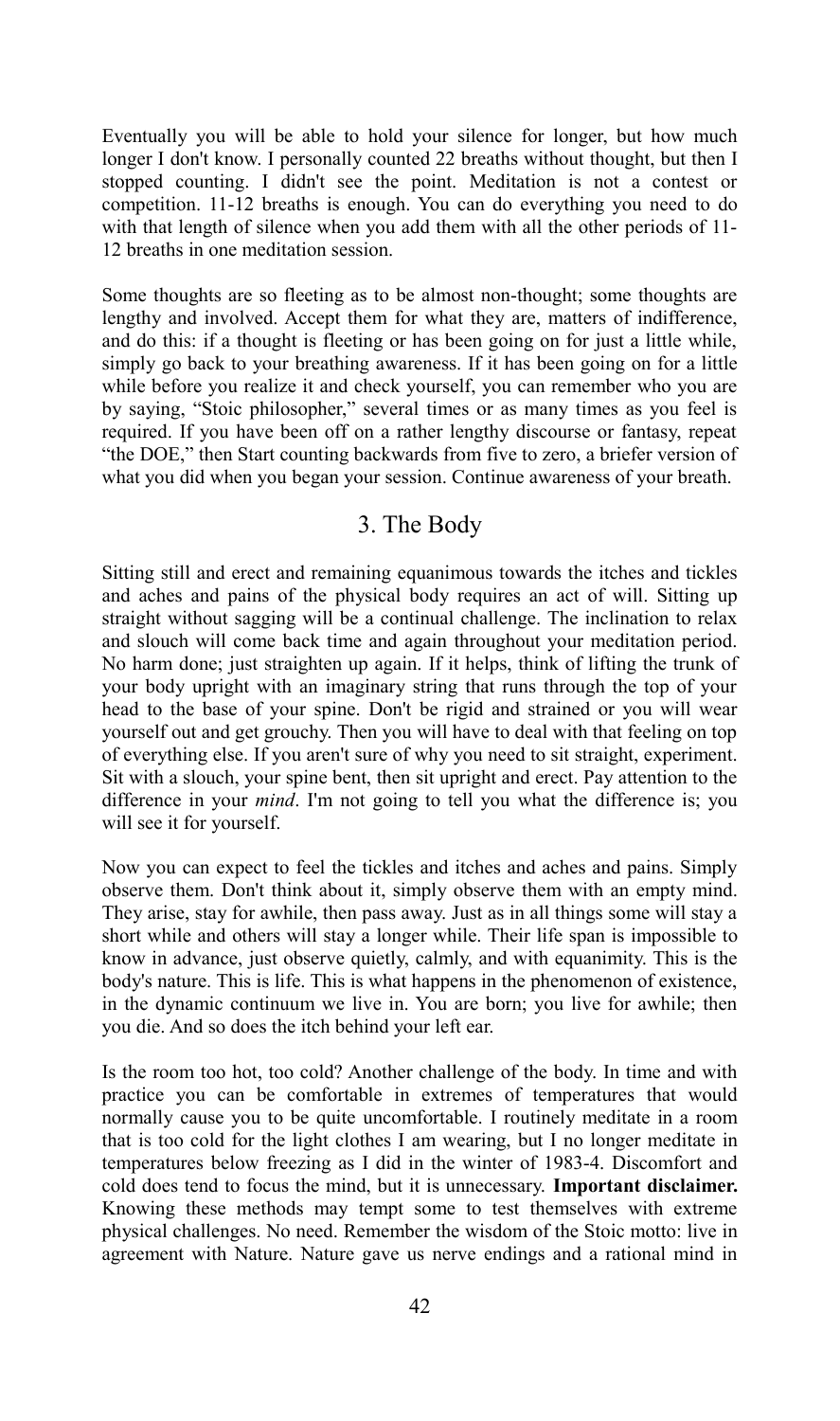Eventually you will be able to hold your silence for longer, but how much longer I don't know. I personally counted 22 breaths without thought, but then I stopped counting. I didn't see the point. Meditation is not a contest or competition. 11-12 breaths is enough. You can do everything you need to do with that length of silence when you add them with all the other periods of 11-12 breaths in one meditation session.

Some thoughts are so fleeting as to be almost non-thought; some thoughts are lengthy and involved. Accept them for what they are, matters of indifference, and do this: if a thought is fleeting or has been going on for just a little while, simply go back to your breathing awareness. If it has been going on for a little while before you realize it and check yourself, you can remember who you are by saying, "Stoic philosopher," several times or as many times as you feel is required. If you have been off on a rather lengthy discourse or fantasy, repeat "the DOE," then Start counting backwards from five to zero, a briefer version of what you did when you began your session. Continue awareness of your breath.

## 3. The Body

Sitting still and erect and remaining equanimous towards the itches and tickles and aches and pains of the physical body requires an act of will. Sitting up straight without sagging will be a continual challenge. The inclination to relax and slouch will come back time and again throughout your meditation period. No harm done; just straighten up again. If it helps, think of lifting the trunk of your body upright with an imaginary string that runs through the top of your head to the base of your spine. Don't be rigid and strained or you will wear yourself out and get grouchy. Then you will have to deal with that feeling on top of everything else. If you aren't sure of why you need to sit straight, experiment. Sit with a slouch, your spine bent, then sit upright and erect. Pay attention to the difference in your *mind*. I'm not going to tell you what the difference is; you will see it for yourself.

Now you can expect to feel the tickles and itches and aches and pains. Simply observe them. Don't think about it, simply observe them with an empty mind. They arise, stay for awhile, then pass away. Just as in all things some will stay a short while and others will stay a longer while. Their life span is impossible to know in advance, just observe quietly, calmly, and with equanimity. This is the body's nature. This is life. This is what happens in the phenomenon of existence, in the dynamic continuum we live in. You are born; you live for awhile; then you die. And so does the itch behind your left ear.

Is the room too hot, too cold? Another challenge of the body. In time and with practice you can be comfortable in extremes of temperatures that would normally cause you to be quite uncomfortable. I routinely meditate in a room that is too cold for the light clothes I am wearing, but I no longer meditate in temperatures below freezing as I did in the winter of 1983-4. Discomfort and cold does tend to focus the mind, but it is unnecessary. **Important disclaimer.** Knowing these methods may tempt some to test themselves with extreme physical challenges. No need. Remember the wisdom of the Stoic motto: live in agreement with Nature. Nature gave us nerve endings and a rational mind in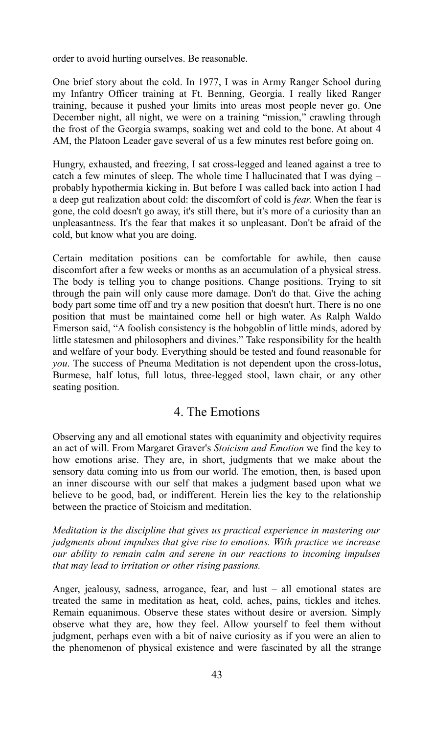order to avoid hurting ourselves. Be reasonable.

One brief story about the cold. In 1977, I was in Army Ranger School during my Infantry Officer training at Ft. Benning, Georgia. I really liked Ranger training, because it pushed your limits into areas most people never go. One December night, all night, we were on a training "mission," crawling through the frost of the Georgia swamps, soaking wet and cold to the bone. At about 4 AM, the Platoon Leader gave several of us a few minutes rest before going on.

Hungry, exhausted, and freezing, I sat cross-legged and leaned against a tree to catch a few minutes of sleep. The whole time I hallucinated that I was dying – probably hypothermia kicking in. But before I was called back into action I had a deep gut realization about cold: the discomfort of cold is *fear*. When the fear is gone, the cold doesn't go away, it's still there, but it's more of a curiosity than an unpleasantness. It's the fear that makes it so unpleasant. Don't be afraid of the cold, but know what you are doing.

Certain meditation positions can be comfortable for awhile, then cause discomfort after a few weeks or months as an accumulation of a physical stress. The body is telling you to change positions. Change positions. Trying to sit through the pain will only cause more damage. Don't do that. Give the aching body part some time off and try a new position that doesn't hurt. There is no one position that must be maintained come hell or high water. As Ralph Waldo Emerson said, "A foolish consistency is the hobgoblin of little minds, adored by little statesmen and philosophers and divines." Take responsibility for the health and welfare of your body. Everything should be tested and found reasonable for *you*. The success of Pneuma Meditation is not dependent upon the cross-lotus, Burmese, half lotus, full lotus, three-legged stool, lawn chair, or any other seating position.

## 4. The Emotions

Observing any and all emotional states with equanimity and objectivity requires an act of will. From Margaret Graver's *Stoicism and Emotion* we find the key to how emotions arise. They are, in short, judgments that we make about the sensory data coming into us from our world. The emotion, then, is based upon an inner discourse with our self that makes a judgment based upon what we believe to be good, bad, or indifferent. Herein lies the key to the relationship between the practice of Stoicism and meditation.

*Meditation is the discipline that gives us practical experience in mastering our judgments about impulses that give rise to emotions. With practice we increase our ability to remain calm and serene in our reactions to incoming impulses that may lead to irritation or other rising passions.*

Anger, jealousy, sadness, arrogance, fear, and lust – all emotional states are treated the same in meditation as heat, cold, aches, pains, tickles and itches. Remain equanimous. Observe these states without desire or aversion. Simply observe what they are, how they feel. Allow yourself to feel them without judgment, perhaps even with a bit of naive curiosity as if you were an alien to the phenomenon of physical existence and were fascinated by all the strange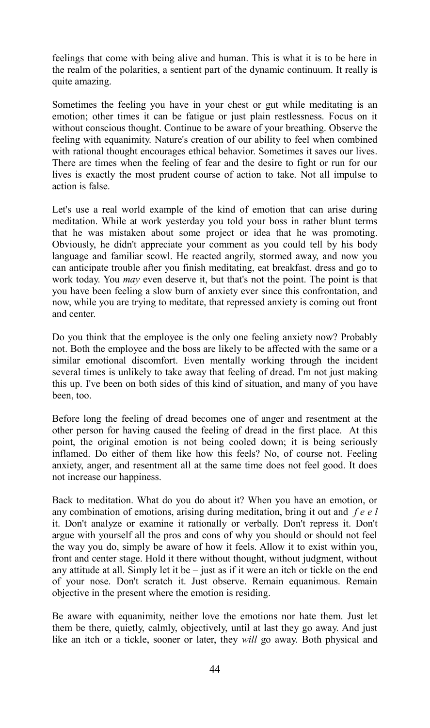feelings that come with being alive and human. This is what it is to be here in the realm of the polarities, a sentient part of the dynamic continuum. It really is quite amazing.

Sometimes the feeling you have in your chest or gut while meditating is an emotion; other times it can be fatigue or just plain restlessness. Focus on it without conscious thought. Continue to be aware of your breathing. Observe the feeling with equanimity. Nature's creation of our ability to feel when combined with rational thought encourages ethical behavior. Sometimes it saves our lives. There are times when the feeling of fear and the desire to fight or run for our lives is exactly the most prudent course of action to take. Not all impulse to action is false.

Let's use a real world example of the kind of emotion that can arise during meditation. While at work yesterday you told your boss in rather blunt terms that he was mistaken about some project or idea that he was promoting. Obviously, he didn't appreciate your comment as you could tell by his body language and familiar scowl. He reacted angrily, stormed away, and now you can anticipate trouble after you finish meditating, eat breakfast, dress and go to work today. You *may* even deserve it, but that's not the point. The point is that you have been feeling a slow burn of anxiety ever since this confrontation, and now, while you are trying to meditate, that repressed anxiety is coming out front and center.

Do you think that the employee is the only one feeling anxiety now? Probably not. Both the employee and the boss are likely to be affected with the same or a similar emotional discomfort. Even mentally working through the incident several times is unlikely to take away that feeling of dread. I'm not just making this up. I've been on both sides of this kind of situation, and many of you have been, too.

Before long the feeling of dread becomes one of anger and resentment at the other person for having caused the feeling of dread in the first place. At this point, the original emotion is not being cooled down; it is being seriously inflamed. Do either of them like how this feels? No, of course not. Feeling anxiety, anger, and resentment all at the same time does not feel good. It does not increase our happiness.

Back to meditation. What do you do about it? When you have an emotion, or any combination of emotions, arising during meditation, bring it out and *f e e l* it. Don't analyze or examine it rationally or verbally. Don't repress it. Don't argue with yourself all the pros and cons of why you should or should not feel the way you do, simply be aware of how it feels. Allow it to exist within you, front and center stage. Hold it there without thought, without judgment, without any attitude at all. Simply let it be – just as if it were an itch or tickle on the end of your nose. Don't scratch it. Just observe. Remain equanimous. Remain objective in the present where the emotion is residing.

Be aware with equanimity, neither love the emotions nor hate them. Just let them be there, quietly, calmly, objectively, until at last they go away. And just like an itch or a tickle, sooner or later, they *will* go away. Both physical and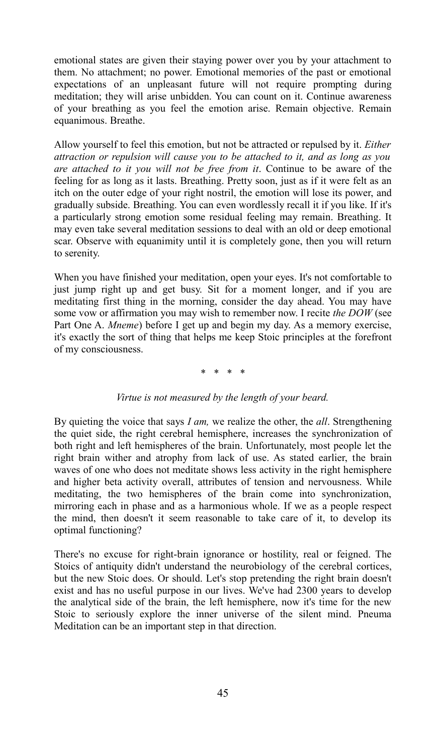emotional states are given their staying power over you by your attachment to them. No attachment; no power. Emotional memories of the past or emotional expectations of an unpleasant future will not require prompting during meditation; they will arise unbidden. You can count on it. Continue awareness of your breathing as you feel the emotion arise. Remain objective. Remain equanimous. Breathe.

Allow yourself to feel this emotion, but not be attracted or repulsed by it. *Either attraction or repulsion will cause you to be attached to it, and as long as you are attached to it you will not be free from it*. Continue to be aware of the feeling for as long as it lasts. Breathing. Pretty soon, just as if it were felt as an itch on the outer edge of your right nostril, the emotion will lose its power, and gradually subside. Breathing. You can even wordlessly recall it if you like. If it's a particularly strong emotion some residual feeling may remain. Breathing. It may even take several meditation sessions to deal with an old or deep emotional scar. Observe with equanimity until it is completely gone, then you will return to serenity.

When you have finished your meditation, open your eyes. It's not comfortable to just jump right up and get busy. Sit for a moment longer, and if you are meditating first thing in the morning, consider the day ahead. You may have some vow or affirmation you may wish to remember now. I recite *the DOW* (see Part One A. *Mneme*) before I get up and begin my day. As a memory exercise, it's exactly the sort of thing that helps me keep Stoic principles at the forefront of my consciousness.

\* \* \* \*

*Virtue is not measured by the length of your beard.*

By quieting the voice that says *I am,* we realize the other, the *all*. Strengthening the quiet side, the right cerebral hemisphere, increases the synchronization of both right and left hemispheres of the brain. Unfortunately, most people let the right brain wither and atrophy from lack of use. As stated earlier, the brain waves of one who does not meditate shows less activity in the right hemisphere and higher beta activity overall, attributes of tension and nervousness. While meditating, the two hemispheres of the brain come into synchronization, mirroring each in phase and as a harmonious whole. If we as a people respect the mind, then doesn't it seem reasonable to take care of it, to develop its optimal functioning?

There's no excuse for right-brain ignorance or hostility, real or feigned. The Stoics of antiquity didn't understand the neurobiology of the cerebral cortices, but the new Stoic does. Or should. Let's stop pretending the right brain doesn't exist and has no useful purpose in our lives. We've had 2300 years to develop the analytical side of the brain, the left hemisphere, now it's time for the new Stoic to seriously explore the inner universe of the silent mind. Pneuma Meditation can be an important step in that direction.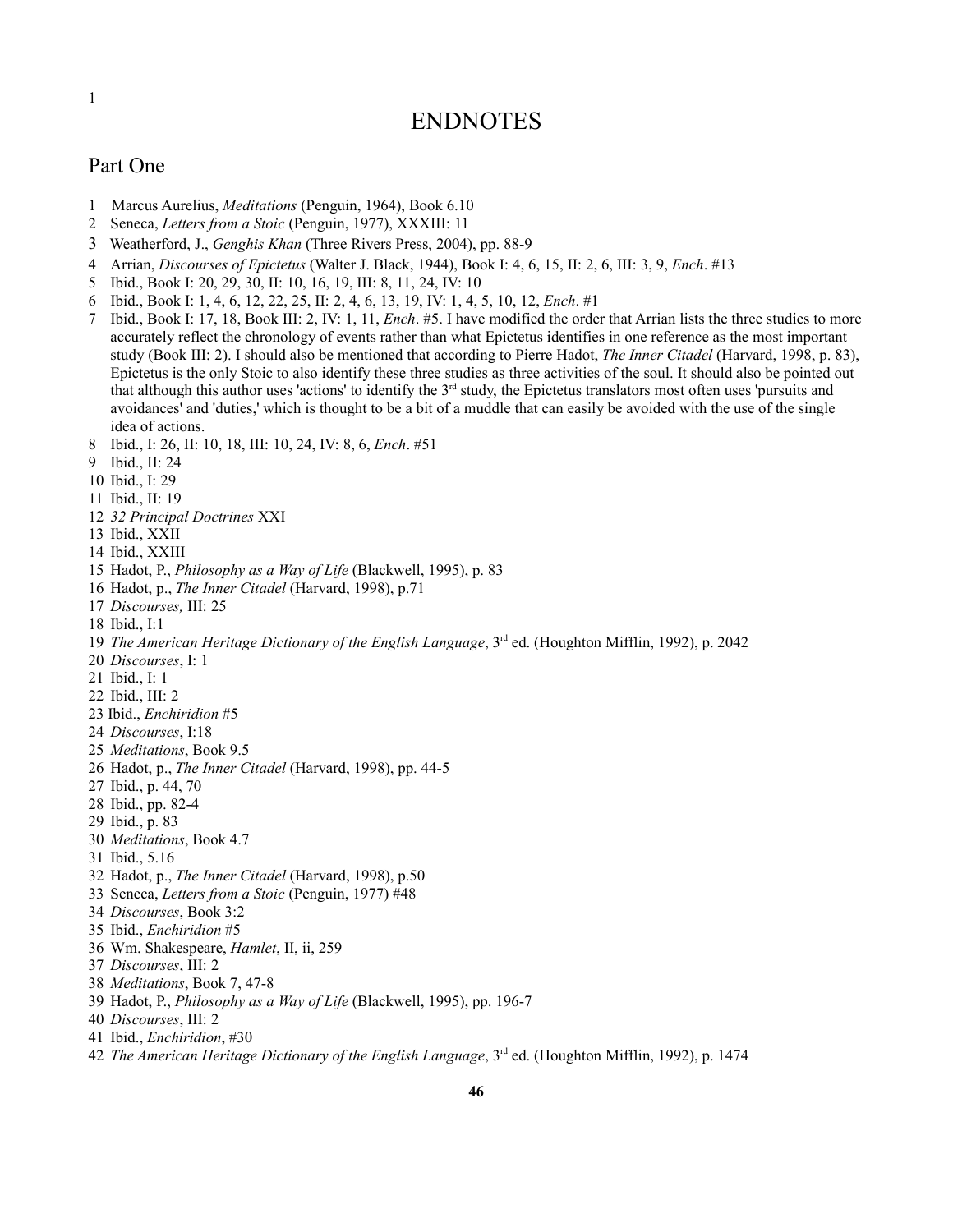# ENDNOTES

## Part One

1 Marcus Aurelius, *Meditations* (Penguin, 1964), Book 6.10
2 Seneca, *Letters from a Stoic* (Penguin, 1977), XXXIII: 11
3 Weatherford, J., *Genghis Khan* (Three Rivers Press, 2004), pp. 88-9
4 Arrian, *Discourses of Epictetus* (Walter J. Black, 1944), Book I: 4, 6, 15, II: 2, 6, III: 3, 9, *Ench*. #13
5 Ibid., Book I: 20, 29, 30, II: 10, 16, 19, III: 8, 11, 24, IV: 10
6 Ibid., Book I: 1, 4, 6, 12, 22, 25, II: 2, 4, 6, 13, 19, IV: 1, 4, 5, 10, 12, *Ench*. #1
7 Ibid., Book I: 17, 18, Book III: 2, IV: 1, 11, *Ench*. #5. I have modified the order that Arrian lists the three studies to more accurately reflect the chronology of events rather than what Epictetus identifies in one reference as the most important study (Book III: 2). I should also be mentioned that according to Pierre Hadot, *The Inner Citadel* (Harvard, 1998, p. 83), Epictetus is the only Stoic to also identify these three studies as three activities of the soul. It should also be pointed out that although this author uses 'actions' to identify the 3rd study, the Epictetus translators most often uses 'pursuits and avoidances' and 'duties,' which is thought to be a bit of a muddle that can easily be avoided with the use of the single idea of actions.
8 Ibid., I: 26, II: 10, 18, III: 10, 24, IV: 8, 6, *Ench*. #51
9 Ibid., II: 24
10 Ibid., I: 29
11 Ibid., II: 19
12 *32 Principal Doctrines* XXI
13 Ibid., XXII
14 Ibid., XXIII
15 Hadot, P., *Philosophy as a Way of Life* (Blackwell, 1995), p. 83
16 Hadot, p., *The Inner Citadel* (Harvard, 1998), p.71
17 *Discourses,* III: 25
18 Ibid., I:1
19 *The American Heritage Dictionary of the English Language*, 3rd ed. (Houghton Mifflin, 1992), p. 2042
20 *Discourses*, I: 1
21 Ibid., I: 1
22 Ibid., III: 2
23 Ibid., *Enchiridion* #5
24 *Discourses*, I:18
25 *Meditations*, Book 9.5
26 Hadot, p., *The Inner Citadel* (Harvard, 1998), pp. 44-5
27 Ibid., p. 44, 70
28 Ibid., pp. 82-4
29 Ibid., p. 83
30 *Meditations*, Book 4.7
31 Ibid., 5.16
32 Hadot, p., *The Inner Citadel* (Harvard, 1998), p.50
33 Seneca, *Letters from a Stoic* (Penguin, 1977) #48
34 *Discourses*, Book 3:2
35 Ibid., *Enchiridion* #5
36 Wm. Shakespeare, *Hamlet*, II, ii, 259
37 *Discourses*, III: 2
38 *Meditations*, Book 7, 47-8
39 Hadot, P., *Philosophy as a Way of Life* (Blackwell, 1995), pp. 196-7
40 *Discourses*, III: 2
41 Ibid., *Enchiridion*, #30
42 *The American Heritage Dictionary of the English Language*, 3rd ed. (Houghton Mifflin, 1992), p. 1474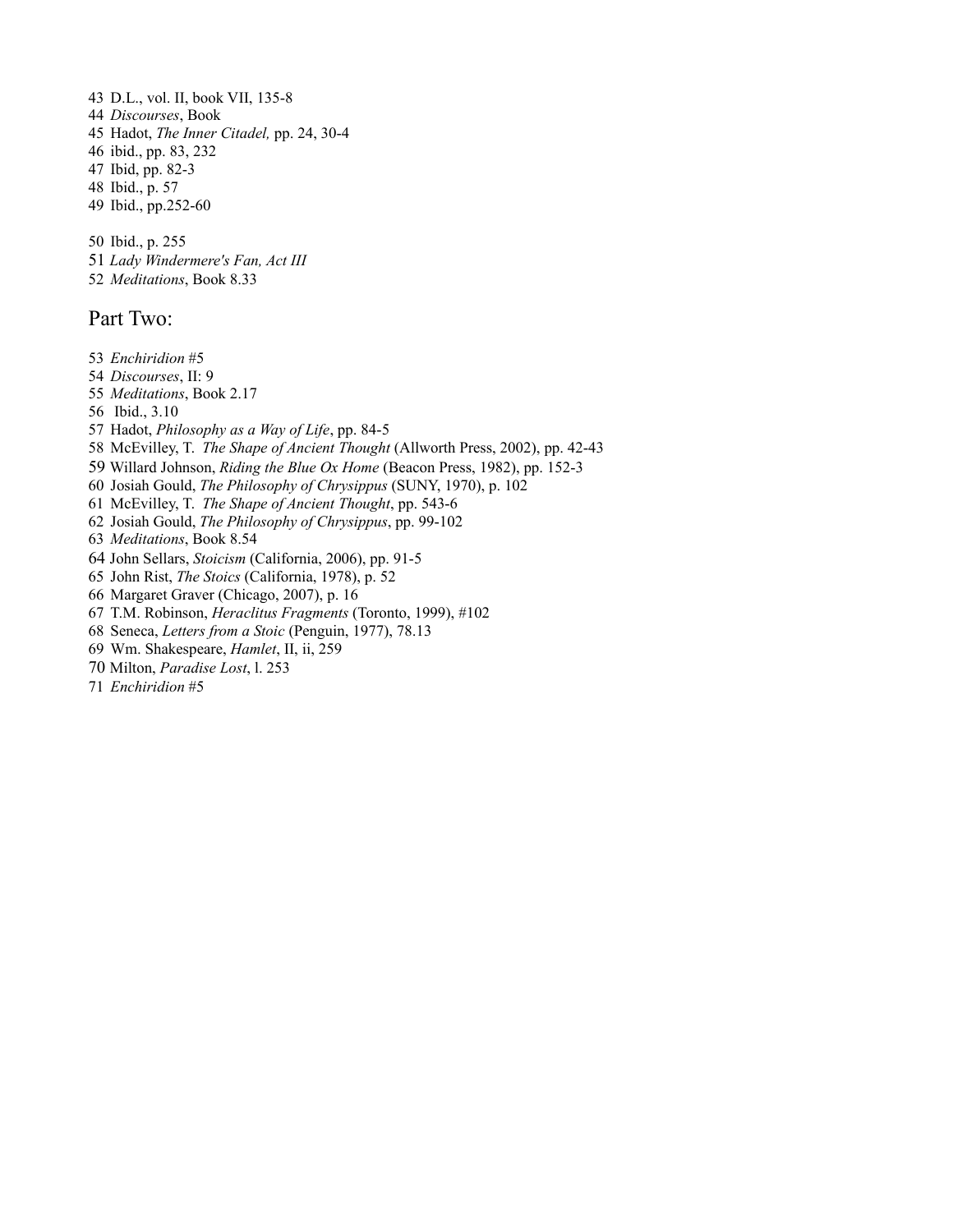43 D.L., vol. II, book VII, 135-8  
44 *Discourses*, Book  
45 Hadot, *The Inner Citadel,* pp. 24, 30-4  
46 ibid., pp. 83, 232  
47 Ibid, pp. 82-3  
48 Ibid., p. 57  
49 Ibid., pp.252-60

50 Ibid., p. 255  
51 *Lady Windermere's Fan, Act III*  
52 *Meditations*, Book 8.33

## Part Two:

53 *Enchiridion* #5  
54 *Discourses*, II: 9  
55 *Meditations*, Book 2.17  
56 Ibid., 3.10  
57 Hadot, *Philosophy as a Way of Life*, pp. 84-5  
58 McEvilley, T. *The Shape of Ancient Thought* (Allworth Press, 2002), pp. 42-43  
59 Willard Johnson, *Riding the Blue Ox Home* (Beacon Press, 1982), pp. 152-3  
60 Josiah Gould, *The Philosophy of Chrysippus* (SUNY, 1970), p. 102  
61 McEvilley, T. *The Shape of Ancient Thought*, pp. 543-6  
62 Josiah Gould, *The Philosophy of Chrysippus*, pp. 99-102  
63 *Meditations*, Book 8.54  
64 John Sellars, *Stoicism* (California, 2006), pp. 91-5  
65 John Rist, *The Stoics* (California, 1978), p. 52  
66 Margaret Graver (Chicago, 2007), p. 16  
67 T.M. Robinson, *Heraclitus Fragments* (Toronto, 1999), #102  
68 Seneca, *Letters from a Stoic* (Penguin, 1977), 78.13  
69 Wm. Shakespeare, *Hamlet*, II, ii, 259  
70 Milton, *Paradise Lost*, l. 253  
71 *Enchiridion* #5